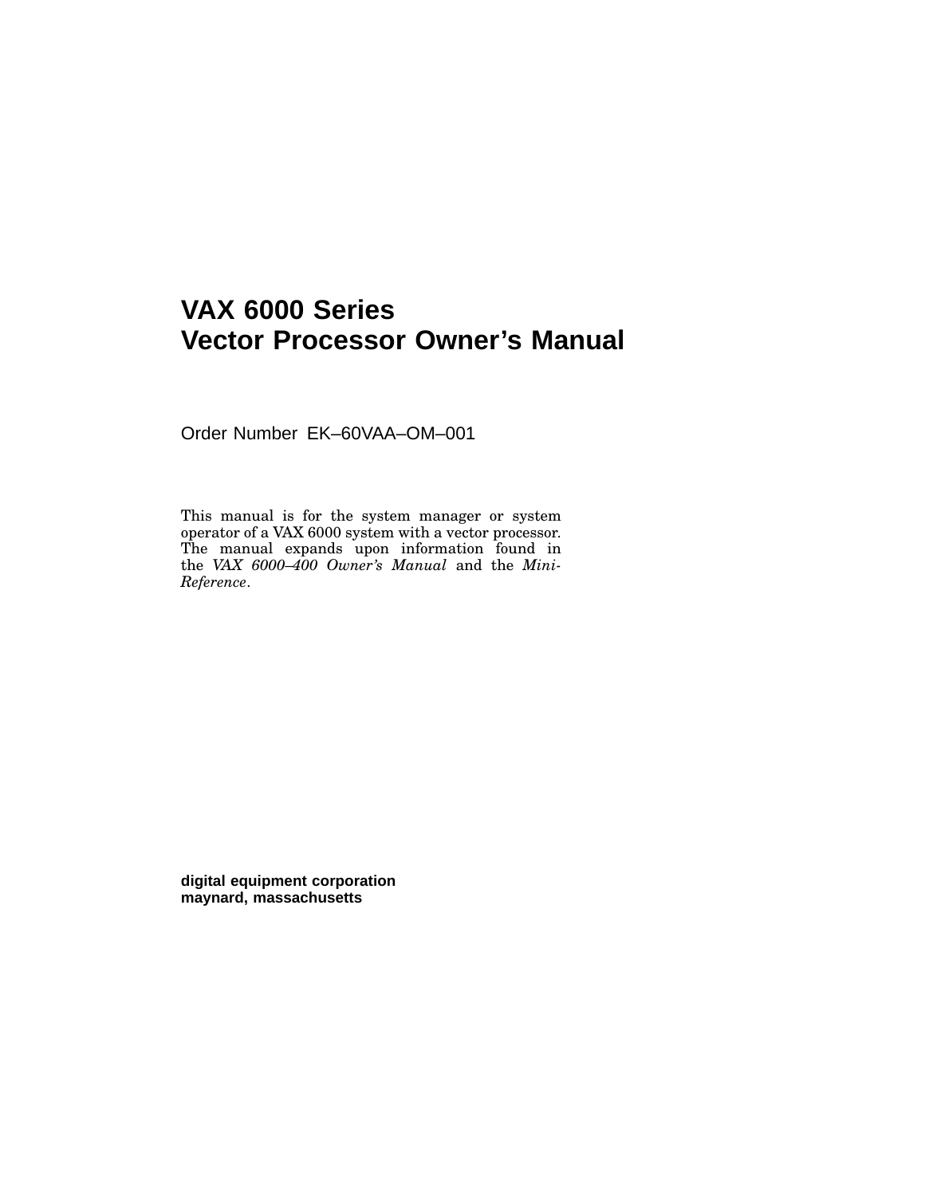# VAX 6000 Series
# Vector Processor Owner's Manual

Order Number EK–60VAA–OM–001

This manual is for the system manager or system operator of a VAX 6000 system with a vector processor. The manual expands upon information found in the *VAX 6000–400 Owner's Manual* and the *Mini-Reference*.

**digital equipment corporation**
**maynard, massachusetts**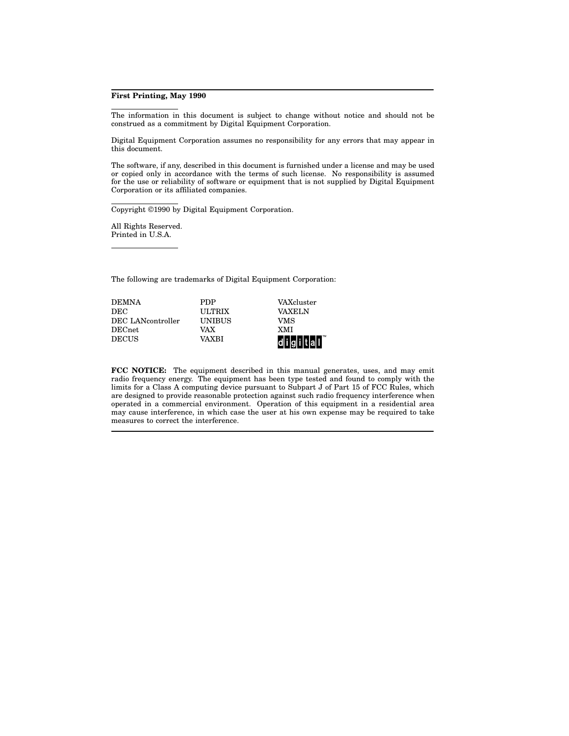**First Printing, May 1990**

The information in this document is subject to change without notice and should not be construed as a commitment by Digital Equipment Corporation.

Digital Equipment Corporation assumes no responsibility for any errors that may appear in this document.

The software, if any, described in this document is furnished under a license and may be used or copied only in accordance with the terms of such license. No responsibility is assumed for the use or reliability of software or equipment that is not supplied by Digital Equipment Corporation or its affiliated companies.

Copyright ©1990 by Digital Equipment Corporation.

All Rights Reserved.
Printed in U.S.A.

The following are trademarks of Digital Equipment Corporation:

| | | |
|---|---|---|
| DEMNA | PDP | VAXcluster |
| DEC | ULTRIX | VAXELN |
| DEC LANcontroller | UNIBUS | VMS |
| DECnet | VAX | XMI |
| DECUS | VAXBI | digital™ |

**FCC NOTICE:** The equipment described in this manual generates, uses, and may emit radio frequency energy. The equipment has been type tested and found to comply with the limits for a Class A computing device pursuant to Subpart J of Part 15 of FCC Rules, which are designed to provide reasonable protection against such radio frequency interference when operated in a commercial environment. Operation of this equipment in a residential area may cause interference, in which case the user at his own expense may be required to take measures to correct the interference.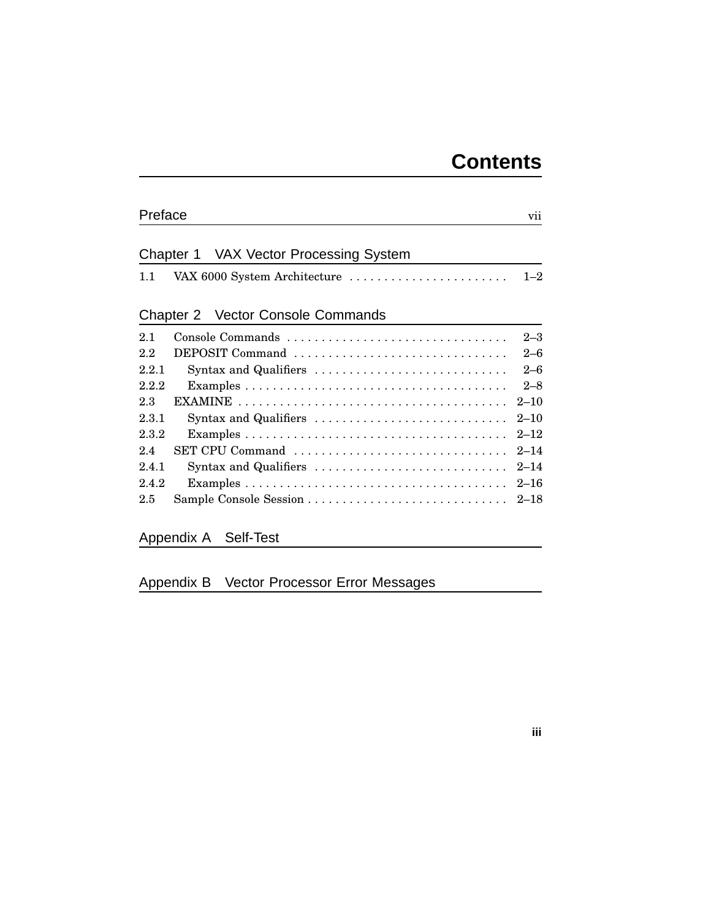# Contents

## Preface vii

## Chapter 1 VAX Vector Processing System

1.1 VAX 6000 System Architecture ....................... 1–2

## Chapter 2 Vector Console Commands

2.1 Console Commands ................................ 2–3
2.2 DEPOSIT Command ............................... 2–6
2.2.1 Syntax and Qualifiers ............................ 2–6
2.2.2 Examples ...................................... 2–8
2.3 EXAMINE ....................................... 2–10
2.3.1 Syntax and Qualifiers ............................ 2–10
2.3.2 Examples ...................................... 2–12
2.4 SET CPU Command ............................... 2–14
2.4.1 Syntax and Qualifiers ............................ 2–14
2.4.2 Examples ...................................... 2–16
2.5 Sample Console Session ............................ 2–18

## Appendix A Self-Test

## Appendix B Vector Processor Error Messages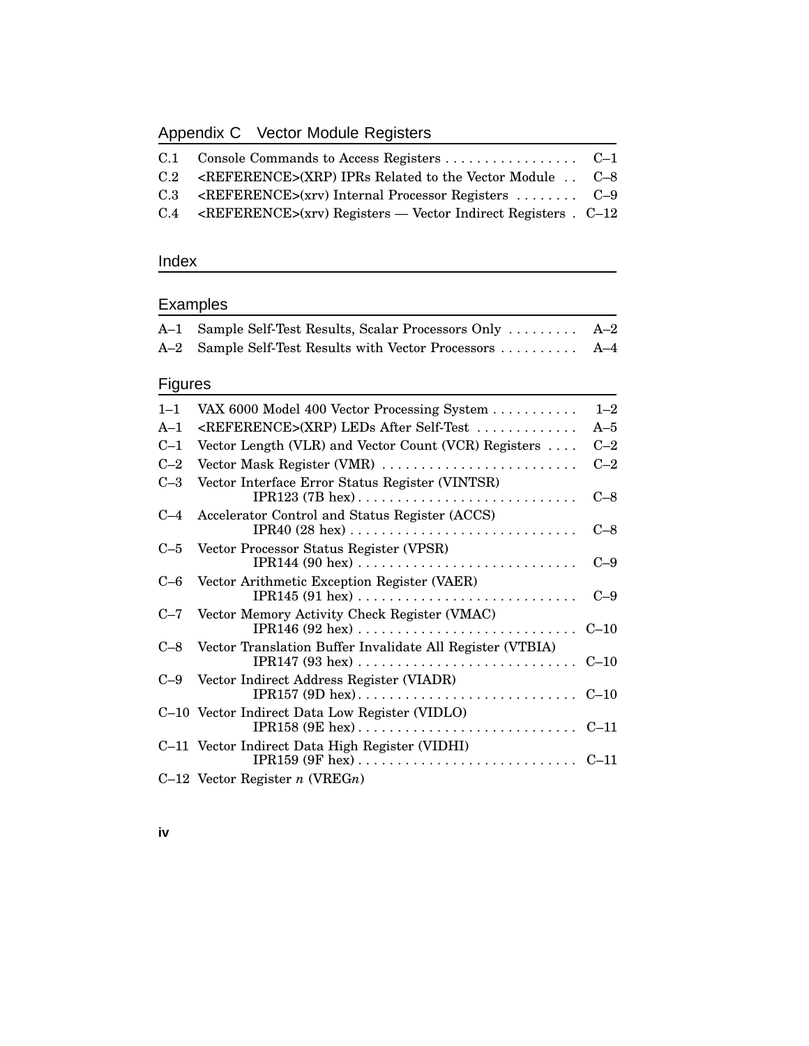## Appendix C Vector Module Registers

| | | |
|---|---|---|
| C.1 | Console Commands to Access Registers | C–1 |
| C.2 | <REFERENCE>(XRP) IPRs Related to the Vector Module | C–8 |
| C.3 | <REFERENCE>(xrv) Internal Processor Registers | C–9 |
| C.4 | <REFERENCE>(xrv) Registers — Vector Indirect Registers | C–12 |

## Index

## Examples

| | | |
|---|---|---|
| A–1 | Sample Self-Test Results, Scalar Processors Only | A–2 |
| A–2 | Sample Self-Test Results with Vector Processors | A–4 |

## Figures

| | | |
|---|---|---|
| 1–1 | VAX 6000 Model 400 Vector Processing System | 1–2 |
| A–1 | <REFERENCE>(XRP) LEDs After Self-Test | A–5 |
| C–1 | Vector Length (VLR) and Vector Count (VCR) Registers | C–2 |
| C–2 | Vector Mask Register (VMR) | C–2 |
| C–3 | Vector Interface Error Status Register (VINTSR) IPR123 (7B hex) | C–8 |
| C–4 | Accelerator Control and Status Register (ACCS) IPR40 (28 hex) | C–8 |
| C–5 | Vector Processor Status Register (VPSR) IPR144 (90 hex) | C–9 |
| C–6 | Vector Arithmetic Exception Register (VAER) IPR145 (91 hex) | C–9 |
| C–7 | Vector Memory Activity Check Register (VMAC) IPR146 (92 hex) | C–10 |
| C–8 | Vector Translation Buffer Invalidate All Register (VTBIA) IPR147 (93 hex) | C–10 |
| C–9 | Vector Indirect Address Register (VIADR) IPR157 (9D hex) | C–10 |
| C–10 | Vector Indirect Data Low Register (VIDLO) IPR158 (9E hex) | C–11 |
| C–11 | Vector Indirect Data High Register (VIDHI) IPR159 (9F hex) | C–11 |
| C–12 | Vector Register *n* (VREG*n*) | |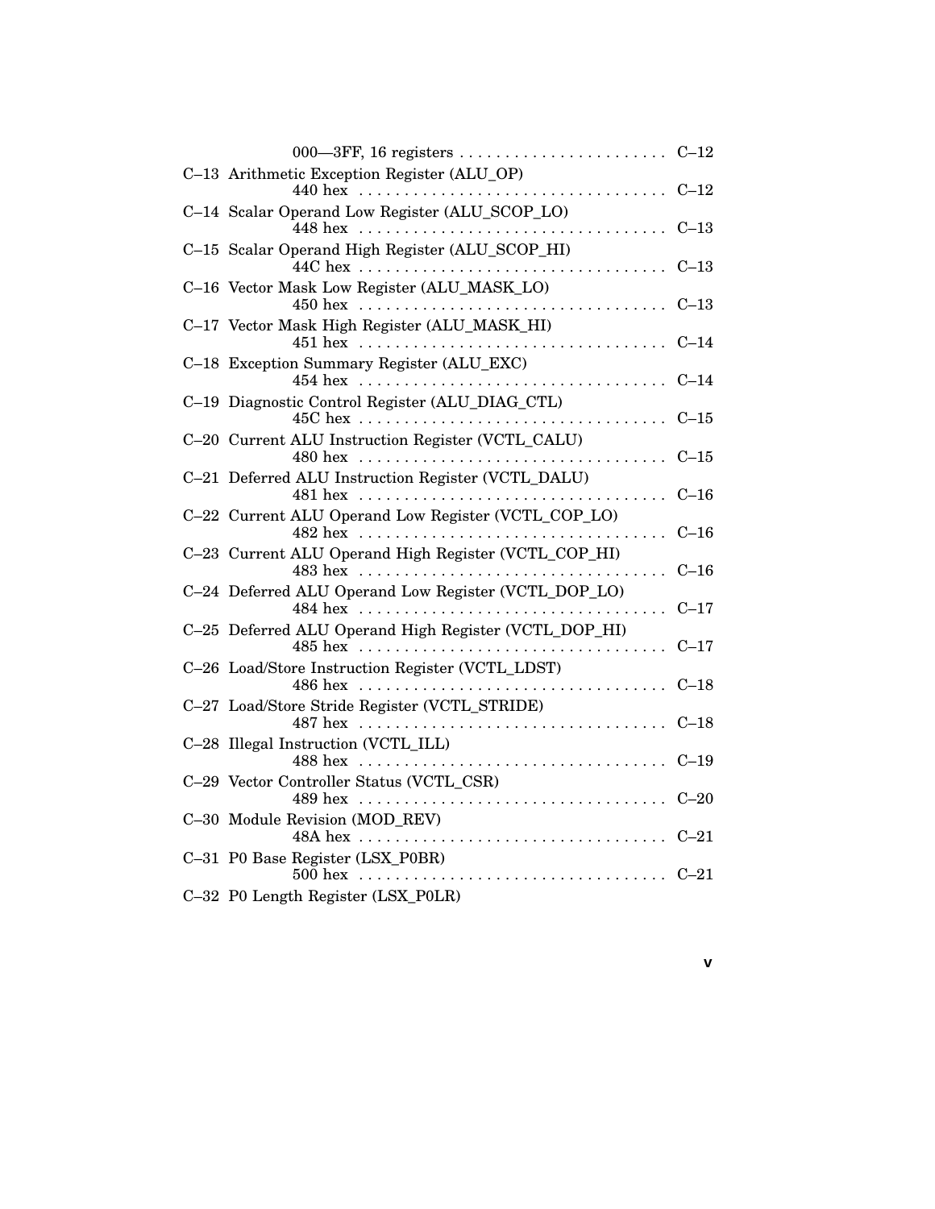000—3FF, 16 registers . . . . . . . . . . . . . . . . . . . . . . . C–12

C–13 Arithmetic Exception Register (ALU_OP)
440 hex . . . . . . . . . . . . . . . . . . . . . . . . . . . . . . . . . . C–12

C–14 Scalar Operand Low Register (ALU_SCOP_LO)
448 hex . . . . . . . . . . . . . . . . . . . . . . . . . . . . . . . . . . C–13

C–15 Scalar Operand High Register (ALU_SCOP_HI)
44C hex . . . . . . . . . . . . . . . . . . . . . . . . . . . . . . . . . . C–13

C–16 Vector Mask Low Register (ALU_MASK_LO)
450 hex . . . . . . . . . . . . . . . . . . . . . . . . . . . . . . . . . . C–13

C–17 Vector Mask High Register (ALU_MASK_HI)
451 hex . . . . . . . . . . . . . . . . . . . . . . . . . . . . . . . . . . C–14

C–18 Exception Summary Register (ALU_EXC)
454 hex . . . . . . . . . . . . . . . . . . . . . . . . . . . . . . . . . . C–14

C–19 Diagnostic Control Register (ALU_DIAG_CTL)
45C hex . . . . . . . . . . . . . . . . . . . . . . . . . . . . . . . . . . C–15

C–20 Current ALU Instruction Register (VCTL_CALU)
480 hex . . . . . . . . . . . . . . . . . . . . . . . . . . . . . . . . . . C–15

C–21 Deferred ALU Instruction Register (VCTL_DALU)
481 hex . . . . . . . . . . . . . . . . . . . . . . . . . . . . . . . . . . C–16

C–22 Current ALU Operand Low Register (VCTL_COP_LO)
482 hex . . . . . . . . . . . . . . . . . . . . . . . . . . . . . . . . . . C–16

C–23 Current ALU Operand High Register (VCTL_COP_HI)
483 hex . . . . . . . . . . . . . . . . . . . . . . . . . . . . . . . . . . C–16

C–24 Deferred ALU Operand Low Register (VCTL_DOP_LO)
484 hex . . . . . . . . . . . . . . . . . . . . . . . . . . . . . . . . . . C–17

C–25 Deferred ALU Operand High Register (VCTL_DOP_HI)
485 hex . . . . . . . . . . . . . . . . . . . . . . . . . . . . . . . . . . C–17

C–26 Load/Store Instruction Register (VCTL_LDST)
486 hex . . . . . . . . . . . . . . . . . . . . . . . . . . . . . . . . . . C–18

C–27 Load/Store Stride Register (VCTL_STRIDE)
487 hex . . . . . . . . . . . . . . . . . . . . . . . . . . . . . . . . . . C–18

C–28 Illegal Instruction (VCTL_ILL)
488 hex . . . . . . . . . . . . . . . . . . . . . . . . . . . . . . . . . . C–19

C–29 Vector Controller Status (VCTL_CSR)
489 hex . . . . . . . . . . . . . . . . . . . . . . . . . . . . . . . . . . C–20

C–30 Module Revision (MOD_REV)
48A hex . . . . . . . . . . . . . . . . . . . . . . . . . . . . . . . . . . C–21

C–31 P0 Base Register (LSX_P0BR)
500 hex . . . . . . . . . . . . . . . . . . . . . . . . . . . . . . . . . . C–21

C–32 P0 Length Register (LSX_P0LR)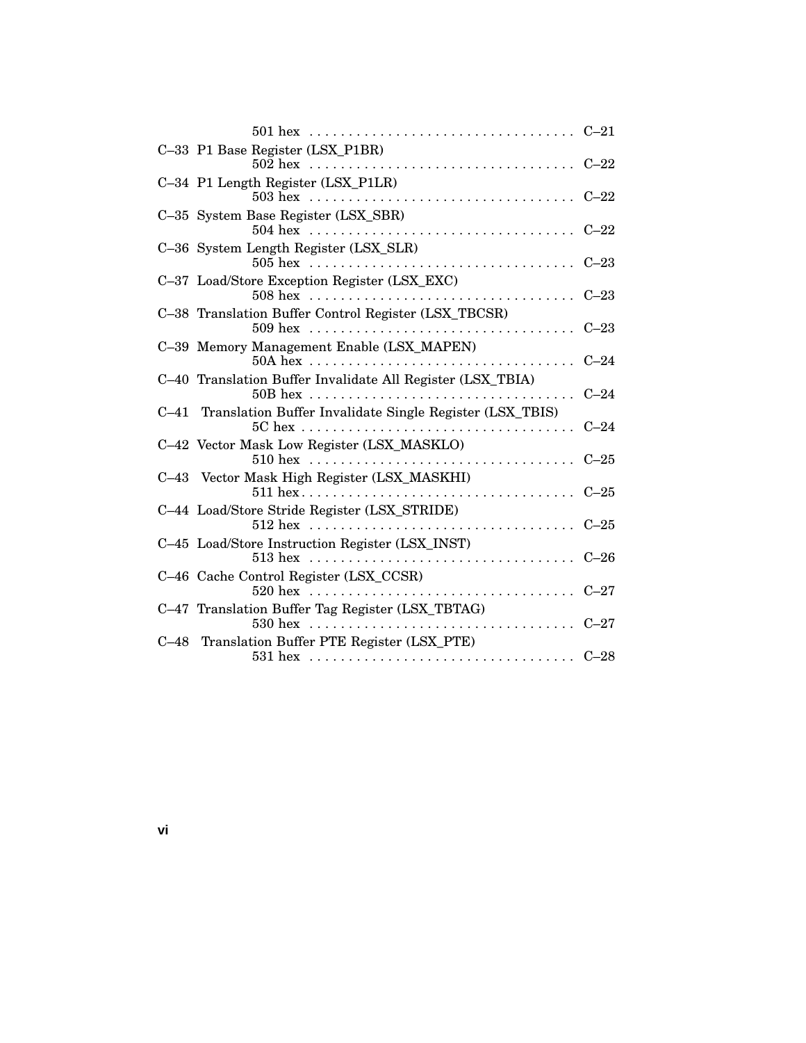501 hex . . . . . . . . . . . . . . . . . . . . . . . . . . . . . . . . . C–21

C–33 P1 Base Register (LSX_P1BR)
502 hex . . . . . . . . . . . . . . . . . . . . . . . . . . . . . . . . . C–22

C–34 P1 Length Register (LSX_P1LR)
503 hex . . . . . . . . . . . . . . . . . . . . . . . . . . . . . . . . . C–22

C–35 System Base Register (LSX_SBR)
504 hex . . . . . . . . . . . . . . . . . . . . . . . . . . . . . . . . . C–22

C–36 System Length Register (LSX_SLR)
505 hex . . . . . . . . . . . . . . . . . . . . . . . . . . . . . . . . . C–23

C–37 Load/Store Exception Register (LSX_EXC)
508 hex . . . . . . . . . . . . . . . . . . . . . . . . . . . . . . . . . C–23

C–38 Translation Buffer Control Register (LSX_TBCSR)
509 hex . . . . . . . . . . . . . . . . . . . . . . . . . . . . . . . . . C–23

C–39 Memory Management Enable (LSX_MAPEN)
50A hex . . . . . . . . . . . . . . . . . . . . . . . . . . . . . . . . . C–24

C–40 Translation Buffer Invalidate All Register (LSX_TBIA)
50B hex . . . . . . . . . . . . . . . . . . . . . . . . . . . . . . . . . C–24

C–41 Translation Buffer Invalidate Single Register (LSX_TBIS)
5C hex . . . . . . . . . . . . . . . . . . . . . . . . . . . . . . . . . . C–24

C–42 Vector Mask Low Register (LSX_MASKLO)
510 hex . . . . . . . . . . . . . . . . . . . . . . . . . . . . . . . . . C–25

C–43 Vector Mask High Register (LSX_MASKHI)
511 hex. . . . . . . . . . . . . . . . . . . . . . . . . . . . . . . . . . C–25

C–44 Load/Store Stride Register (LSX_STRIDE)
512 hex . . . . . . . . . . . . . . . . . . . . . . . . . . . . . . . . . C–25

C–45 Load/Store Instruction Register (LSX_INST)
513 hex . . . . . . . . . . . . . . . . . . . . . . . . . . . . . . . . . C–26

C–46 Cache Control Register (LSX_CCSR)
520 hex . . . . . . . . . . . . . . . . . . . . . . . . . . . . . . . . . C–27

C–47 Translation Buffer Tag Register (LSX_TBTAG)
530 hex . . . . . . . . . . . . . . . . . . . . . . . . . . . . . . . . . C–27

C–48 Translation Buffer PTE Register (LSX_PTE)
531 hex . . . . . . . . . . . . . . . . . . . . . . . . . . . . . . . . . C–28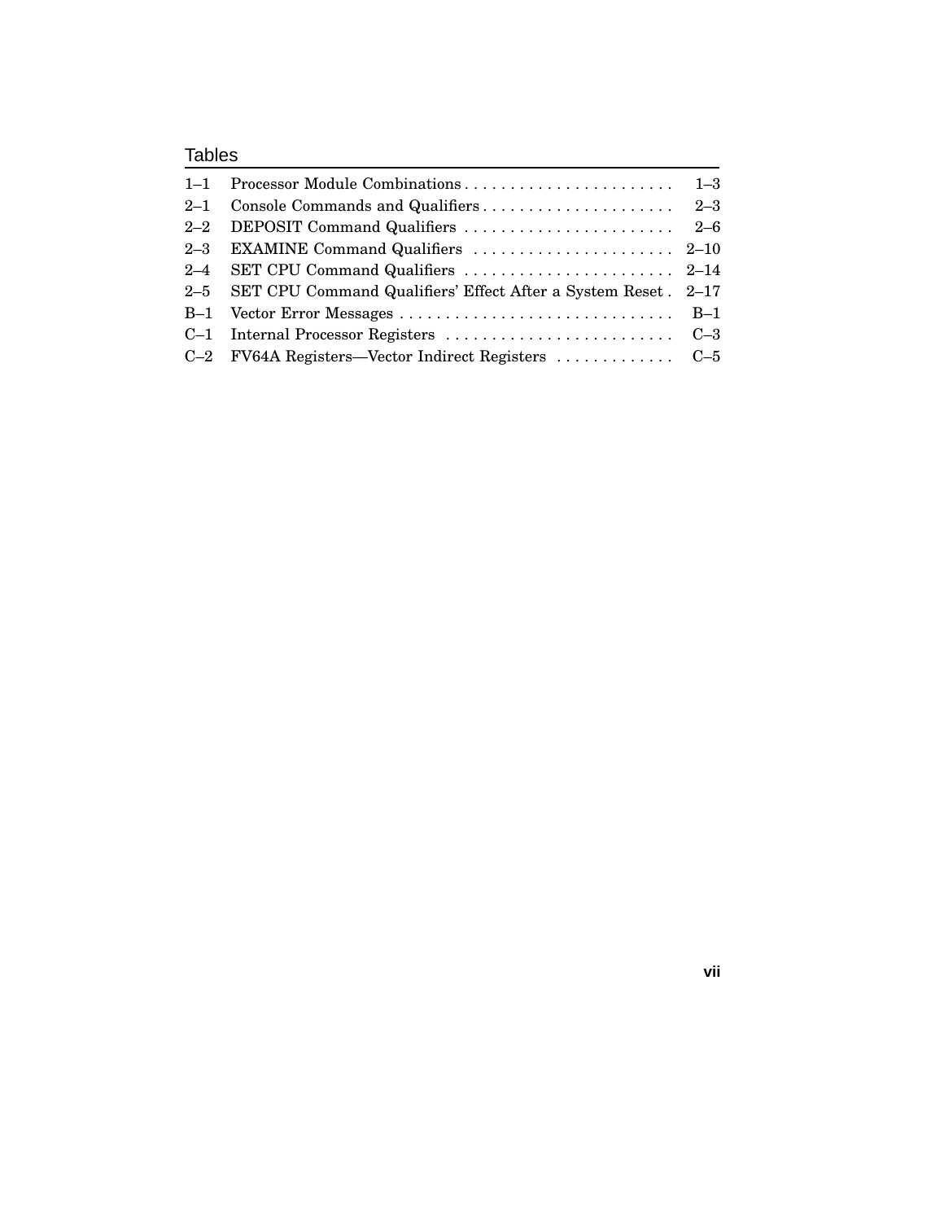## Tables

| | | |
|---|---|---|
| 1–1 | Processor Module Combinations | 1–3 |
| 2–1 | Console Commands and Qualifiers | 2–3 |
| 2–2 | DEPOSIT Command Qualifiers | 2–6 |
| 2–3 | EXAMINE Command Qualifiers | 2–10 |
| 2–4 | SET CPU Command Qualifiers | 2–14 |
| 2–5 | SET CPU Command Qualifiers' Effect After a System Reset | 2–17 |
| B–1 | Vector Error Messages | B–1 |
| C–1 | Internal Processor Registers | C–3 |
| C–2 | FV64A Registers—Vector Indirect Registers | C–5 |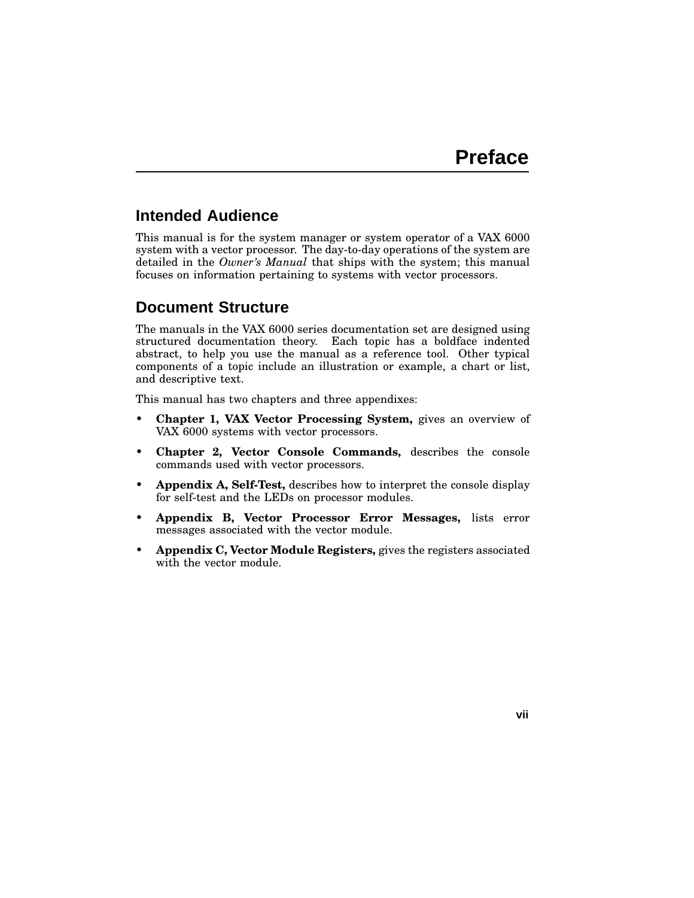# Preface

## Intended Audience

This manual is for the system manager or system operator of a VAX 6000 system with a vector processor. The day-to-day operations of the system are detailed in the *Owner's Manual* that ships with the system; this manual focuses on information pertaining to systems with vector processors.

## Document Structure

The manuals in the VAX 6000 series documentation set are designed using structured documentation theory. Each topic has a boldface indented abstract, to help you use the manual as a reference tool. Other typical components of a topic include an illustration or example, a chart or list, and descriptive text.

This manual has two chapters and three appendixes:

- **Chapter 1, VAX Vector Processing System,** gives an overview of VAX 6000 systems with vector processors.
- **Chapter 2, Vector Console Commands,** describes the console commands used with vector processors.
- **Appendix A, Self-Test,** describes how to interpret the console display for self-test and the LEDs on processor modules.
- **Appendix B, Vector Processor Error Messages,** lists error messages associated with the vector module.
- **Appendix C, Vector Module Registers,** gives the registers associated with the vector module.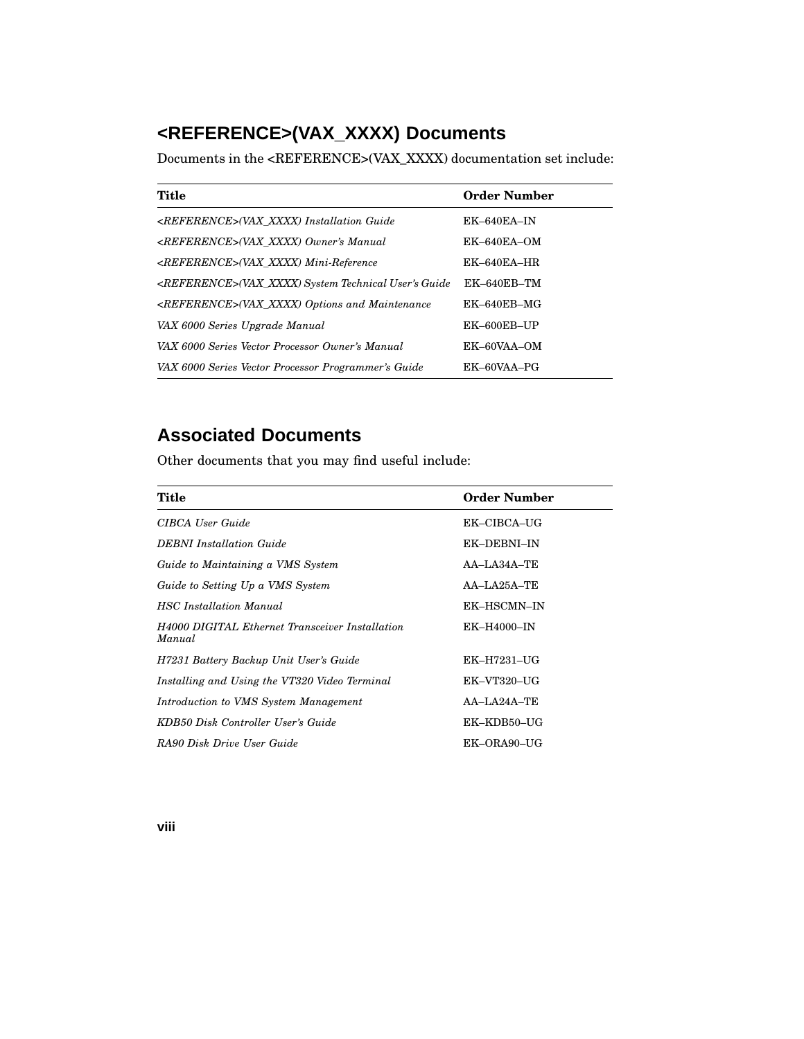## <REFERENCE>(VAX_XXXX) Documents

Documents in the <REFERENCE>(VAX_XXXX) documentation set include:

| Title | Order Number |
|---|---|
| *<REFERENCE>(VAX_XXXX) Installation Guide* | EK–640EA–IN |
| *<REFERENCE>(VAX_XXXX) Owner's Manual* | EK–640EA–OM |
| *<REFERENCE>(VAX_XXXX) Mini-Reference* | EK–640EA–HR |
| *<REFERENCE>(VAX_XXXX) System Technical User's Guide* | EK–640EB–TM |
| *<REFERENCE>(VAX_XXXX) Options and Maintenance* | EK–640EB–MG |
| *VAX 6000 Series Upgrade Manual* | EK–600EB–UP |
| *VAX 6000 Series Vector Processor Owner's Manual* | EK–60VAA–OM |
| *VAX 6000 Series Vector Processor Programmer's Guide* | EK–60VAA–PG |

## Associated Documents

Other documents that you may find useful include:

| Title | Order Number |
|---|---|
| *CIBCA User Guide* | EK–CIBCA–UG |
| *DEBNI Installation Guide* | EK–DEBNI–IN |
| *Guide to Maintaining a VMS System* | AA–LA34A–TE |
| *Guide to Setting Up a VMS System* | AA–LA25A–TE |
| *HSC Installation Manual* | EK–HSCMN–IN |
| *H4000 DIGITAL Ethernet Transceiver Installation Manual* | EK–H4000–IN |
| *H7231 Battery Backup Unit User's Guide* | EK–H7231–UG |
| *Installing and Using the VT320 Video Terminal* | EK–VT320–UG |
| *Introduction to VMS System Management* | AA–LA24A–TE |
| *KDB50 Disk Controller User's Guide* | EK–KDB50–UG |
| *RA90 Disk Drive User Guide* | EK–ORA90–UG |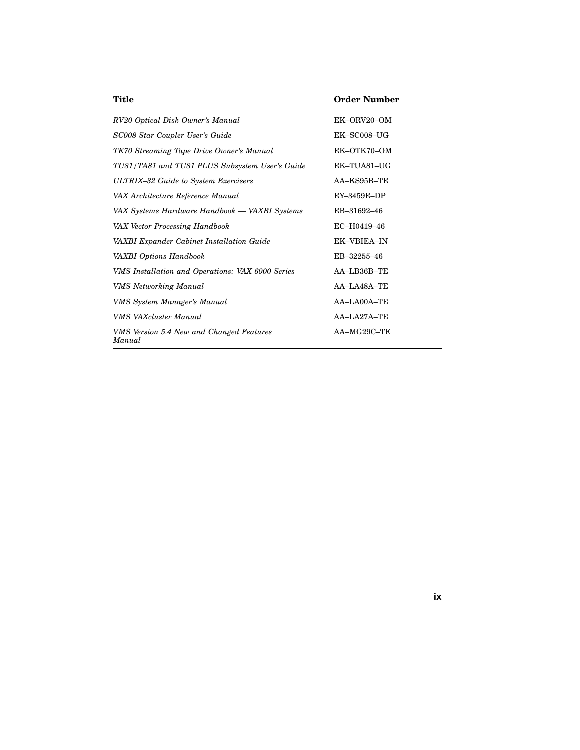| Title | Order Number |
|---|---|
| *RV20 Optical Disk Owner's Manual* | EK–ORV20–OM |
| *SC008 Star Coupler User's Guide* | EK–SC008–UG |
| *TK70 Streaming Tape Drive Owner's Manual* | EK–OTK70–OM |
| *TU81/TA81 and TU81 PLUS Subsystem User's Guide* | EK–TUA81–UG |
| *ULTRIX–32 Guide to System Exercisers* | AA–KS95B–TE |
| *VAX Architecture Reference Manual* | EY–3459E–DP |
| *VAX Systems Hardware Handbook — VAXBI Systems* | EB–31692–46 |
| *VAX Vector Processing Handbook* | EC–H0419–46 |
| *VAXBI Expander Cabinet Installation Guide* | EK–VBIEA–IN |
| *VAXBI Options Handbook* | EB–32255–46 |
| *VMS Installation and Operations: VAX 6000 Series* | AA–LB36B–TE |
| *VMS Networking Manual* | AA–LA48A–TE |
| *VMS System Manager's Manual* | AA–LA00A–TE |
| *VMS VAXcluster Manual* | AA–LA27A–TE |
| *VMS Version 5.4 New and Changed Features Manual* | AA–MG29C–TE |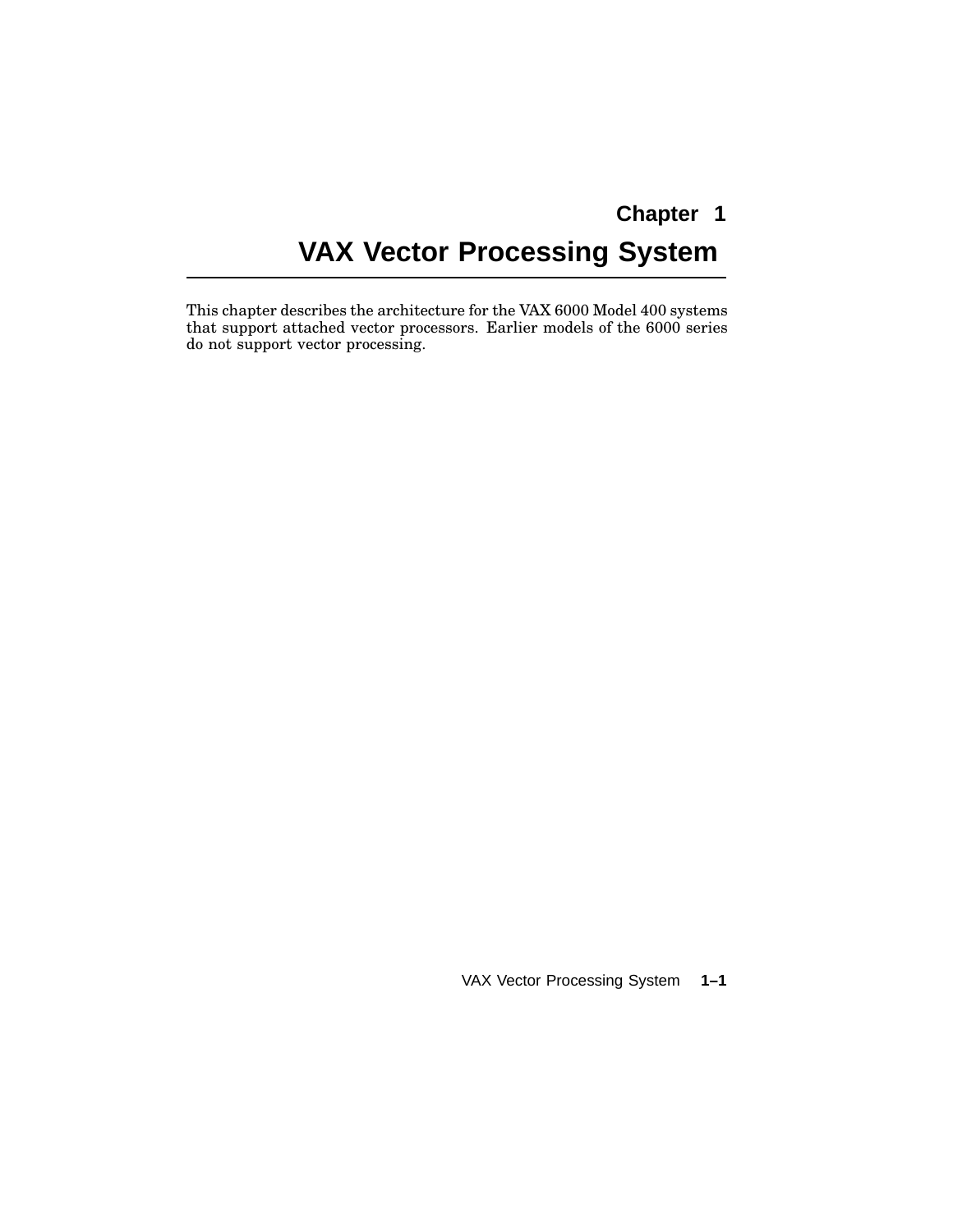# Chapter 1

# VAX Vector Processing System

This chapter describes the architecture for the VAX 6000 Model 400 systems that support attached vector processors. Earlier models of the 6000 series do not support vector processing.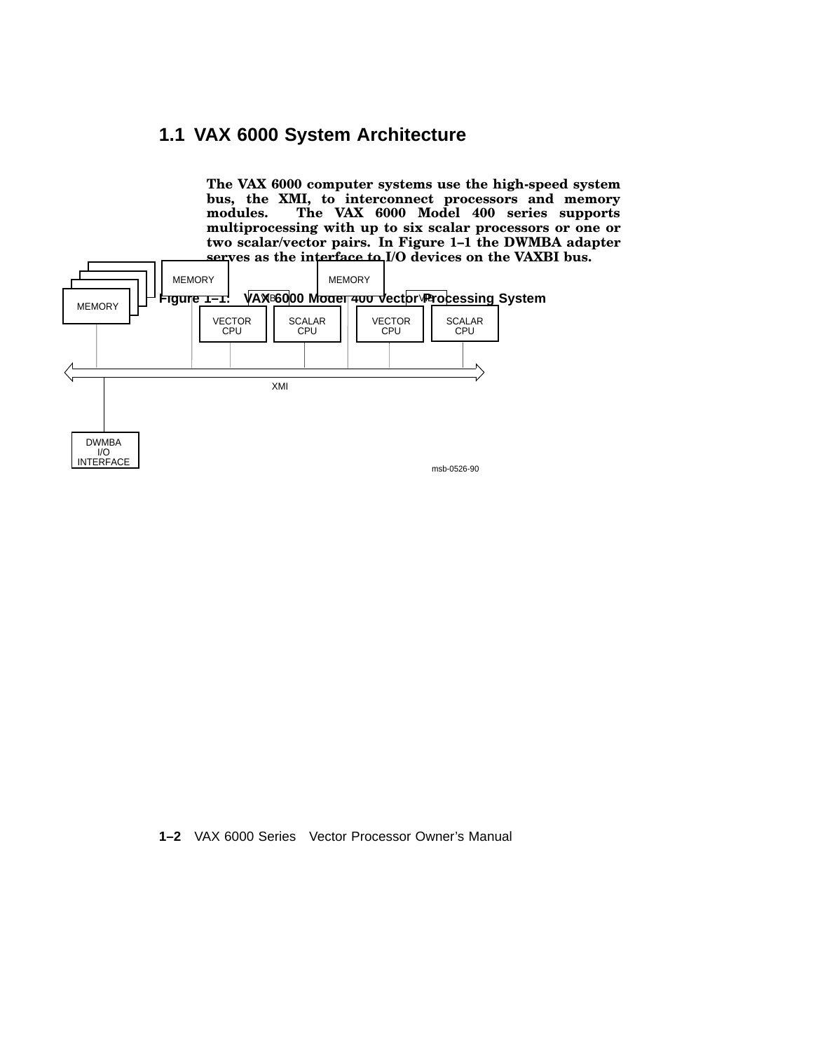## 1.1 VAX 6000 System Architecture

**The VAX 6000 computer systems use the high-speed system bus, the XMI, to interconnect processors and memory modules. The VAX 6000 Model 400 series supports multiprocessing with up to six scalar processors or one or two scalar/vector pairs. In Figure 1–1 the DWMBA adapter serves as the interface to I/O devices on the VAXBI bus.**

**Figure 1–1: VAX 6000 Model 400 Vector Processing System**

MEMORY MEMORY MEMORY

VECTOR CPU SCALAR CPU VECTOR CPU SCALAR CPU

XMI

DWMBA I/O INTERFACE

msb-0526-90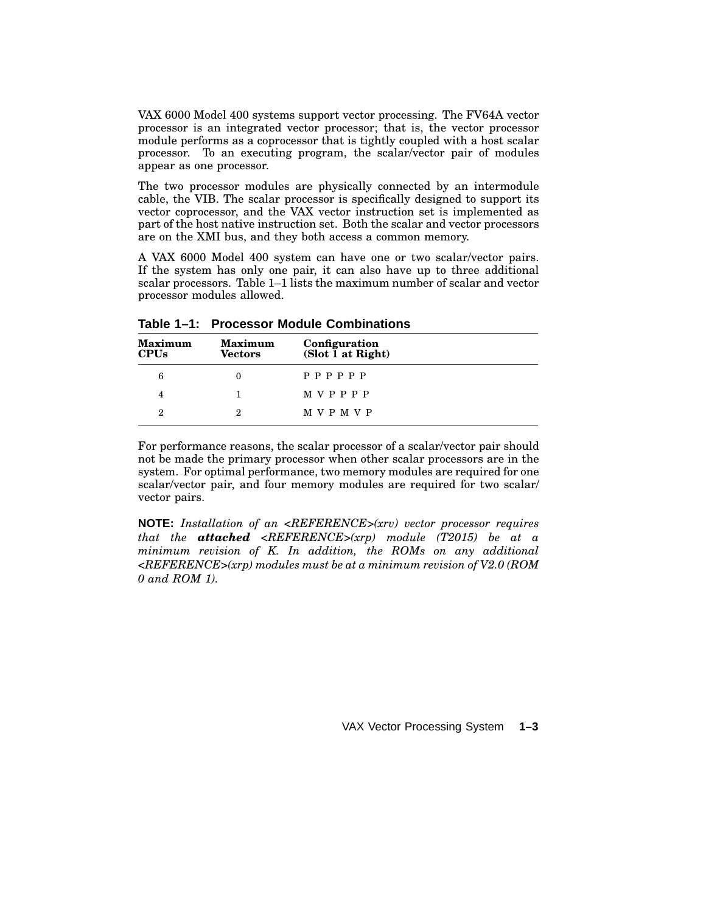VAX 6000 Model 400 systems support vector processing. The FV64A vector processor is an integrated vector processor; that is, the vector processor module performs as a coprocessor that is tightly coupled with a host scalar processor. To an executing program, the scalar/vector pair of modules appear as one processor.

The two processor modules are physically connected by an intermodule cable, the VIB. The scalar processor is specifically designed to support its vector coprocessor, and the VAX vector instruction set is implemented as part of the host native instruction set. Both the scalar and vector processors are on the XMI bus, and they both access a common memory.

A VAX 6000 Model 400 system can have one or two scalar/vector pairs. If the system has only one pair, it can also have up to three additional scalar processors. Table 1–1 lists the maximum number of scalar and vector processor modules allowed.

**Table 1–1: Processor Module Combinations**

| Maximum CPUs | Maximum Vectors | Configuration (Slot 1 at Right) |
|---|---|---|
| 6 | 0 | P P P P P P |
| 4 | 1 | M V P P P P |
| 2 | 2 | M V P M V P |

For performance reasons, the scalar processor of a scalar/vector pair should not be made the primary processor when other scalar processors are in the system. For optimal performance, two memory modules are required for one scalar/vector pair, and four memory modules are required for two scalar/vector pairs.

**NOTE:** *Installation of an <REFERENCE>(xrv) vector processor requires that the* ***attached*** *<REFERENCE>(xrp) module (T2015) be at a minimum revision of K. In addition, the ROMs on any additional <REFERENCE>(xrp) modules must be at a minimum revision of V2.0 (ROM 0 and ROM 1).*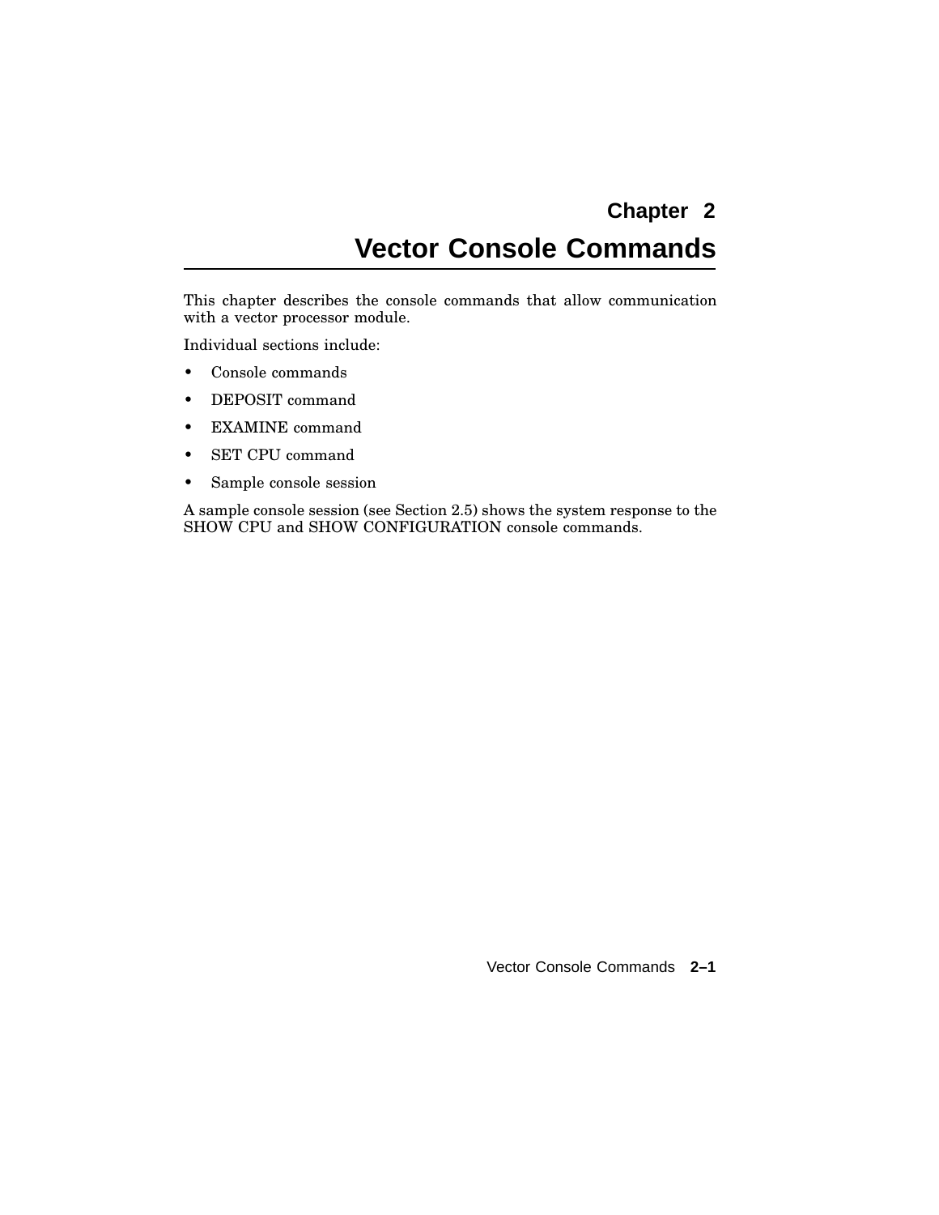# Chapter 2
# Vector Console Commands

This chapter describes the console commands that allow communication with a vector processor module.

Individual sections include:

- Console commands
- DEPOSIT command
- EXAMINE command
- SET CPU command
- Sample console session

A sample console session (see Section 2.5) shows the system response to the SHOW CPU and SHOW CONFIGURATION console commands.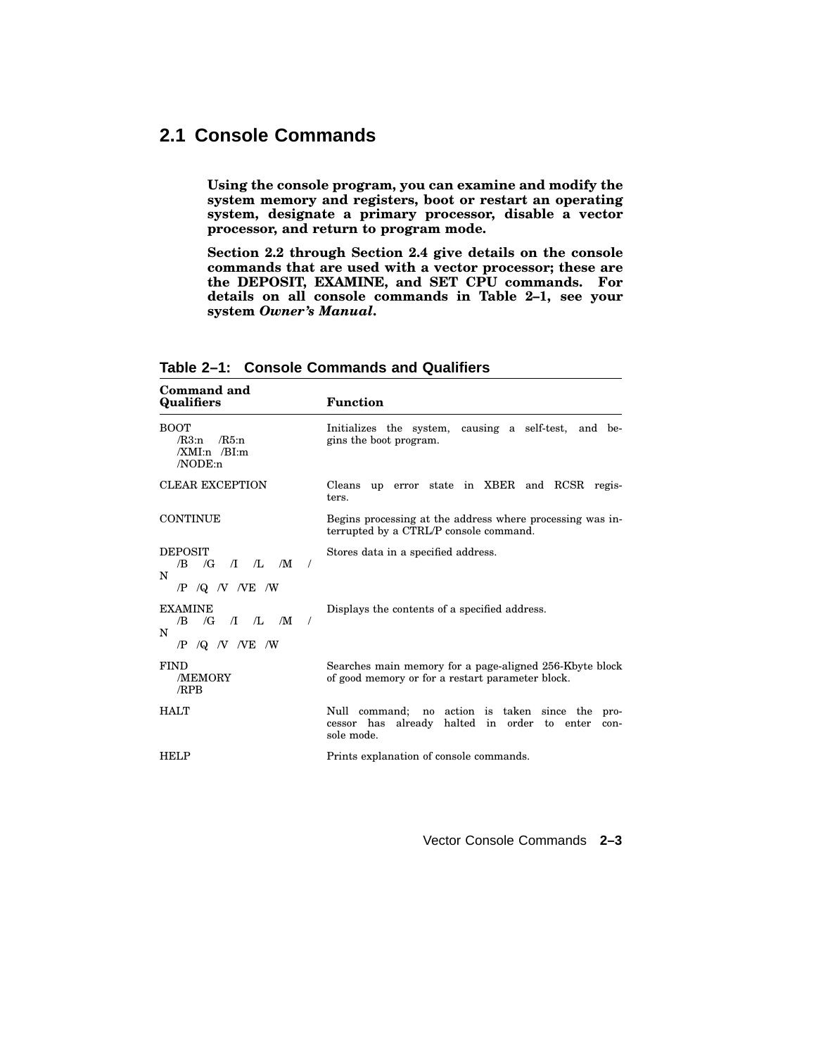## 2.1 Console Commands

**Using the console program, you can examine and modify the system memory and registers, boot or restart an operating system, designate a primary processor, disable a vector processor, and return to program mode.**

**Section 2.2 through Section 2.4 give details on the console commands that are used with a vector processor; these are the DEPOSIT, EXAMINE, and SET CPU commands. For details on all console commands in Table 2–1, see your system *Owner's Manual*.**

**Table 2–1: Console Commands and Qualifiers**

| Command and Qualifiers | Function |
|---|---|
| BOOT<br>/R3:n /R5:n<br>/XMI:n /BI:m<br>/NODE:n | Initializes the system, causing a self-test, and begins the boot program. |
| CLEAR EXCEPTION | Cleans up error state in XBER and RCSR registers. |
| CONTINUE | Begins processing at the address where processing was interrupted by a CTRL/P console command. |
| DEPOSIT<br>/B /G /I /L /M /N<br>/P /Q /V /VE /W | Stores data in a specified address. |
| EXAMINE<br>/B /G /I /L /M /N<br>/P /Q /V /VE /W | Displays the contents of a specified address. |
| FIND<br>/MEMORY<br>/RPB | Searches main memory for a page-aligned 256-Kbyte block of good memory or for a restart parameter block. |
| HALT | Null command; no action is taken since the processor has already halted in order to enter console mode. |
| HELP | Prints explanation of console commands. |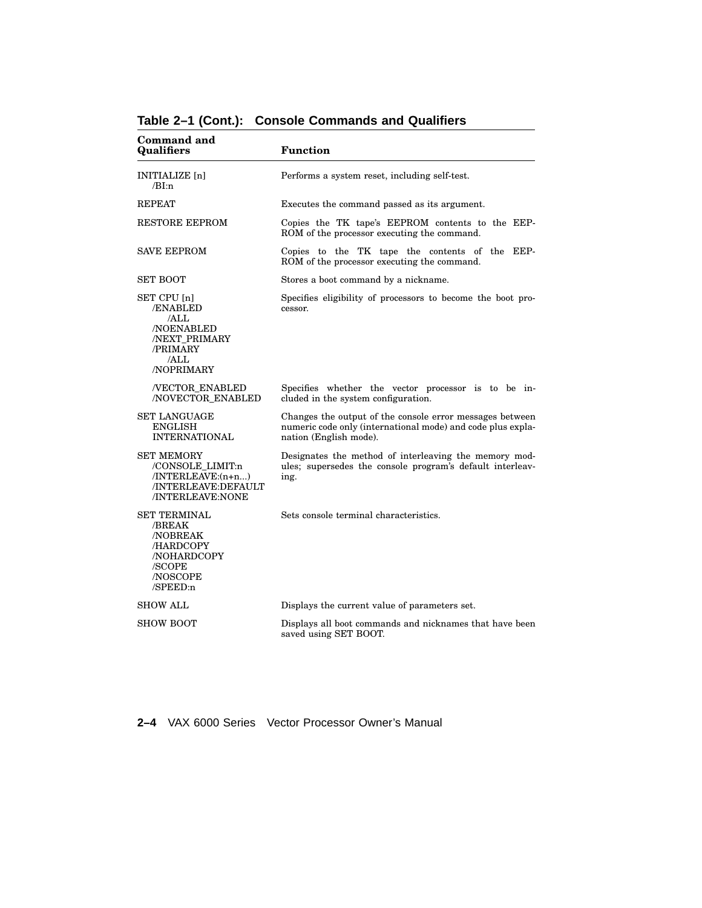**Table 2–1 (Cont.): Console Commands and Qualifiers**

| Command and Qualifiers | Function |
|---|---|
| INITIALIZE [n]<br>/BI:n | Performs a system reset, including self-test. |
| REPEAT | Executes the command passed as its argument. |
| RESTORE EEPROM | Copies the TK tape's EEPROM contents to the EEPROM of the processor executing the command. |
| SAVE EEPROM | Copies to the TK tape the contents of the EEPROM of the processor executing the command. |
| SET BOOT | Stores a boot command by a nickname. |
| SET CPU [n]<br>/ENABLED<br>/ALL<br>/NOENABLED<br>/NEXT_PRIMARY<br>/PRIMARY<br>/ALL<br>/NOPRIMARY | Specifies eligibility of processors to become the boot processor. |
| /VECTOR_ENABLED<br>/NOVECTOR_ENABLED | Specifies whether the vector processor is to be included in the system configuration. |
| SET LANGUAGE<br>ENGLISH<br>INTERNATIONAL | Changes the output of the console error messages between numeric code only (international mode) and code plus explanation (English mode). |
| SET MEMORY<br>/CONSOLE_LIMIT:n<br>/INTERLEAVE:(n+n...)<br>/INTERLEAVE:DEFAULT<br>/INTERLEAVE:NONE | Designates the method of interleaving the memory modules; supersedes the console program's default interleaving. |
| SET TERMINAL<br>/BREAK<br>/NOBREAK<br>/HARDCOPY<br>/NOHARDCOPY<br>/SCOPE<br>/NOSCOPE<br>/SPEED:n | Sets console terminal characteristics. |
| SHOW ALL | Displays the current value of parameters set. |
| SHOW BOOT | Displays all boot commands and nicknames that have been saved using SET BOOT. |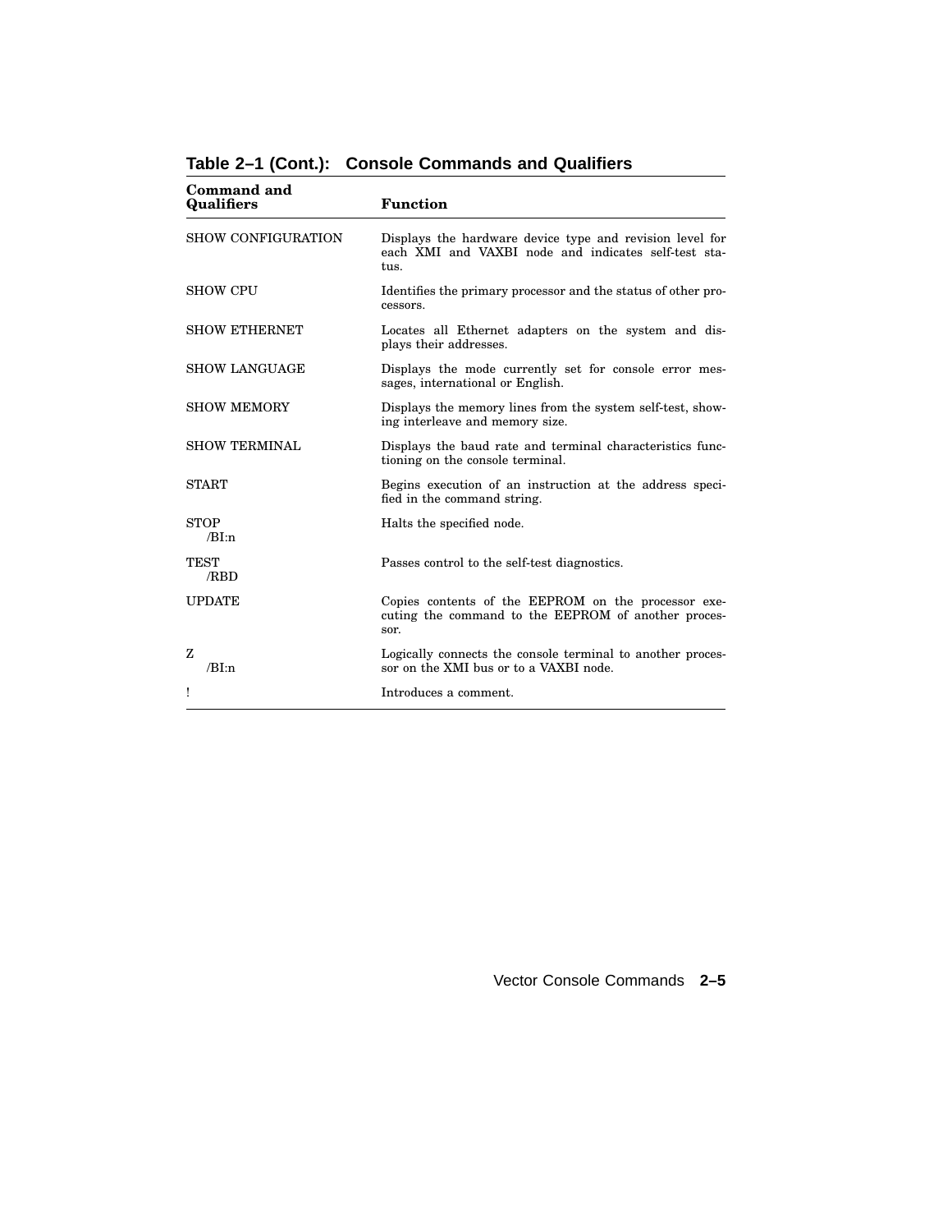**Table 2–1 (Cont.): Console Commands and Qualifiers**

| Command and Qualifiers | Function |
|---|---|
| SHOW CONFIGURATION | Displays the hardware device type and revision level for each XMI and VAXBI node and indicates self-test status. |
| SHOW CPU | Identifies the primary processor and the status of other processors. |
| SHOW ETHERNET | Locates all Ethernet adapters on the system and displays their addresses. |
| SHOW LANGUAGE | Displays the mode currently set for console error messages, international or English. |
| SHOW MEMORY | Displays the memory lines from the system self-test, showing interleave and memory size. |
| SHOW TERMINAL | Displays the baud rate and terminal characteristics functioning on the console terminal. |
| START | Begins execution of an instruction at the address specified in the command string. |
| STOP<br>/BI:n | Halts the specified node. |
| TEST<br>/RBD | Passes control to the self-test diagnostics. |
| UPDATE | Copies contents of the EEPROM on the processor executing the command to the EEPROM of another processor. |
| Z<br>/BI:n | Logically connects the console terminal to another processor on the XMI bus or to a VAXBI node. |
| ! | Introduces a comment. |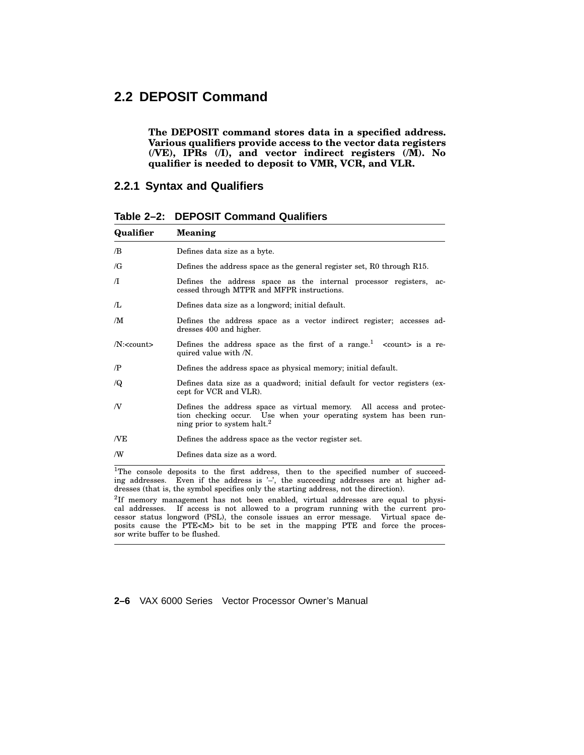## 2.2 DEPOSIT Command

**The DEPOSIT command stores data in a specified address. Various qualifiers provide access to the vector data registers (/VE), IPRs (/I), and vector indirect registers (/M). No qualifier is needed to deposit to VMR, VCR, and VLR.**

### 2.2.1 Syntax and Qualifiers

**Table 2–2: DEPOSIT Command Qualifiers**

| Qualifier | Meaning |
|---|---|
| /B | Defines data size as a byte. |
| /G | Defines the address space as the general register set, R0 through R15. |
| /I | Defines the address space as the internal processor registers, accessed through MTPR and MFPR instructions. |
| /L | Defines data size as a longword; initial default. |
| /M | Defines the address space as a vector indirect register; accesses addresses 400 and higher. |
| /N:<count> | Defines the address space as the first of a range.[1] <count> is a required value with /N. |
| /P | Defines the address space as physical memory; initial default. |
| /Q | Defines data size as a quadword; initial default for vector registers (except for VCR and VLR). |
| /V | Defines the address space as virtual memory. All access and protection checking occur. Use when your operating system has been running prior to system halt.[2] |
| /VE | Defines the address space as the vector register set. |
| /W | Defines data size as a word. |

[1]The console deposits to the first address, then to the specified number of succeeding addresses. Even if the address is '–', the succeeding addresses are at higher addresses (that is, the symbol specifies only the starting address, not the direction).

[2]If memory management has not been enabled, virtual addresses are equal to physical addresses. If access is not allowed to a program running with the current processor status longword (PSL), the console issues an error message. Virtual space deposits cause the PTE<M> bit to be set in the mapping PTE and force the processor write buffer to be flushed.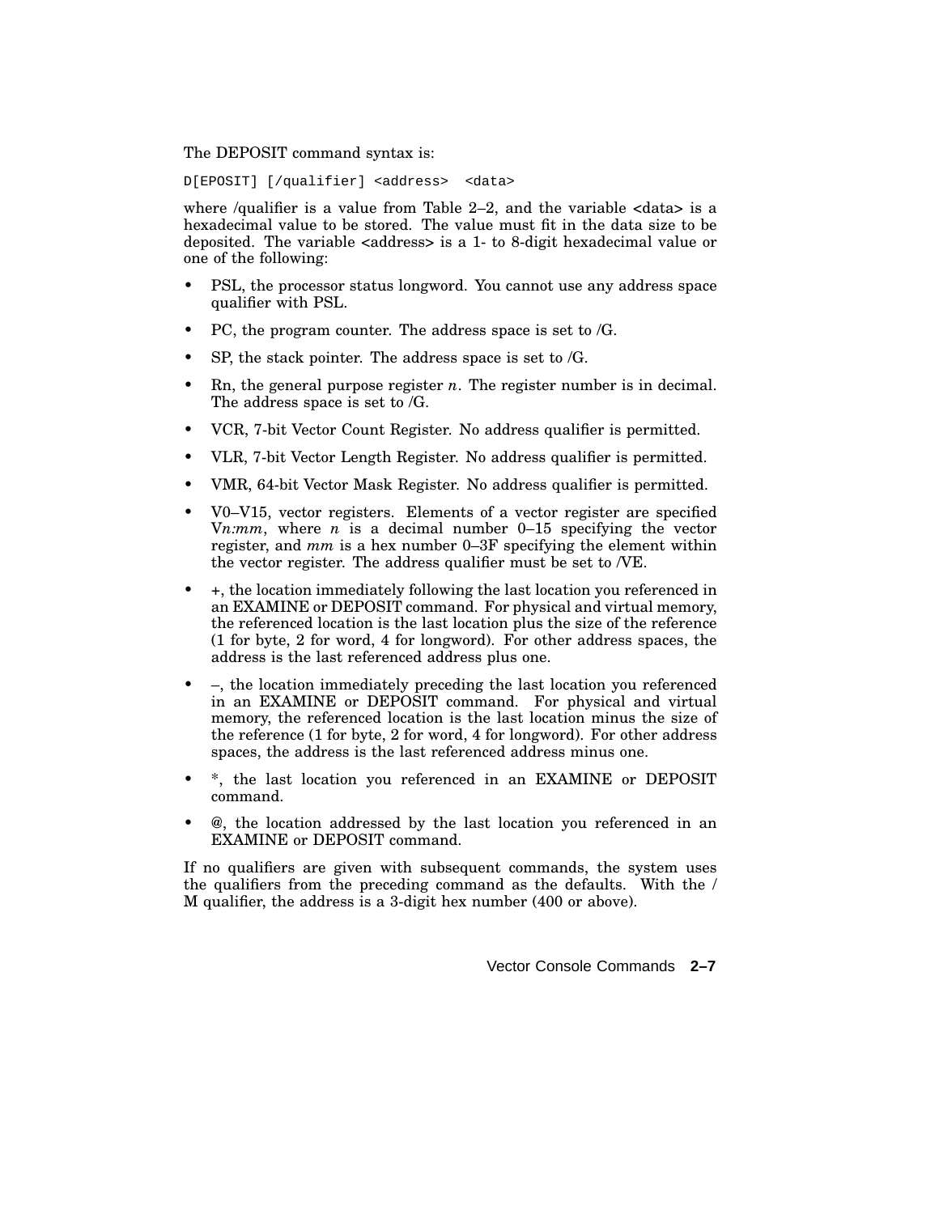The DEPOSIT command syntax is:

```
D[EPOSIT] [/qualifier] <address>  <data>
```

where /qualifier is a value from Table 2–2, and the variable <data> is a hexadecimal value to be stored. The value must fit in the data size to be deposited. The variable <address> is a 1- to 8-digit hexadecimal value or one of the following:

- PSL, the processor status longword. You cannot use any address space qualifier with PSL.
- PC, the program counter. The address space is set to /G.
- SP, the stack pointer. The address space is set to /G.
- Rn, the general purpose register *n*. The register number is in decimal. The address space is set to /G.
- VCR, 7-bit Vector Count Register. No address qualifier is permitted.
- VLR, 7-bit Vector Length Register. No address qualifier is permitted.
- VMR, 64-bit Vector Mask Register. No address qualifier is permitted.
- V0–V15, vector registers. Elements of a vector register are specified V*n:mm*, where *n* is a decimal number 0–15 specifying the vector register, and *mm* is a hex number 0–3F specifying the element within the vector register. The address qualifier must be set to /VE.
- +, the location immediately following the last location you referenced in an EXAMINE or DEPOSIT command. For physical and virtual memory, the referenced location is the last location plus the size of the reference (1 for byte, 2 for word, 4 for longword). For other address spaces, the address is the last referenced address plus one.
- –, the location immediately preceding the last location you referenced in an EXAMINE or DEPOSIT command. For physical and virtual memory, the referenced location is the last location minus the size of the reference (1 for byte, 2 for word, 4 for longword). For other address spaces, the address is the last referenced address minus one.
- *, the last location you referenced in an EXAMINE or DEPOSIT command.
- @, the location addressed by the last location you referenced in an EXAMINE or DEPOSIT command.

If no qualifiers are given with subsequent commands, the system uses the qualifiers from the preceding command as the defaults. With the /M qualifier, the address is a 3-digit hex number (400 or above).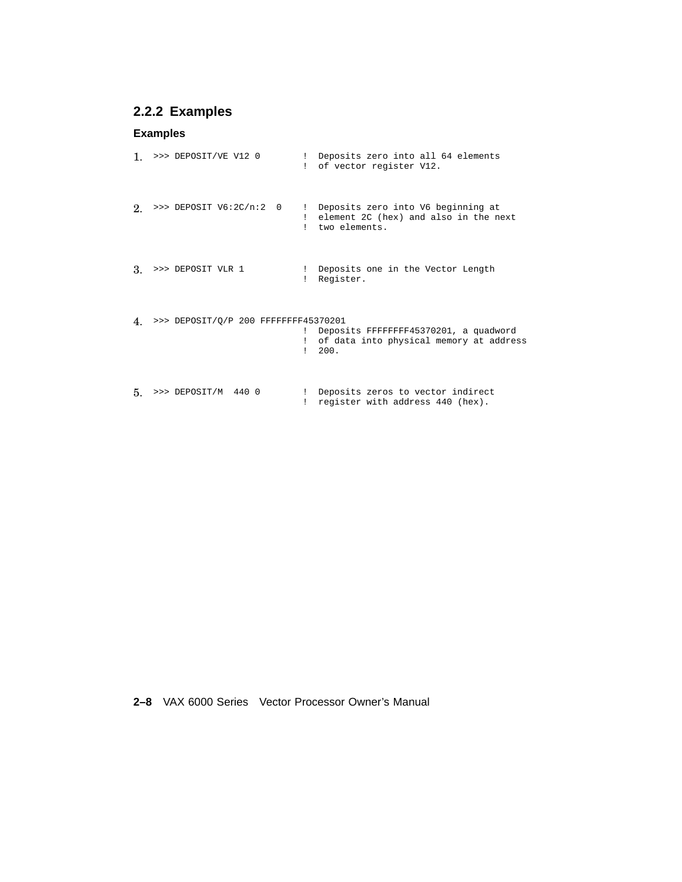### 2.2.2 Examples

**Examples**

1.
```
>>> DEPOSIT/VE V12 0        !  Deposits zero into all 64 elements
                            !  of vector register V12.
```

2.
```
>>> DEPOSIT V6:2C/n:2  0    !  Deposits zero into V6 beginning at
                            !  element 2C (hex) and also in the next
                            !  two elements.
```

3.
```
>>> DEPOSIT VLR 1           !  Deposits one in the Vector Length
                            !  Register.
```

4.
```
>>> DEPOSIT/Q/P 200 FFFFFFFF45370201
                            !  Deposits FFFFFFFF45370201, a quadword
                            !  of data into physical memory at address
                            !  200.
```

5.
```
>>> DEPOSIT/M  440 0        !  Deposits zeros to vector indirect
                            !  register with address 440 (hex).
```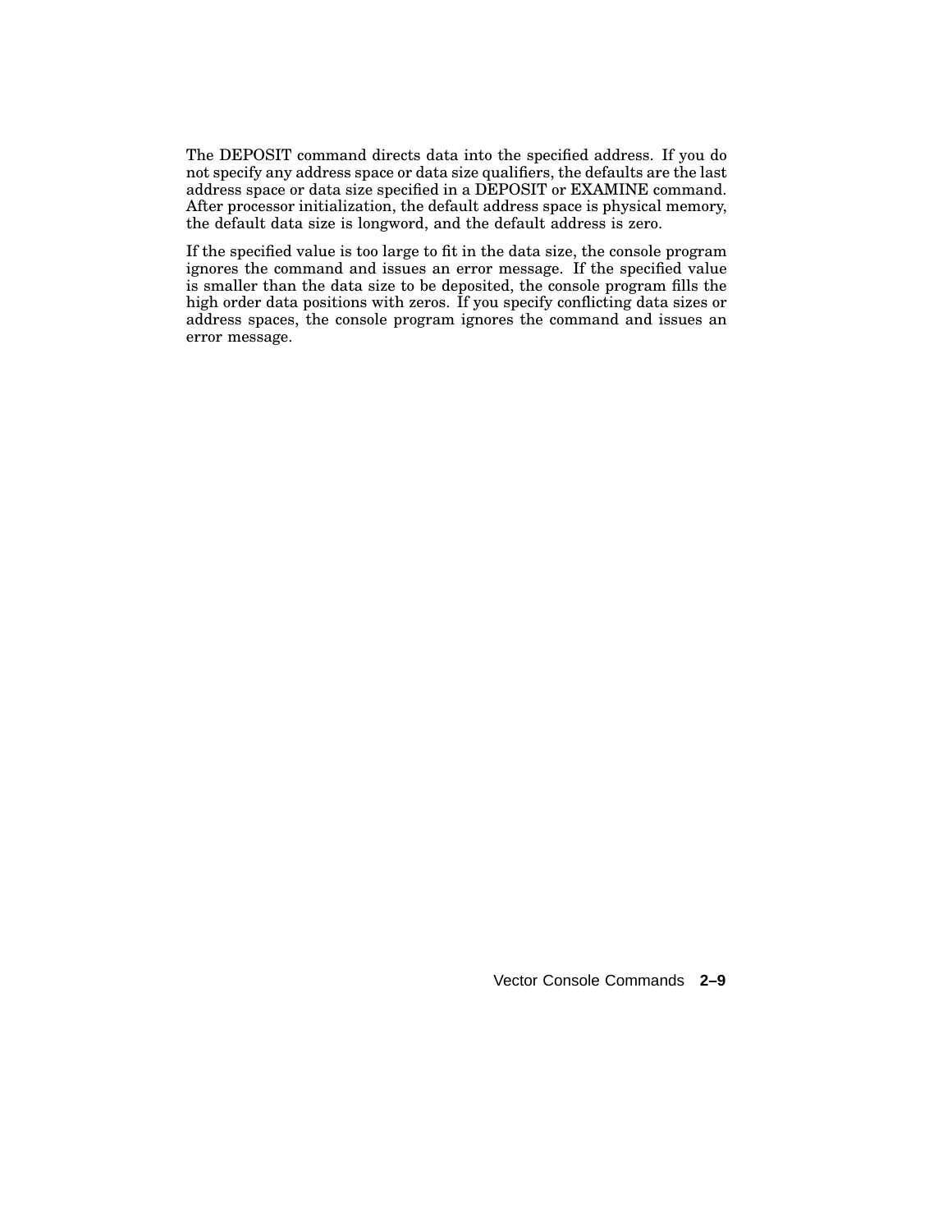The DEPOSIT command directs data into the specified address. If you do not specify any address space or data size qualifiers, the defaults are the last address space or data size specified in a DEPOSIT or EXAMINE command. After processor initialization, the default address space is physical memory, the default data size is longword, and the default address is zero.

If the specified value is too large to fit in the data size, the console program ignores the command and issues an error message. If the specified value is smaller than the data size to be deposited, the console program fills the high order data positions with zeros. If you specify conflicting data sizes or address spaces, the console program ignores the command and issues an error message.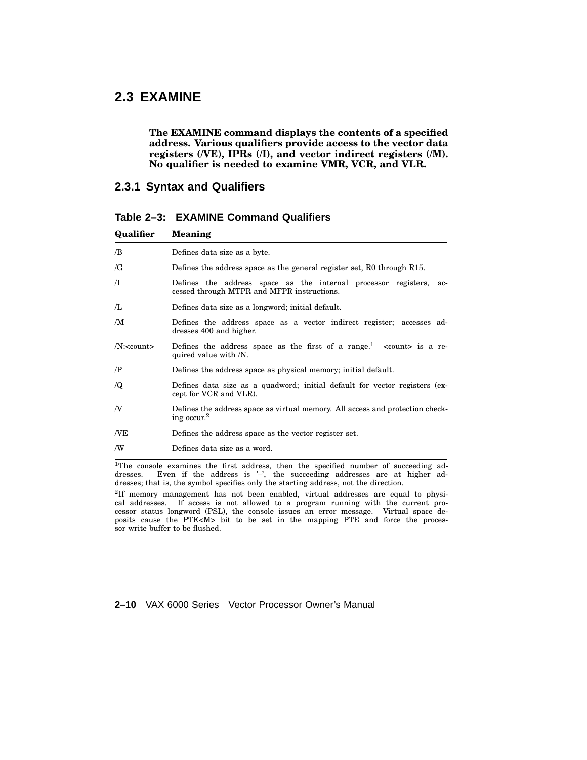## 2.3 EXAMINE

**The EXAMINE command displays the contents of a specified address. Various qualifiers provide access to the vector data registers (/VE), IPRs (/I), and vector indirect registers (/M). No qualifier is needed to examine VMR, VCR, and VLR.**

### 2.3.1 Syntax and Qualifiers

**Table 2–3: EXAMINE Command Qualifiers**

| Qualifier | Meaning |
|---|---|
| /B | Defines data size as a byte. |
| /G | Defines the address space as the general register set, R0 through R15. |
| /I | Defines the address space as the internal processor registers, accessed through MTPR and MFPR instructions. |
| /L | Defines data size as a longword; initial default. |
| /M | Defines the address space as a vector indirect register; accesses addresses 400 and higher. |
| /N:<count> | Defines the address space as the first of a range.[1] <count> is a required value with /N. |
| /P | Defines the address space as physical memory; initial default. |
| /Q | Defines data size as a quadword; initial default for vector registers (except for VCR and VLR). |
| /V | Defines the address space as virtual memory. All access and protection checking occur.[2] |
| /VE | Defines the address space as the vector register set. |
| /W | Defines data size as a word. |

[1]The console examines the first address, then the specified number of succeeding addresses. Even if the address is '–', the succeeding addresses are at higher addresses; that is, the symbol specifies only the starting address, not the direction.

[2]If memory management has not been enabled, virtual addresses are equal to physical addresses. If access is not allowed to a program running with the current processor status longword (PSL), the console issues an error message. Virtual space deposits cause the PTE<M> bit to be set in the mapping PTE and force the processor write buffer to be flushed.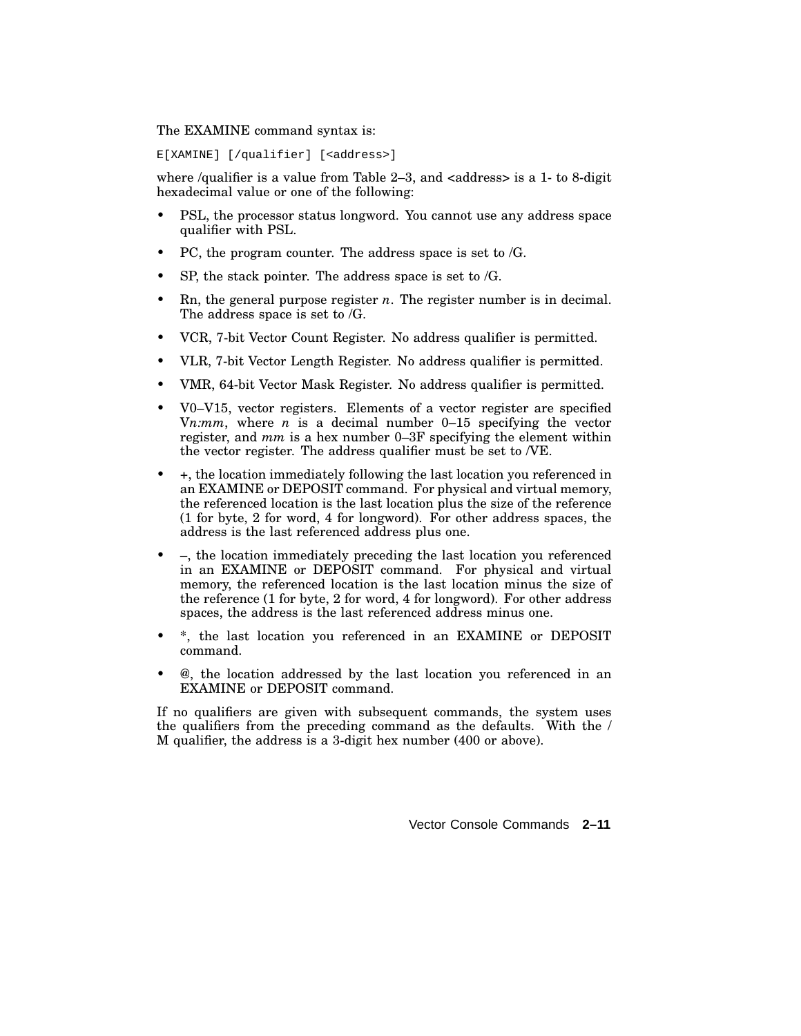The EXAMINE command syntax is:

```
E[XAMINE] [/qualifier] [<address>]
```

where /qualifier is a value from Table 2–3, and <address> is a 1- to 8-digit hexadecimal value or one of the following:

- PSL, the processor status longword. You cannot use any address space qualifier with PSL.
- PC, the program counter. The address space is set to /G.
- SP, the stack pointer. The address space is set to /G.
- Rn, the general purpose register *n*. The register number is in decimal. The address space is set to /G.
- VCR, 7-bit Vector Count Register. No address qualifier is permitted.
- VLR, 7-bit Vector Length Register. No address qualifier is permitted.
- VMR, 64-bit Vector Mask Register. No address qualifier is permitted.
- V0–V15, vector registers. Elements of a vector register are specified V*n:mm*, where *n* is a decimal number 0–15 specifying the vector register, and *mm* is a hex number 0–3F specifying the element within the vector register. The address qualifier must be set to /VE.
- +, the location immediately following the last location you referenced in an EXAMINE or DEPOSIT command. For physical and virtual memory, the referenced location is the last location plus the size of the reference (1 for byte, 2 for word, 4 for longword). For other address spaces, the address is the last referenced address plus one.
- –, the location immediately preceding the last location you referenced in an EXAMINE or DEPOSIT command. For physical and virtual memory, the referenced location is the last location minus the size of the reference (1 for byte, 2 for word, 4 for longword). For other address spaces, the address is the last referenced address minus one.
- *, the last location you referenced in an EXAMINE or DEPOSIT command.
- @, the location addressed by the last location you referenced in an EXAMINE or DEPOSIT command.

If no qualifiers are given with subsequent commands, the system uses the qualifiers from the preceding command as the defaults. With the /M qualifier, the address is a 3-digit hex number (400 or above).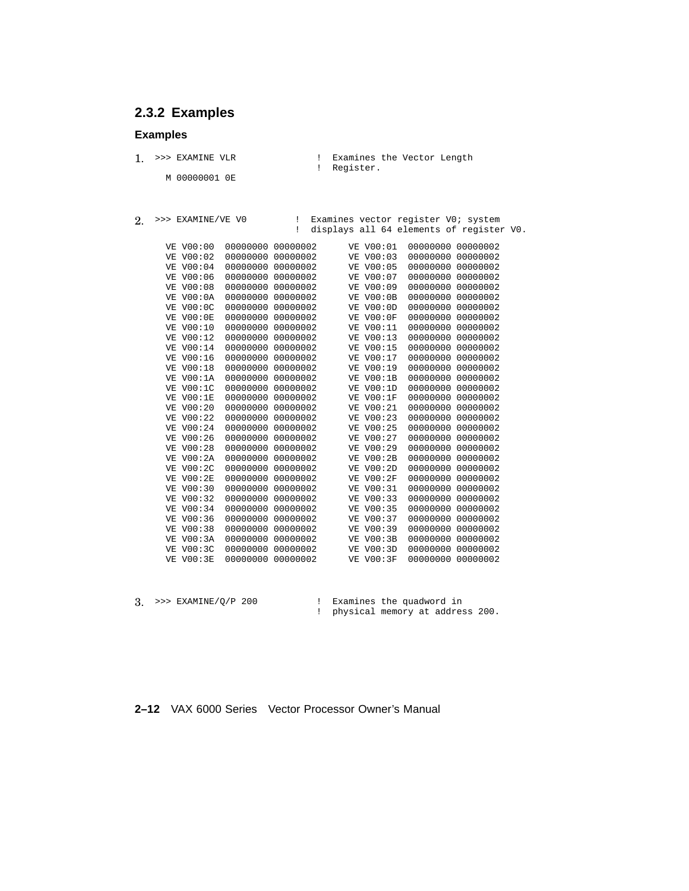### 2.3.2 Examples

**Examples**

1.

```
>>> EXAMINE VLR              !  Examines the Vector Length
                             !  Register.
  M 00000001 0E
```

2.

```
>>> EXAMINE/VE V0         !  Examines vector register V0; system
                          !  displays all 64 elements of register V0.

  VE V00:00  00000000 00000002      VE V00:01  00000000 00000002
  VE V00:02  00000000 00000002      VE V00:03  00000000 00000002
  VE V00:04  00000000 00000002      VE V00:05  00000000 00000002
  VE V00:06  00000000 00000002      VE V00:07  00000000 00000002
  VE V00:08  00000000 00000002      VE V00:09  00000000 00000002
  VE V00:0A  00000000 00000002      VE V00:0B  00000000 00000002
  VE V00:0C  00000000 00000002      VE V00:0D  00000000 00000002
  VE V00:0E  00000000 00000002      VE V00:0F  00000000 00000002
  VE V00:10  00000000 00000002      VE V00:11  00000000 00000002
  VE V00:12  00000000 00000002      VE V00:13  00000000 00000002
  VE V00:14  00000000 00000002      VE V00:15  00000000 00000002
  VE V00:16  00000000 00000002      VE V00:17  00000000 00000002
  VE V00:18  00000000 00000002      VE V00:19  00000000 00000002
  VE V00:1A  00000000 00000002      VE V00:1B  00000000 00000002
  VE V00:1C  00000000 00000002      VE V00:1D  00000000 00000002
  VE V00:1E  00000000 00000002      VE V00:1F  00000000 00000002
  VE V00:20  00000000 00000002      VE V00:21  00000000 00000002
  VE V00:22  00000000 00000002      VE V00:23  00000000 00000002
  VE V00:24  00000000 00000002      VE V00:25  00000000 00000002
  VE V00:26  00000000 00000002      VE V00:27  00000000 00000002
  VE V00:28  00000000 00000002      VE V00:29  00000000 00000002
  VE V00:2A  00000000 00000002      VE V00:2B  00000000 00000002
  VE V00:2C  00000000 00000002      VE V00:2D  00000000 00000002
  VE V00:2E  00000000 00000002      VE V00:2F  00000000 00000002
  VE V00:30  00000000 00000002      VE V00:31  00000000 00000002
  VE V00:32  00000000 00000002      VE V00:33  00000000 00000002
  VE V00:34  00000000 00000002      VE V00:35  00000000 00000002
  VE V00:36  00000000 00000002      VE V00:37  00000000 00000002
  VE V00:38  00000000 00000002      VE V00:39  00000000 00000002
  VE V00:3A  00000000 00000002      VE V00:3B  00000000 00000002
  VE V00:3C  00000000 00000002      VE V00:3D  00000000 00000002
  VE V00:3E  00000000 00000002      VE V00:3F  00000000 00000002
```

3.

```
>>> EXAMINE/Q/P 200          !  Examines the quadword in
                             !  physical memory at address 200.
```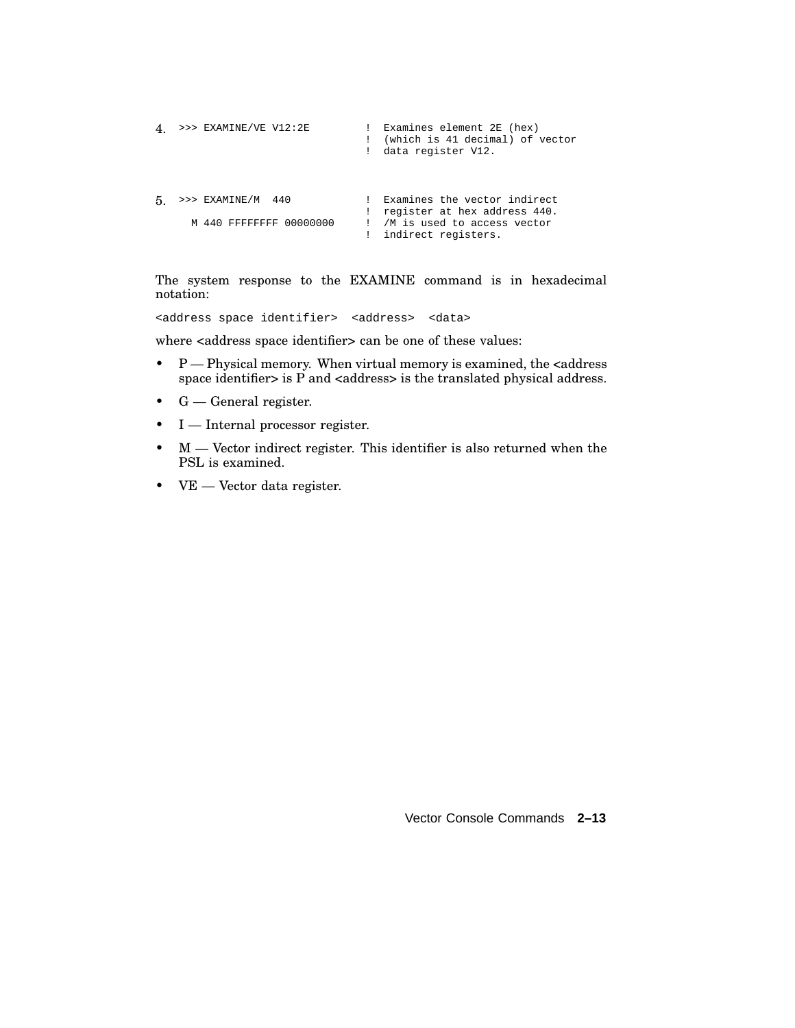4.
```
>>> EXAMINE/VE V12:2E         !  Examines element 2E (hex)
                              !  (which is 41 decimal) of vector
                              !  data register V12.
```

5.
```
>>> EXAMINE/M  440            !  Examines the vector indirect
                              !  register at hex address 440.
   M 440 FFFFFFFF 00000000    !  /M is used to access vector
                              !  indirect registers.
```

The system response to the EXAMINE command is in hexadecimal notation:

```
<address space identifier>  <address>  <data>
```

where <address space identifier> can be one of these values:

- P — Physical memory. When virtual memory is examined, the <address space identifier> is P and <address> is the translated physical address.
- G — General register.
- I — Internal processor register.
- M — Vector indirect register. This identifier is also returned when the PSL is examined.
- VE — Vector data register.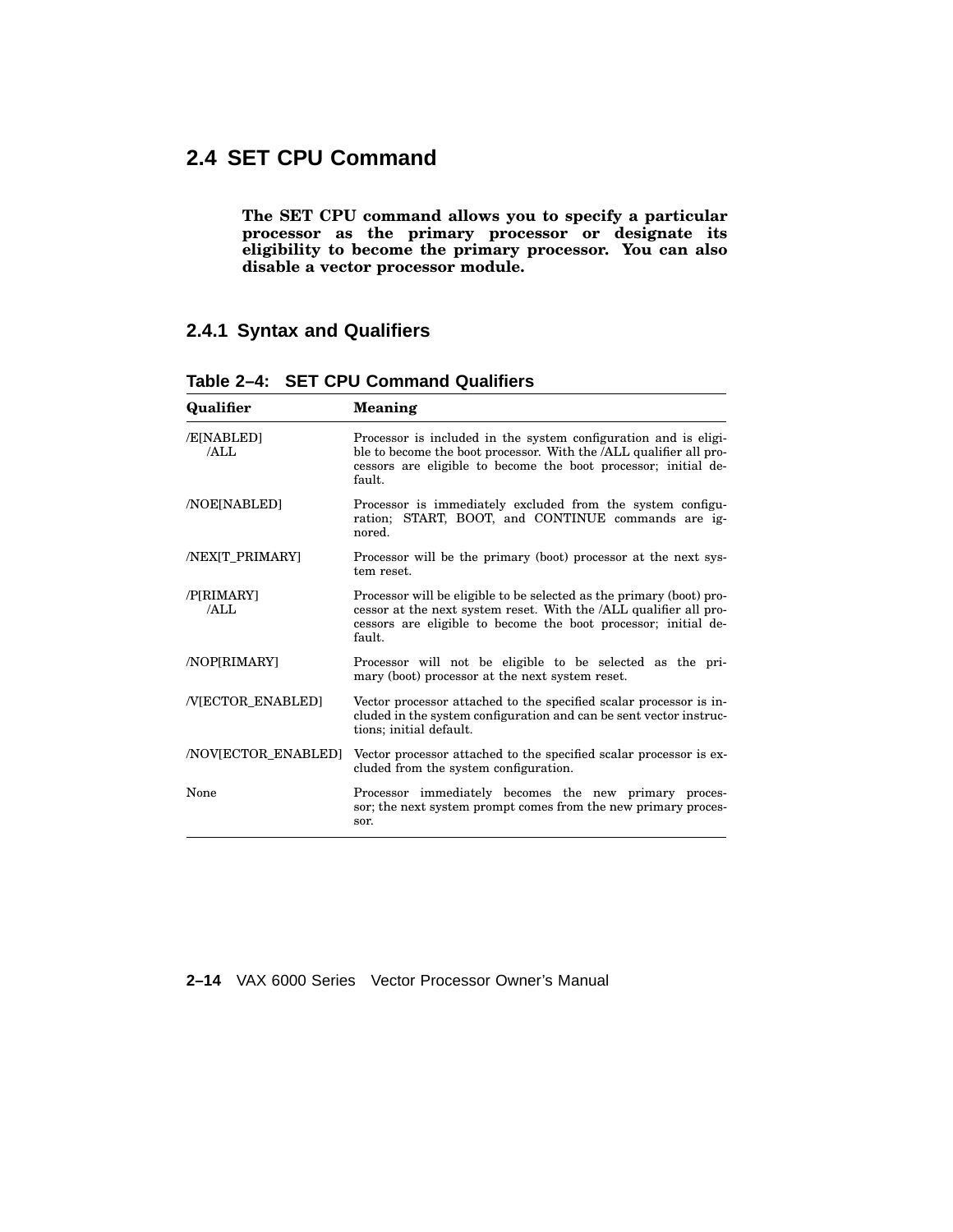## 2.4 SET CPU Command

**The SET CPU command allows you to specify a particular processor as the primary processor or designate its eligibility to become the primary processor. You can also disable a vector processor module.**

### 2.4.1 Syntax and Qualifiers

**Table 2–4: SET CPU Command Qualifiers**

| Qualifier | Meaning |
|---|---|
| /E[NABLED] /ALL | Processor is included in the system configuration and is eligible to become the boot processor. With the /ALL qualifier all processors are eligible to become the boot processor; initial default. |
| /NOE[NABLED] | Processor is immediately excluded from the system configuration; START, BOOT, and CONTINUE commands are ignored. |
| /NEX[T_PRIMARY] | Processor will be the primary (boot) processor at the next system reset. |
| /P[RIMARY] /ALL | Processor will be eligible to be selected as the primary (boot) processor at the next system reset. With the /ALL qualifier all processors are eligible to become the boot processor; initial default. |
| /NOP[RIMARY] | Processor will not be eligible to be selected as the primary (boot) processor at the next system reset. |
| /V[ECTOR_ENABLED] | Vector processor attached to the specified scalar processor is included in the system configuration and can be sent vector instructions; initial default. |
| /NOV[ECTOR_ENABLED] | Vector processor attached to the specified scalar processor is excluded from the system configuration. |
| None | Processor immediately becomes the new primary processor; the next system prompt comes from the new primary processor. |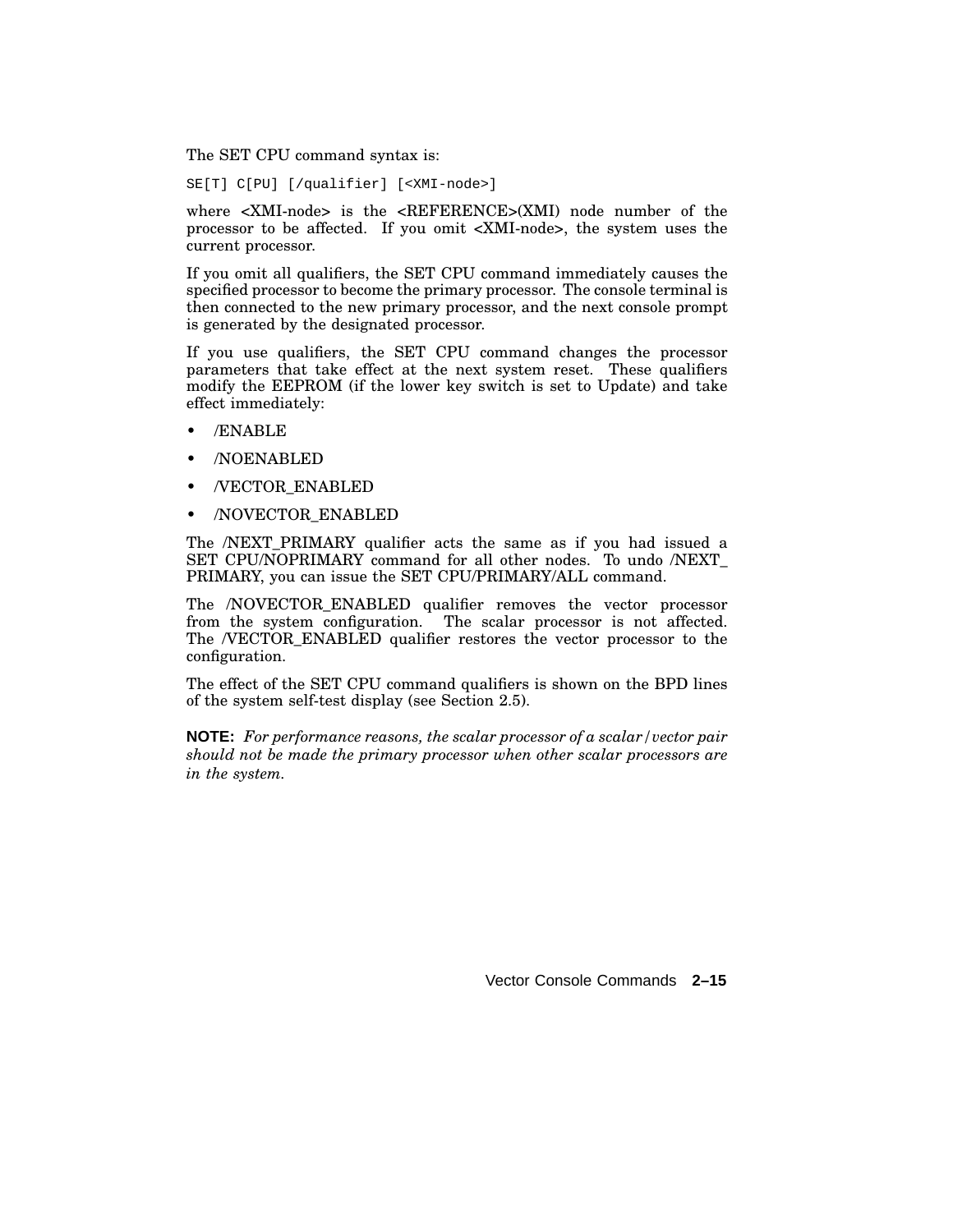The SET CPU command syntax is:

```
SE[T] C[PU] [/qualifier] [<XMI-node>]
```

where <XMI-node> is the <REFERENCE>(XMI) node number of the processor to be affected. If you omit <XMI-node>, the system uses the current processor.

If you omit all qualifiers, the SET CPU command immediately causes the specified processor to become the primary processor. The console terminal is then connected to the new primary processor, and the next console prompt is generated by the designated processor.

If you use qualifiers, the SET CPU command changes the processor parameters that take effect at the next system reset. These qualifiers modify the EEPROM (if the lower key switch is set to Update) and take effect immediately:

- /ENABLE
- /NOENABLED
- /VECTOR_ENABLED
- /NOVECTOR_ENABLED

The /NEXT_PRIMARY qualifier acts the same as if you had issued a SET CPU/NOPRIMARY command for all other nodes. To undo /NEXT_PRIMARY, you can issue the SET CPU/PRIMARY/ALL command.

The /NOVECTOR_ENABLED qualifier removes the vector processor from the system configuration. The scalar processor is not affected. The /VECTOR_ENABLED qualifier restores the vector processor to the configuration.

The effect of the SET CPU command qualifiers is shown on the BPD lines of the system self-test display (see Section 2.5).

**NOTE:** *For performance reasons, the scalar processor of a scalar/vector pair should not be made the primary processor when other scalar processors are in the system.*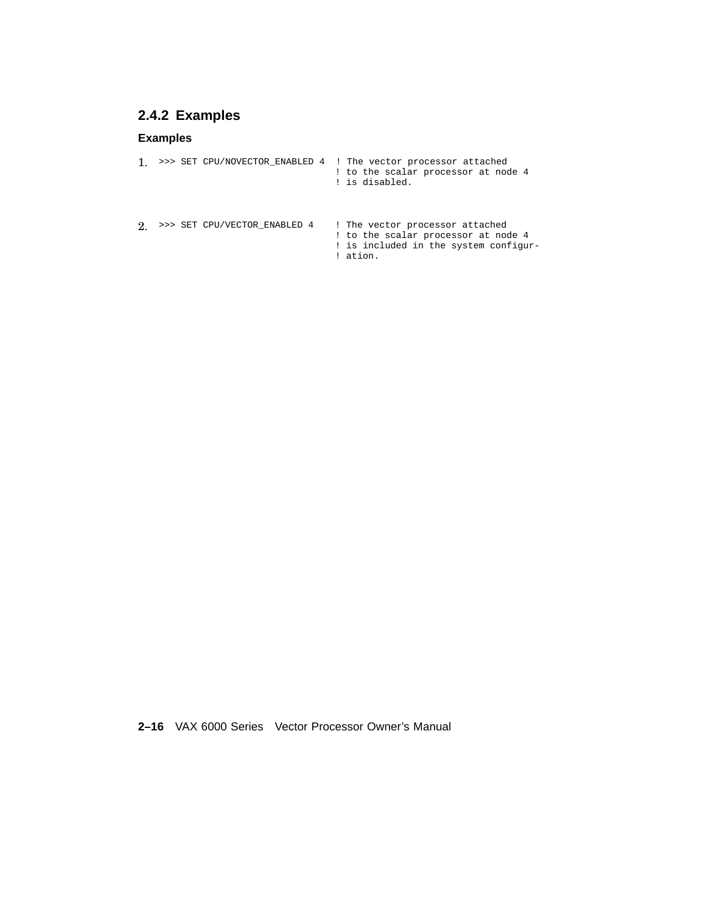### 2.4.2 Examples

**Examples**

1. 
```
>>> SET CPU/NOVECTOR_ENABLED 4  ! The vector processor attached
                                ! to the scalar processor at node 4
                                ! is disabled.
```

2. 
```
>>> SET CPU/VECTOR_ENABLED 4    ! The vector processor attached
                                ! to the scalar processor at node 4
                                ! is included in the system configur-
                                ! ation.
```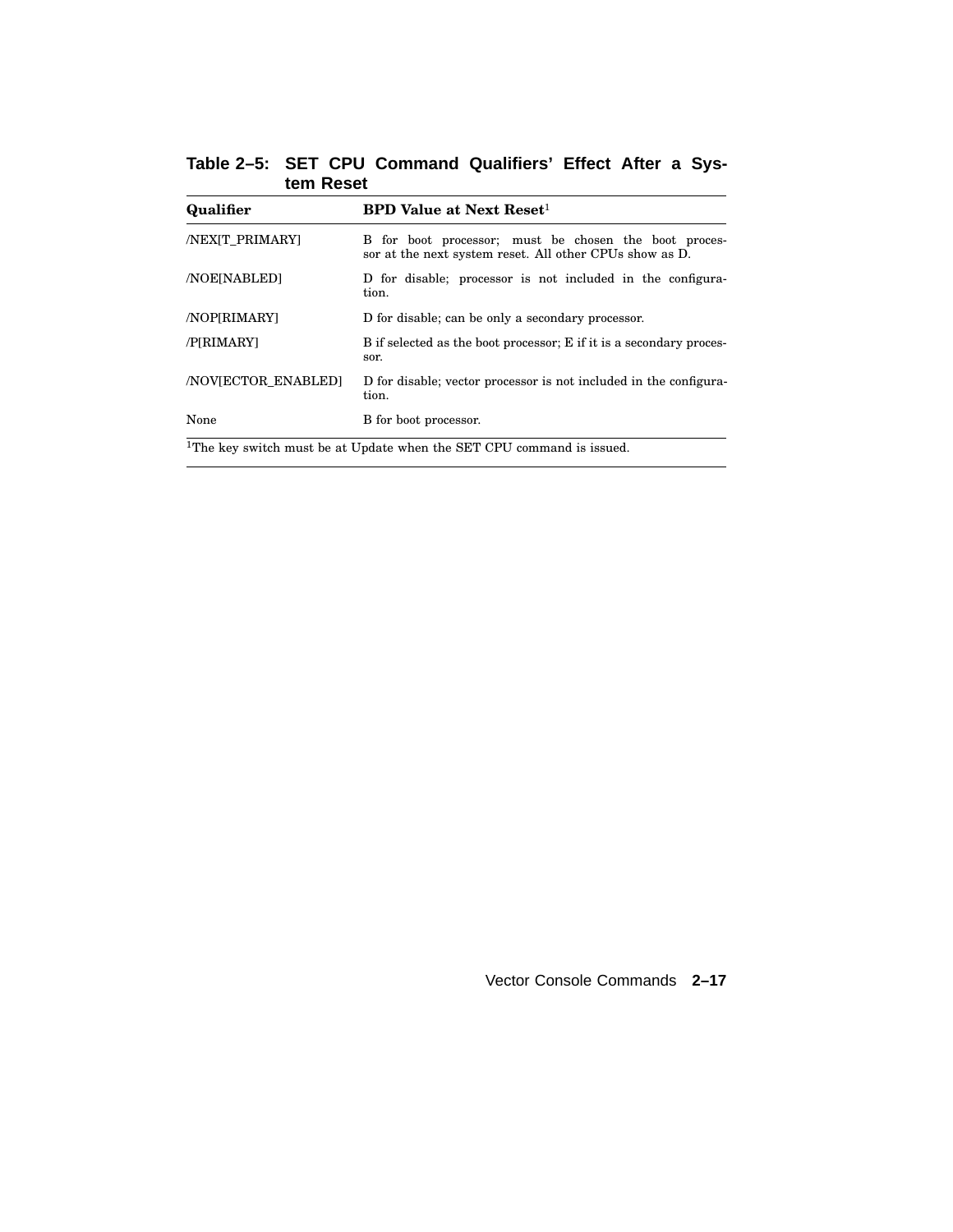**Table 2–5: SET CPU Command Qualifiers' Effect After a System Reset**

| Qualifier | BPD Value at Next Reset[1] |
|---|---|
| /NEX[T_PRIMARY] | B for boot processor; must be chosen the boot processor at the next system reset. All other CPUs show as D. |
| /NOE[NABLED] | D for disable; processor is not included in the configuration. |
| /NOP[RIMARY] | D for disable; can be only a secondary processor. |
| /P[RIMARY] | B if selected as the boot processor; E if it is a secondary processor. |
| /NOV[ECTOR_ENABLED] | D for disable; vector processor is not included in the configuration. |
| None | B for boot processor. |

[1]The key switch must be at Update when the SET CPU command is issued.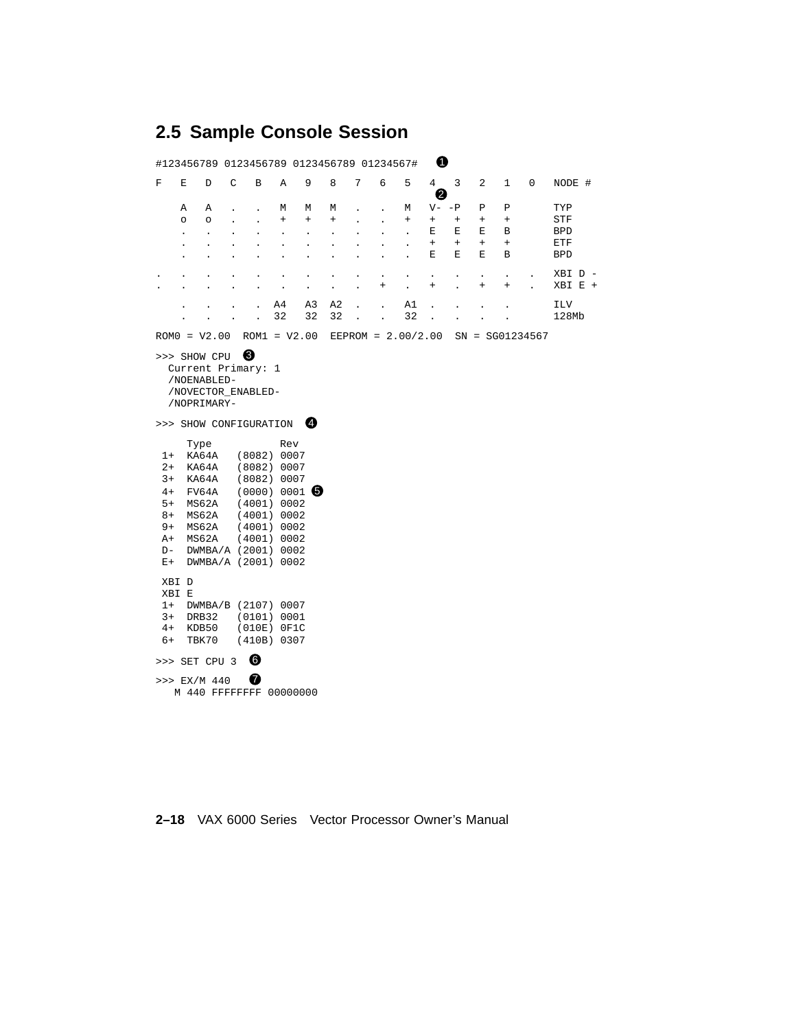## 2.5 Sample Console Session

```
#123456789 0123456789 0123456789 01234567#   ❶

F   E   D   C   B   A   9   8   7   6   5   4   3   2   1   0   NODE #
                                            ❷
    A   A   .   .   M   M   M   .   .   M   V- -P   P   P       TYP
    o   o   .   .   +   +   +   .   .   +   +   +   +   +       STF
    .   .   .   .   .   .   .   .   .   .   E   E   E   B       BPD
    .   .   .   .   .   .   .   .   .   .   +   +   +   +       ETF
    .   .   .   .   .   .   .   .   .   .   E   E   E   B       BPD

.   .   .   .   .   .   .   .   .   .   .   .   .   .   .   .   XBI D -
.   .   .   .   .   .   .   .   .   +   .   +   .   +   +   .   XBI E +

    .   .   .   .  A4   A3  A2  .   .   A1  .   .   .   .       ILV
    .   .   .   .  32   32  32  .   .   32  .   .   .   .       128Mb

ROM0 = V2.00  ROM1 = V2.00  EEPROM = 2.00/2.00  SN = SG01234567

>>> SHOW CPU  ❸
  Current Primary: 1
  /NOENABLED-
  /NOVECTOR_ENABLED-
  /NOPRIMARY-

>>> SHOW CONFIGURATION  ❹

     Type           Rev
 1+  KA64A   (8082) 0007
 2+  KA64A   (8082) 0007
 3+  KA64A   (8082) 0007
 4+  FV64A   (0000) 0001 ❺
 5+  MS62A   (4001) 0002
 8+  MS62A   (4001) 0002
 9+  MS62A   (4001) 0002
 A+  MS62A   (4001) 0002
 D-  DWMBA/A (2001) 0002
 E+  DWMBA/A (2001) 0002

 XBI D
 XBI E
 1+  DWMBA/B (2107) 0007
 3+  DRB32   (0101) 0001
 4+  KDB50   (010E) 0F1C
 6+  TBK70   (410B) 0307

>>> SET CPU 3  ❻

>>> EX/M 440   ❼
   M 440 FFFFFFFF 00000000
```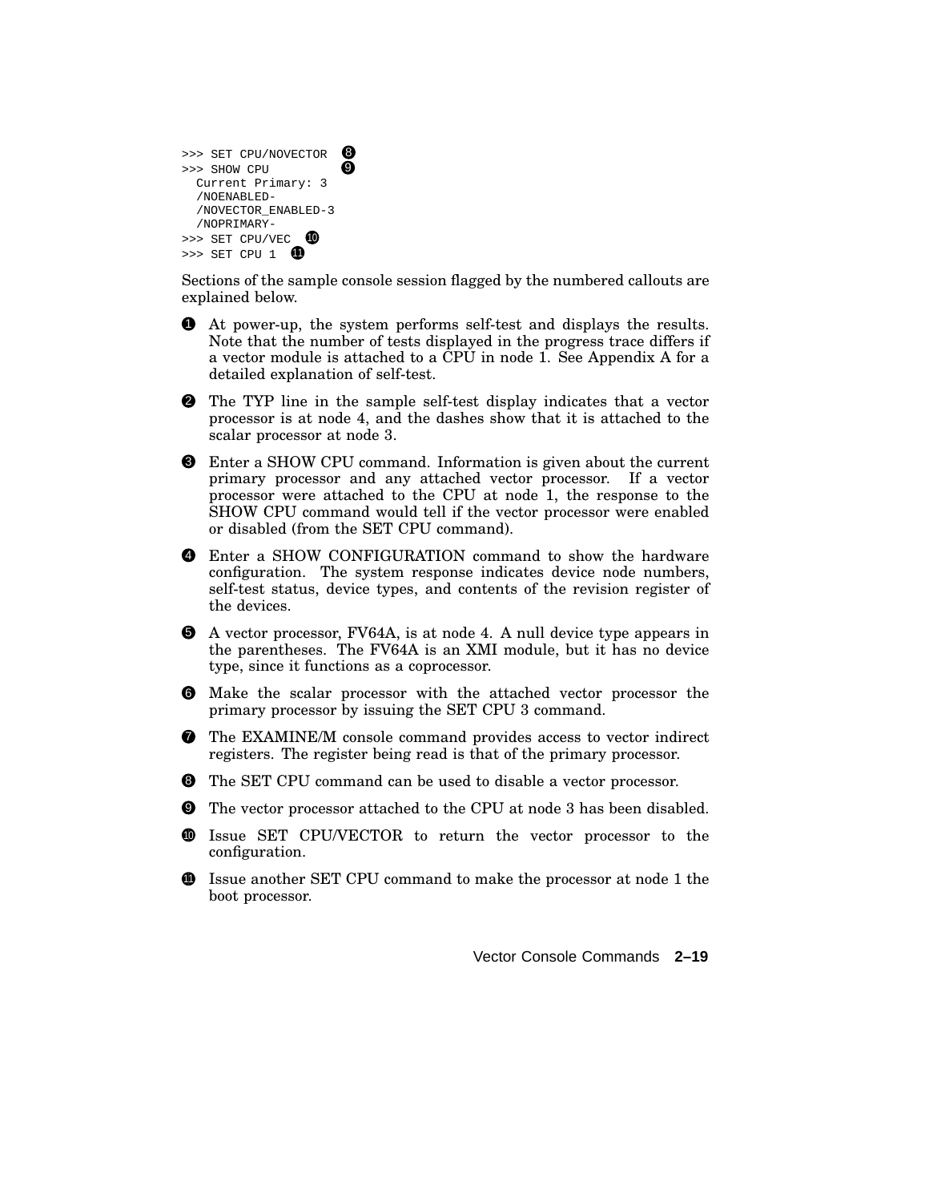```
>>> SET CPU/NOVECTOR  ❽
>>> SHOW CPU          ❾
  Current Primary: 3
  /NOENABLED-
  /NOVECTOR_ENABLED-3
  /NOPRIMARY-
>>> SET CPU/VEC  ❿
>>> SET CPU 1  ⓫
```

Sections of the sample console session flagged by the numbered callouts are explained below.

❶ At power-up, the system performs self-test and displays the results. Note that the number of tests displayed in the progress trace differs if a vector module is attached to a CPU in node 1. See Appendix A for a detailed explanation of self-test.

❷ The TYP line in the sample self-test display indicates that a vector processor is at node 4, and the dashes show that it is attached to the scalar processor at node 3.

❸ Enter a SHOW CPU command. Information is given about the current primary processor and any attached vector processor. If a vector processor were attached to the CPU at node 1, the response to the SHOW CPU command would tell if the vector processor were enabled or disabled (from the SET CPU command).

❹ Enter a SHOW CONFIGURATION command to show the hardware configuration. The system response indicates device node numbers, self-test status, device types, and contents of the revision register of the devices.

❺ A vector processor, FV64A, is at node 4. A null device type appears in the parentheses. The FV64A is an XMI module, but it has no device type, since it functions as a coprocessor.

❻ Make the scalar processor with the attached vector processor the primary processor by issuing the SET CPU 3 command.

❼ The EXAMINE/M console command provides access to vector indirect registers. The register being read is that of the primary processor.

❽ The SET CPU command can be used to disable a vector processor.

❾ The vector processor attached to the CPU at node 3 has been disabled.

❿ Issue SET CPU/VECTOR to return the vector processor to the configuration.

⓫ Issue another SET CPU command to make the processor at node 1 the boot processor.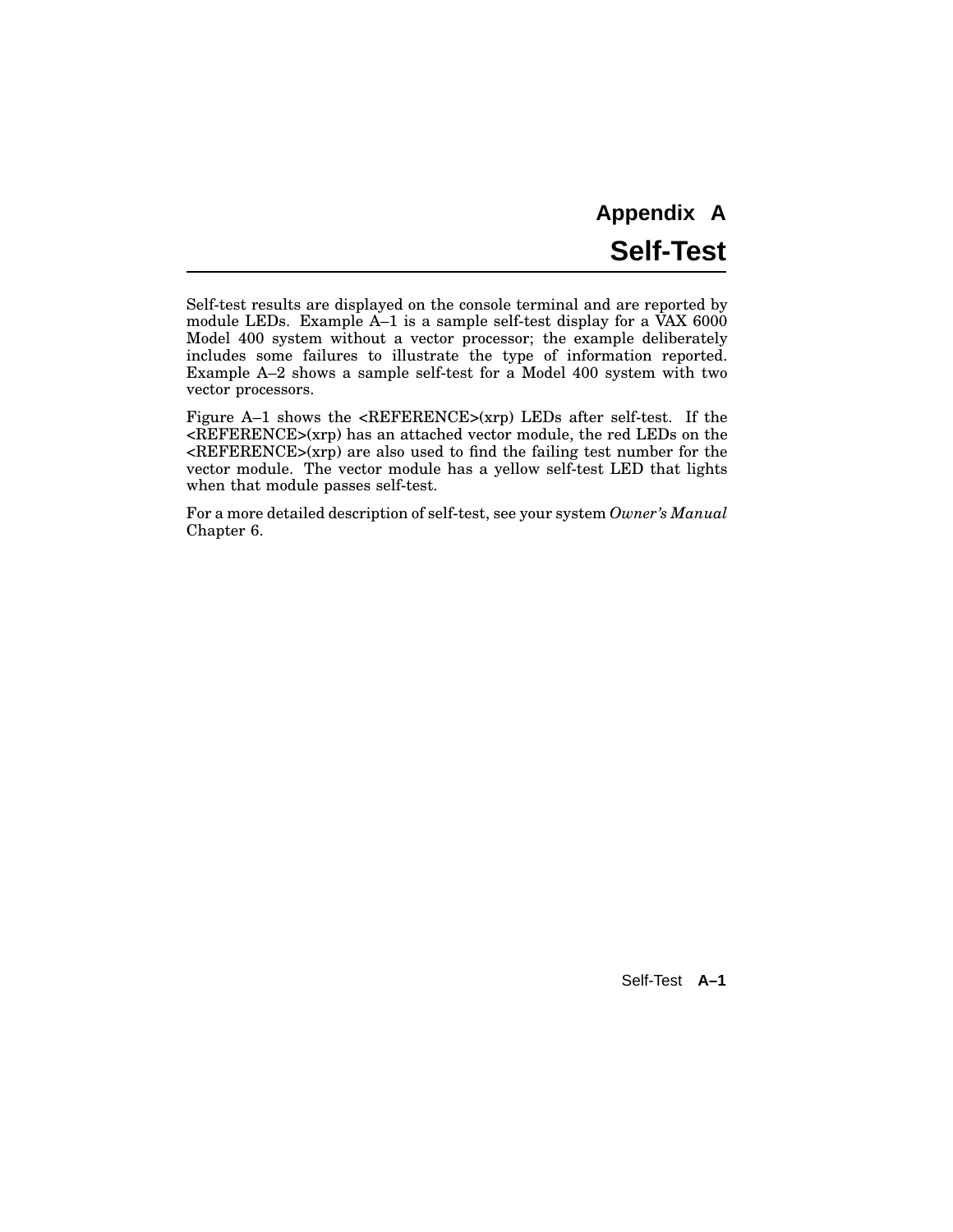# Appendix A
# Self-Test

Self-test results are displayed on the console terminal and are reported by module LEDs. Example A–1 is a sample self-test display for a VAX 6000 Model 400 system without a vector processor; the example deliberately includes some failures to illustrate the type of information reported. Example A–2 shows a sample self-test for a Model 400 system with two vector processors.

Figure A–1 shows the <REFERENCE>(xrp) LEDs after self-test. If the <REFERENCE>(xrp) has an attached vector module, the red LEDs on the <REFERENCE>(xrp) are also used to find the failing test number for the vector module. The vector module has a yellow self-test LED that lights when that module passes self-test.

For a more detailed description of self-test, see your system *Owner's Manual* Chapter 6.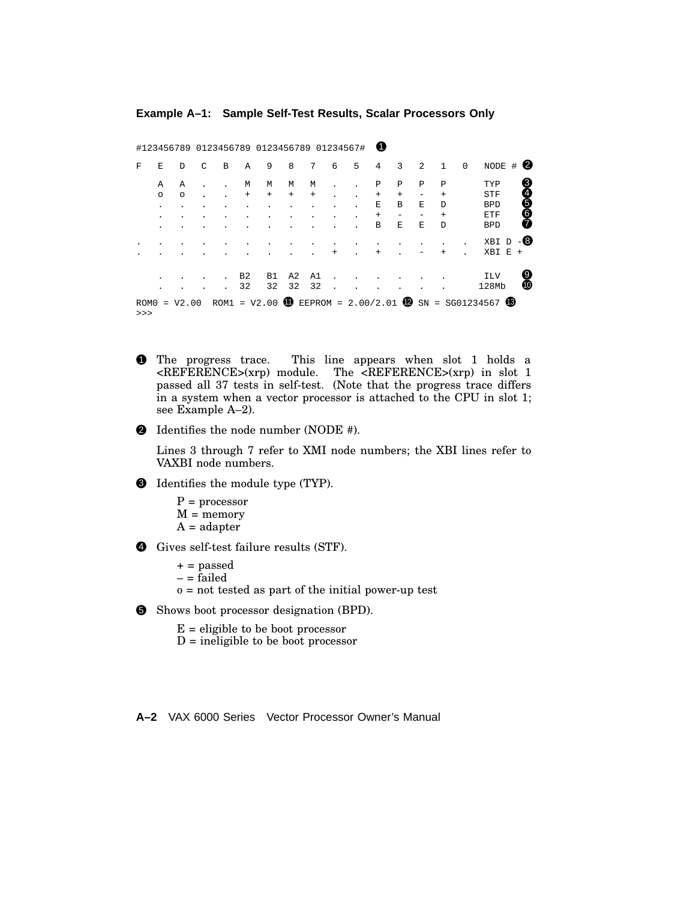**Example A–1: Sample Self-Test Results, Scalar Processors Only**

```
#123456789 0123456789 0123456789 01234567#  ❶

F   E   D   C   B   A   9   8   7   6   5   4   3   2   1   0   NODE # ❷

    A   A   .   .   M   M   M   M   .   .   P   P   P   P       TYP    ❸
    o   o   .   .   +   +   +   +   .   .   +   +   -   +       STF    ❹
    .   .   .   .   .   .   .   .   .   .   E   B   E   D       BPD    ❺
    .   .   .   .   .   .   .   .   .   .   +   -   -   +       ETF    ❻
    .   .   .   .   .   .   .   .   .   .   B   E   E   D       BPD    ❼

.   .   .   .   .   .   .   .   .   .   .   .   .   .   .   .   XBI D -❽
.   .   .   .   .   .   .   .   .   +   .   +   .   -   +   .   XBI E +

    .   .   .   .   B2  B1  A2  A1  .   .   .   .   .   .       ILV    ❾
    .   .   .   .   32  32  32  32  .   .   .   .   .   .      128Mb   ❿

ROM0 = V2.00  ROM1 = V2.00 ⓫ EEPROM = 2.00/2.01 ⓬ SN = SG01234567 ⓭
>>>
```

❶ The progress trace. This line appears when slot 1 holds a <REFERENCE>(xrp) module. The <REFERENCE>(xrp) in slot 1 passed all 37 tests in self-test. (Note that the progress trace differs in a system when a vector processor is attached to the CPU in slot 1; see Example A–2).

❷ Identifies the node number (NODE #).

Lines 3 through 7 refer to XMI node numbers; the XBI lines refer to VAXBI node numbers.

❸ Identifies the module type (TYP).

- P = processor
- M = memory
- A = adapter

❹ Gives self-test failure results (STF).

- + = passed
- – = failed
- o = not tested as part of the initial power-up test

❺ Shows boot processor designation (BPD).

- E = eligible to be boot processor
- D = ineligible to be boot processor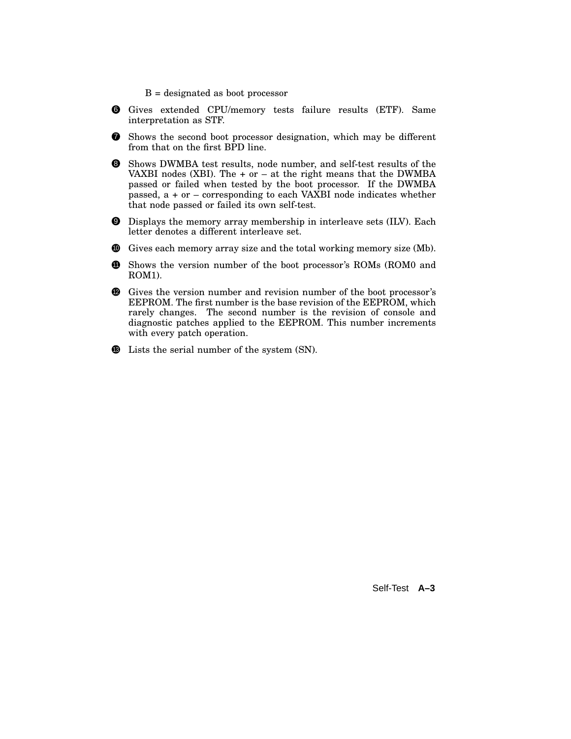B = designated as boot processor

❻ Gives extended CPU/memory tests failure results (ETF). Same interpretation as STF.

❼ Shows the second boot processor designation, which may be different from that on the first BPD line.

❽ Shows DWMBA test results, node number, and self-test results of the VAXBI nodes (XBI). The + or – at the right means that the DWMBA passed or failed when tested by the boot processor. If the DWMBA passed, a + or – corresponding to each VAXBI node indicates whether that node passed or failed its own self-test.

❾ Displays the memory array membership in interleave sets (ILV). Each letter denotes a different interleave set.

❿ Gives each memory array size and the total working memory size (Mb).

⓫ Shows the version number of the boot processor's ROMs (ROM0 and ROM1).

⓬ Gives the version number and revision number of the boot processor's EEPROM. The first number is the base revision of the EEPROM, which rarely changes. The second number is the revision of console and diagnostic patches applied to the EEPROM. This number increments with every patch operation.

⓭ Lists the serial number of the system (SN).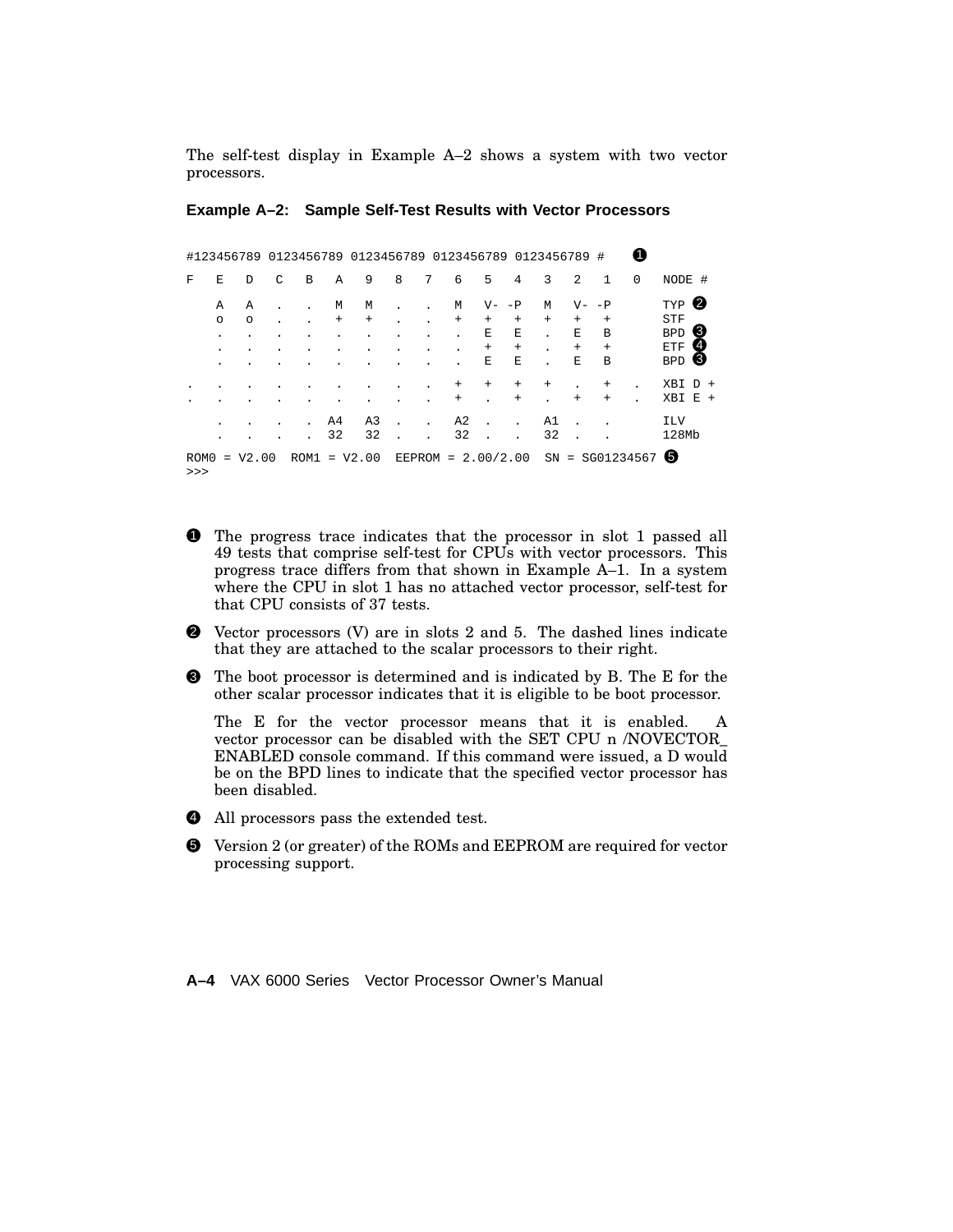The self-test display in Example A–2 shows a system with two vector processors.

**Example A–2: Sample Self-Test Results with Vector Processors**

```
#123456789 0123456789 0123456789 0123456789 0123456789 #    ❶

F   E   D   C   B   A   9   8   7   6   5   4   3   2   1   0   NODE #

    A   A   .   .   M   M   .   .   M   V- -P   M   V- -P       TYP ❷
    o   o   .   .   +   +   .   .   +   +   +   +   +   +       STF
    .   .   .   .   .   .   .   .   .   E   E   .   E   B       BPD ❸
    .   .   .   .   .   .   .   .   .   +   +   .   +   +       ETF ❹
    .   .   .   .   .   .   .   .   .   E   E   .   E   B       BPD ❸

.   .   .   .   .   .   .   .   .   +   +   +   +   .   +   .   XBI D +
.   .   .   .   .   .   .   .   .   +   .   +   .   +   +   .   XBI E +

    .   .   .   .   A4  A3  .   .   A2  .   .   A1  .   .       ILV
    .   .   .   .   32  32  .   .   32  .   .   32  .   .       128Mb

ROM0 = V2.00  ROM1 = V2.00  EEPROM = 2.00/2.00  SN = SG01234567 ❺
>>>
```

❶ The progress trace indicates that the processor in slot 1 passed all 49 tests that comprise self-test for CPUs with vector processors. This progress trace differs from that shown in Example A–1. In a system where the CPU in slot 1 has no attached vector processor, self-test for that CPU consists of 37 tests.

❷ Vector processors (V) are in slots 2 and 5. The dashed lines indicate that they are attached to the scalar processors to their right.

❸ The boot processor is determined and is indicated by B. The E for the other scalar processor indicates that it is eligible to be boot processor.

The E for the vector processor means that it is enabled. A vector processor can be disabled with the SET CPU n /NOVECTOR_ENABLED console command. If this command were issued, a D would be on the BPD lines to indicate that the specified vector processor has been disabled.

❹ All processors pass the extended test.

❺ Version 2 (or greater) of the ROMs and EEPROM are required for vector processing support.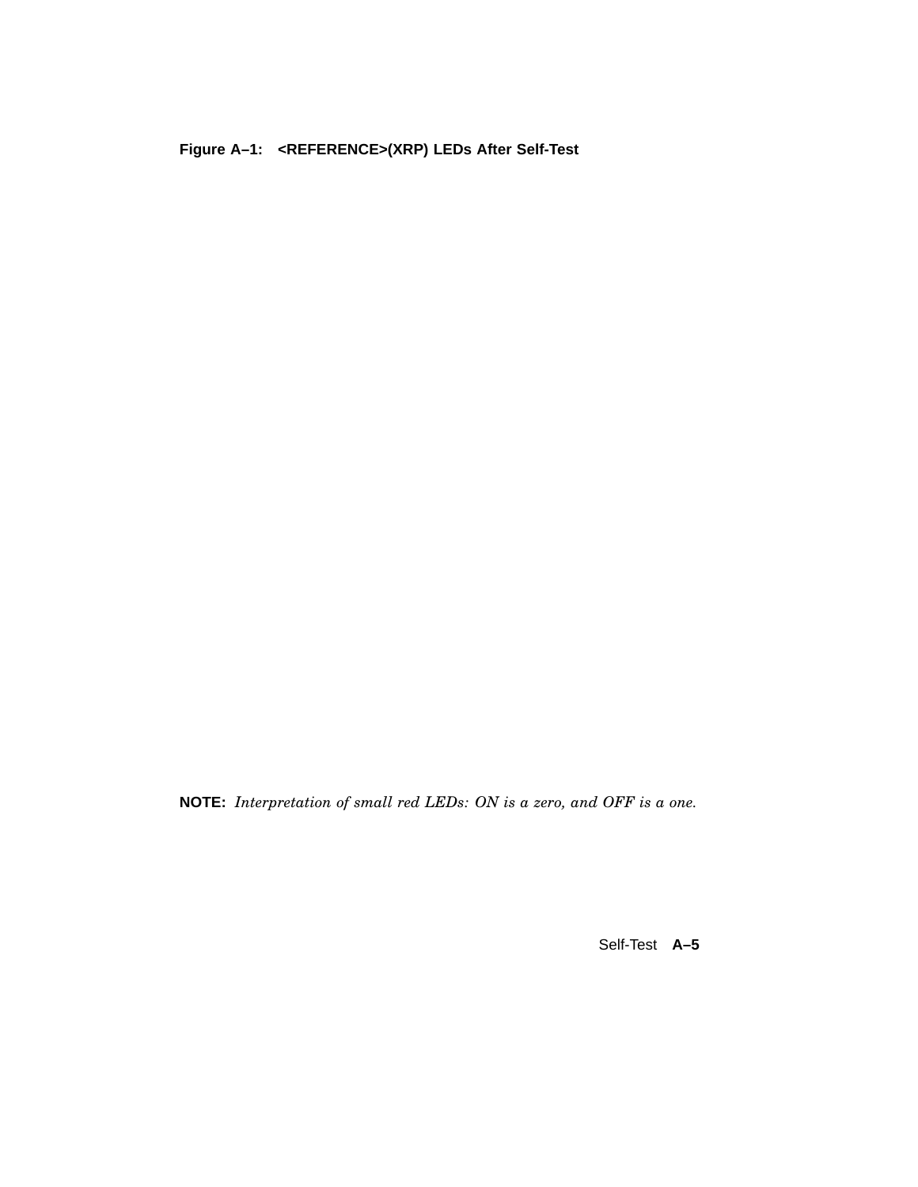**Figure A–1: <REFERENCE>(XRP) LEDs After Self-Test**

**NOTE:** *Interpretation of small red LEDs: ON is a zero, and OFF is a one.*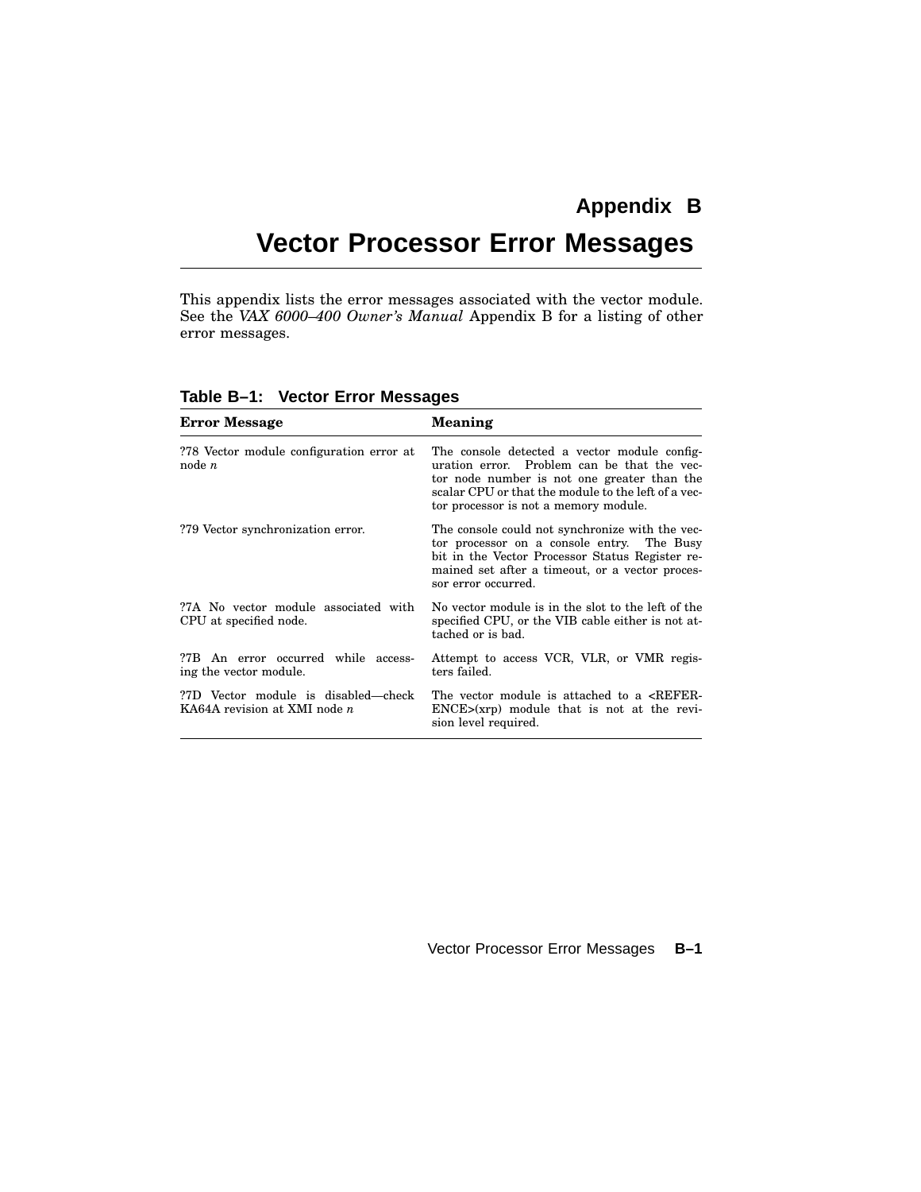# Appendix B

# Vector Processor Error Messages

This appendix lists the error messages associated with the vector module. See the *VAX 6000–400 Owner's Manual* Appendix B for a listing of other error messages.

**Table B–1: Vector Error Messages**

| Error Message | Meaning |
|---|---|
| ?78 Vector module configuration error at node *n* | The console detected a vector module configuration error. Problem can be that the vector node number is not one greater than the scalar CPU or that the module to the left of a vector processor is not a memory module. |
| ?79 Vector synchronization error. | The console could not synchronize with the vector processor on a console entry. The Busy bit in the Vector Processor Status Register remained set after a timeout, or a vector processor error occurred. |
| ?7A No vector module associated with CPU at specified node. | No vector module is in the slot to the left of the specified CPU, or the VIB cable either is not attached or is bad. |
| ?7B An error occurred while accessing the vector module. | Attempt to access VCR, VLR, or VMR registers failed. |
| ?7D Vector module is disabled—check KA64A revision at XMI node *n* | The vector module is attached to a <REFERENCE>(xrp) module that is not at the revision level required. |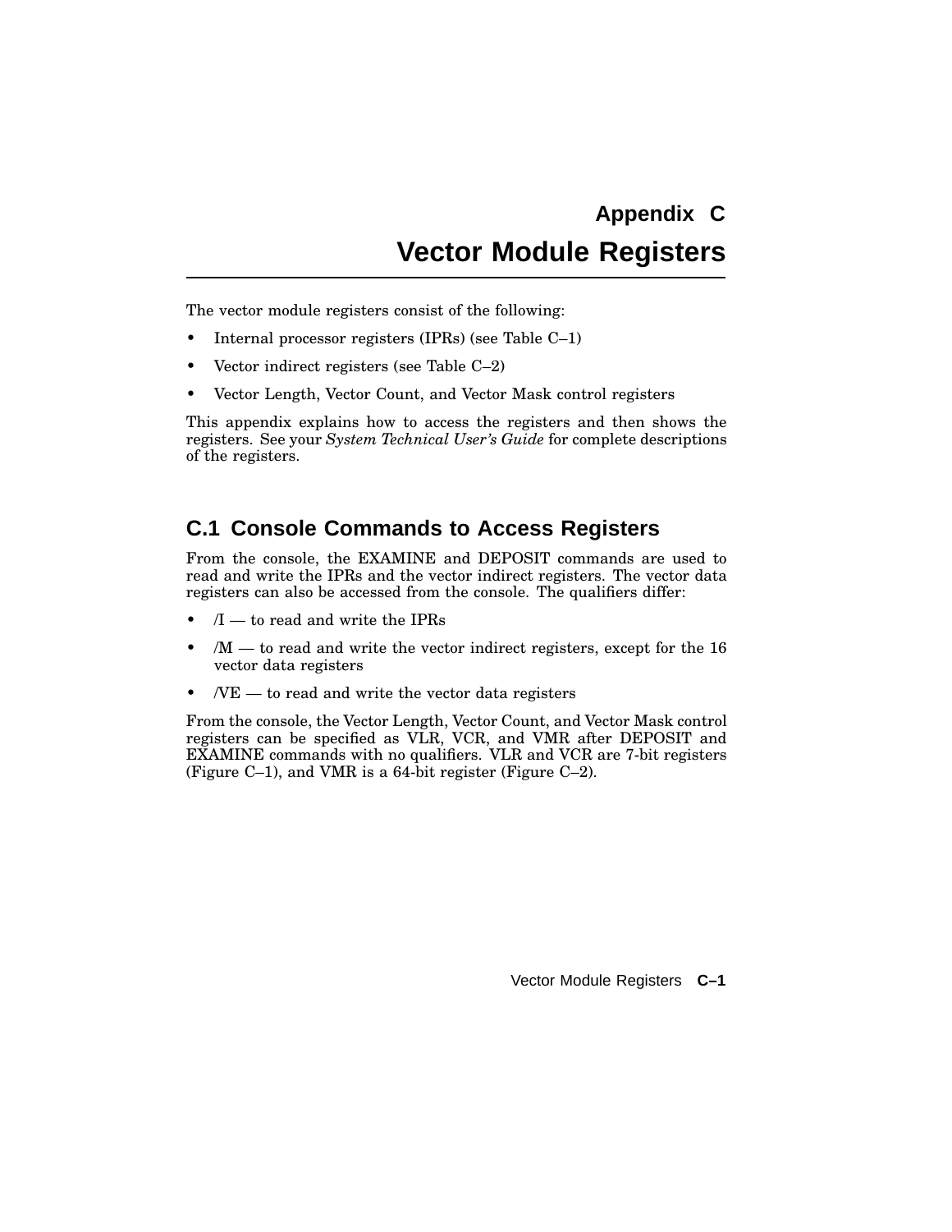# Appendix C

# Vector Module Registers

The vector module registers consist of the following:

- Internal processor registers (IPRs) (see Table C–1)
- Vector indirect registers (see Table C–2)
- Vector Length, Vector Count, and Vector Mask control registers

This appendix explains how to access the registers and then shows the registers. See your *System Technical User's Guide* for complete descriptions of the registers.

## C.1 Console Commands to Access Registers

From the console, the EXAMINE and DEPOSIT commands are used to read and write the IPRs and the vector indirect registers. The vector data registers can also be accessed from the console. The qualifiers differ:

- /I — to read and write the IPRs
- /M — to read and write the vector indirect registers, except for the 16 vector data registers
- /VE — to read and write the vector data registers

From the console, the Vector Length, Vector Count, and Vector Mask control registers can be specified as VLR, VCR, and VMR after DEPOSIT and EXAMINE commands with no qualifiers. VLR and VCR are 7-bit registers (Figure C–1), and VMR is a 64-bit register (Figure C–2).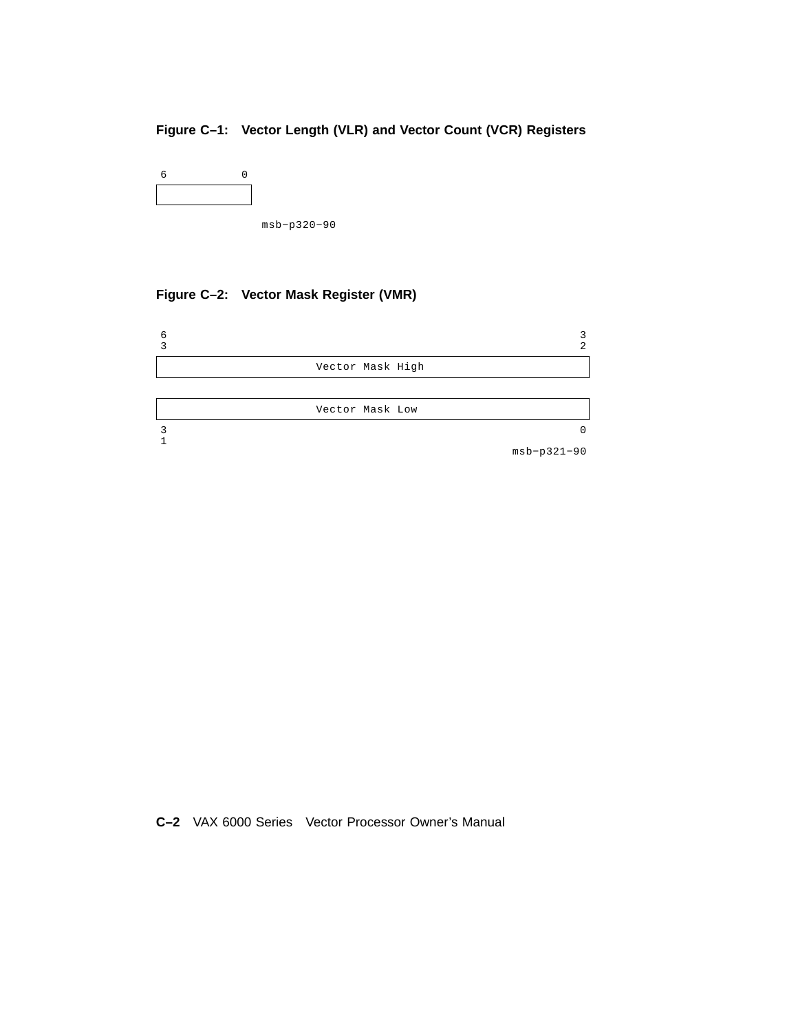**Figure C–1: Vector Length (VLR) and Vector Count (VCR) Registers**

```
6            0
+------------+
|            |
+------------+
                msb-p320-90
```

**Figure C–2: Vector Mask Register (VMR)**

```
6                                                            3
3                                                            2
+-------------------------------------------------------------+
|                      Vector Mask High                       |
+-------------------------------------------------------------+

+-------------------------------------------------------------+
|                      Vector Mask Low                        |
+-------------------------------------------------------------+
3                                                            0
1
                                                   msb-p321-90
```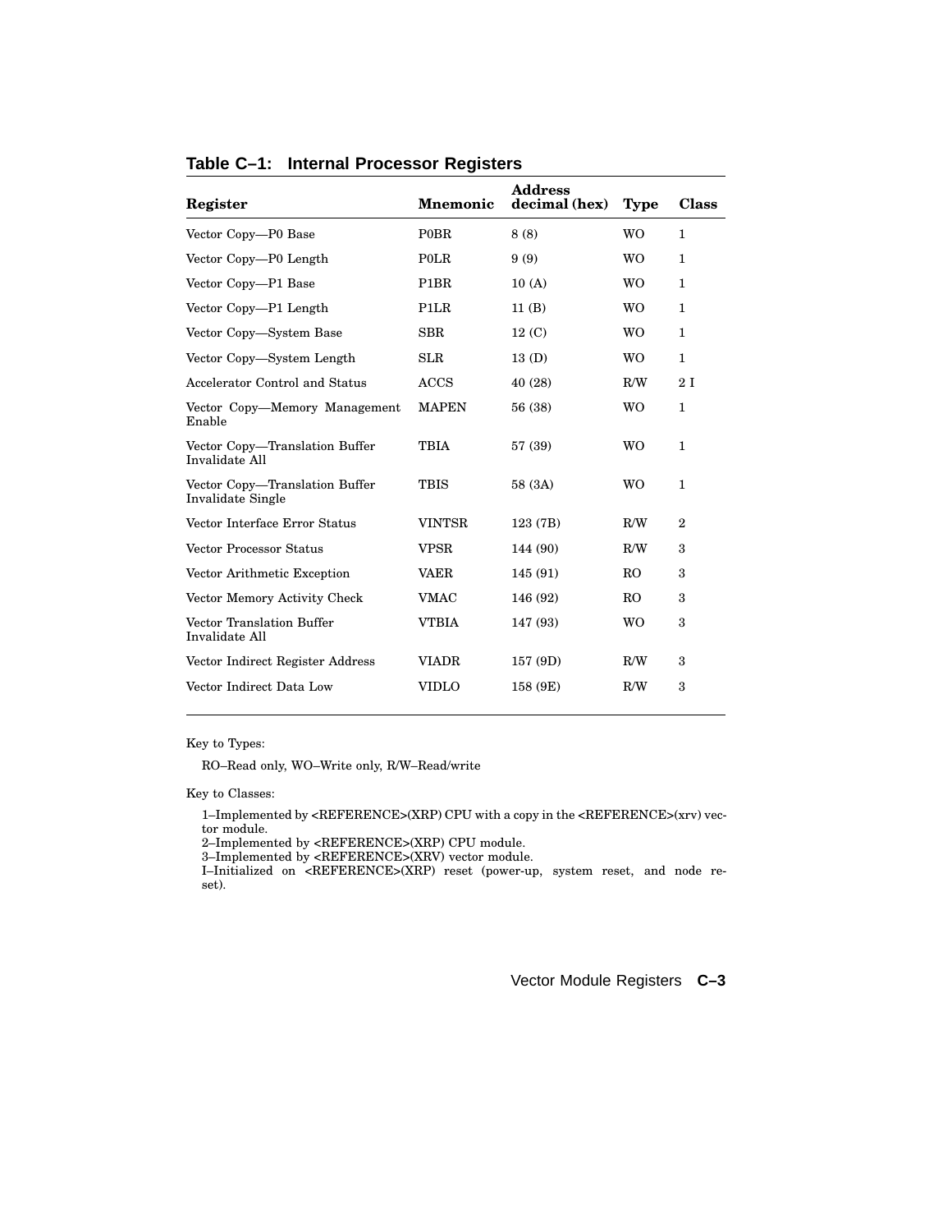**Table C–1: Internal Processor Registers**

| Register | Mnemonic | Address decimal (hex) | Type | Class |
|---|---|---|---|---|
| Vector Copy—P0 Base | P0BR | 8 (8) | WO | 1 |
| Vector Copy—P0 Length | P0LR | 9 (9) | WO | 1 |
| Vector Copy—P1 Base | P1BR | 10 (A) | WO | 1 |
| Vector Copy—P1 Length | P1LR | 11 (B) | WO | 1 |
| Vector Copy—System Base | SBR | 12 (C) | WO | 1 |
| Vector Copy—System Length | SLR | 13 (D) | WO | 1 |
| Accelerator Control and Status | ACCS | 40 (28) | R/W | 2 I |
| Vector Copy—Memory Management Enable | MAPEN | 56 (38) | WO | 1 |
| Vector Copy—Translation Buffer Invalidate All | TBIA | 57 (39) | WO | 1 |
| Vector Copy—Translation Buffer Invalidate Single | TBIS | 58 (3A) | WO | 1 |
| Vector Interface Error Status | VINTSR | 123 (7B) | R/W | 2 |
| Vector Processor Status | VPSR | 144 (90) | R/W | 3 |
| Vector Arithmetic Exception | VAER | 145 (91) | RO | 3 |
| Vector Memory Activity Check | VMAC | 146 (92) | RO | 3 |
| Vector Translation Buffer Invalidate All | VTBIA | 147 (93) | WO | 3 |
| Vector Indirect Register Address | VIADR | 157 (9D) | R/W | 3 |
| Vector Indirect Data Low | VIDLO | 158 (9E) | R/W | 3 |

Key to Types:

RO–Read only, WO–Write only, R/W–Read/write

Key to Classes:

1–Implemented by <REFERENCE>(XRP) CPU with a copy in the <REFERENCE>(xrv) vector module.
2–Implemented by <REFERENCE>(XRP) CPU module.
3–Implemented by <REFERENCE>(XRV) vector module.
I–Initialized on <REFERENCE>(XRP) reset (power-up, system reset, and node reset).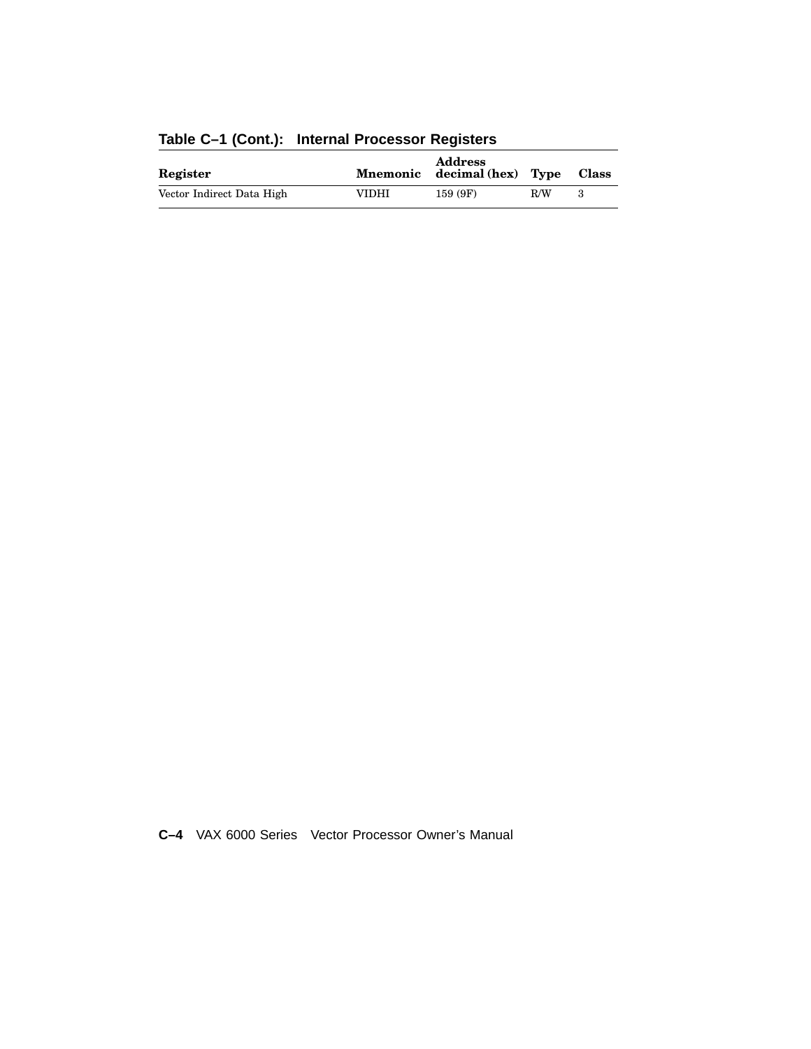**Table C–1 (Cont.): Internal Processor Registers**

| Register | Mnemonic | Address decimal (hex) | Type | Class |
|---|---|---|---|---|
| Vector Indirect Data High | VIDHI | 159 (9F) | R/W | 3 |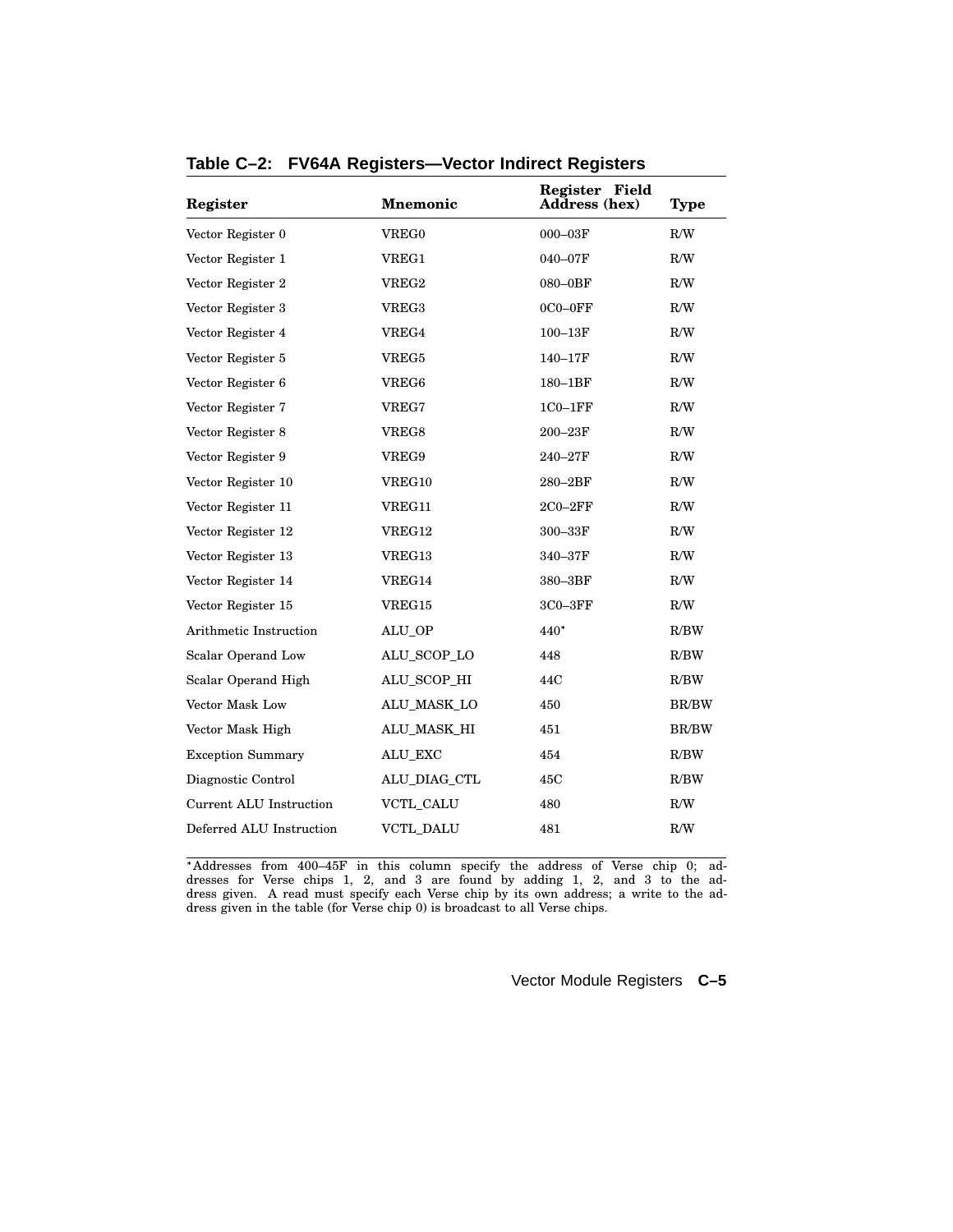**Table C–2: FV64A Registers—Vector Indirect Registers**

| Register | Mnemonic | Register Field Address (hex) | Type |
|---|---|---|---|
| Vector Register 0 | VREG0 | 000–03F | R/W |
| Vector Register 1 | VREG1 | 040–07F | R/W |
| Vector Register 2 | VREG2 | 080–0BF | R/W |
| Vector Register 3 | VREG3 | 0C0–0FF | R/W |
| Vector Register 4 | VREG4 | 100–13F | R/W |
| Vector Register 5 | VREG5 | 140–17F | R/W |
| Vector Register 6 | VREG6 | 180–1BF | R/W |
| Vector Register 7 | VREG7 | 1C0–1FF | R/W |
| Vector Register 8 | VREG8 | 200–23F | R/W |
| Vector Register 9 | VREG9 | 240–27F | R/W |
| Vector Register 10 | VREG10 | 280–2BF | R/W |
| Vector Register 11 | VREG11 | 2C0–2FF | R/W |
| Vector Register 12 | VREG12 | 300–33F | R/W |
| Vector Register 13 | VREG13 | 340–37F | R/W |
| Vector Register 14 | VREG14 | 380–3BF | R/W |
| Vector Register 15 | VREG15 | 3C0–3FF | R/W |
| Arithmetic Instruction | ALU_OP | 440* | R/BW |
| Scalar Operand Low | ALU_SCOP_LO | 448 | R/BW |
| Scalar Operand High | ALU_SCOP_HI | 44C | R/BW |
| Vector Mask Low | ALU_MASK_LO | 450 | BR/BW |
| Vector Mask High | ALU_MASK_HI | 451 | BR/BW |
| Exception Summary | ALU_EXC | 454 | R/BW |
| Diagnostic Control | ALU_DIAG_CTL | 45C | R/BW |
| Current ALU Instruction | VCTL_CALU | 480 | R/W |
| Deferred ALU Instruction | VCTL_DALU | 481 | R/W |

*Addresses from 400–45F in this column specify the address of Verse chip 0; addresses for Verse chips 1, 2, and 3 are found by adding 1, 2, and 3 to the address given. A read must specify each Verse chip by its own address; a write to the address given in the table (for Verse chip 0) is broadcast to all Verse chips.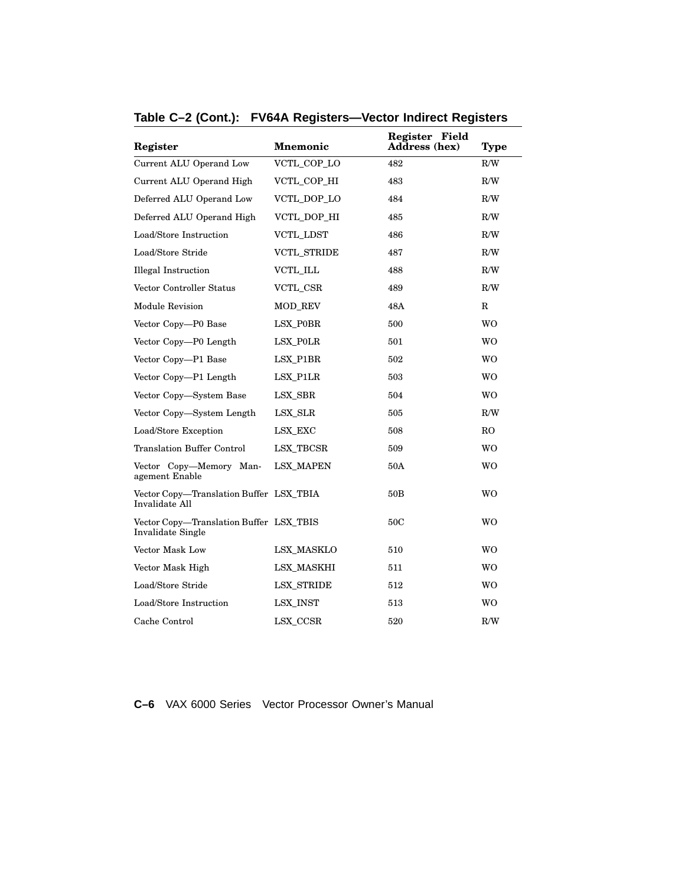**Table C–2 (Cont.): FV64A Registers—Vector Indirect Registers**

| Register | Mnemonic | Register Field Address (hex) | Type |
|---|---|---|---|
| Current ALU Operand Low | VCTL_COP_LO | 482 | R/W |
| Current ALU Operand High | VCTL_COP_HI | 483 | R/W |
| Deferred ALU Operand Low | VCTL_DOP_LO | 484 | R/W |
| Deferred ALU Operand High | VCTL_DOP_HI | 485 | R/W |
| Load/Store Instruction | VCTL_LDST | 486 | R/W |
| Load/Store Stride | VCTL_STRIDE | 487 | R/W |
| Illegal Instruction | VCTL_ILL | 488 | R/W |
| Vector Controller Status | VCTL_CSR | 489 | R/W |
| Module Revision | MOD_REV | 48A | R |
| Vector Copy—P0 Base | LSX_P0BR | 500 | WO |
| Vector Copy—P0 Length | LSX_P0LR | 501 | WO |
| Vector Copy—P1 Base | LSX_P1BR | 502 | WO |
| Vector Copy—P1 Length | LSX_P1LR | 503 | WO |
| Vector Copy—System Base | LSX_SBR | 504 | WO |
| Vector Copy—System Length | LSX_SLR | 505 | R/W |
| Load/Store Exception | LSX_EXC | 508 | RO |
| Translation Buffer Control | LSX_TBCSR | 509 | WO |
| Vector Copy—Memory Management Enable | LSX_MAPEN | 50A | WO |
| Vector Copy—Translation Buffer Invalidate All | LSX_TBIA | 50B | WO |
| Vector Copy—Translation Buffer Invalidate Single | LSX_TBIS | 50C | WO |
| Vector Mask Low | LSX_MASKLO | 510 | WO |
| Vector Mask High | LSX_MASKHI | 511 | WO |
| Load/Store Stride | LSX_STRIDE | 512 | WO |
| Load/Store Instruction | LSX_INST | 513 | WO |
| Cache Control | LSX_CCSR | 520 | R/W |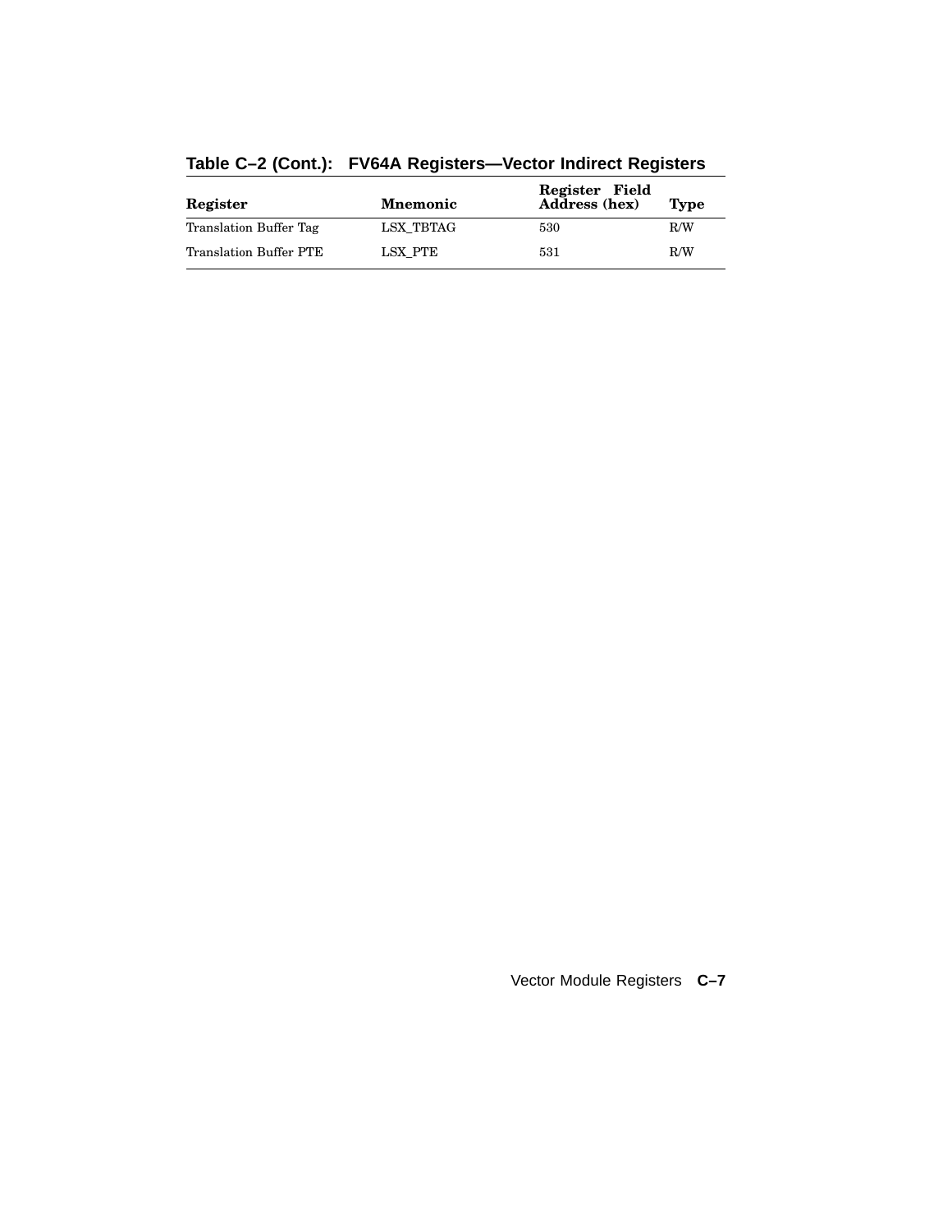**Table C–2 (Cont.): FV64A Registers—Vector Indirect Registers**

| Register | Mnemonic | Register Field Address (hex) | Type |
|---|---|---|---|
| Translation Buffer Tag | LSX_TBTAG | 530 | R/W |
| Translation Buffer PTE | LSX_PTE | 531 | R/W |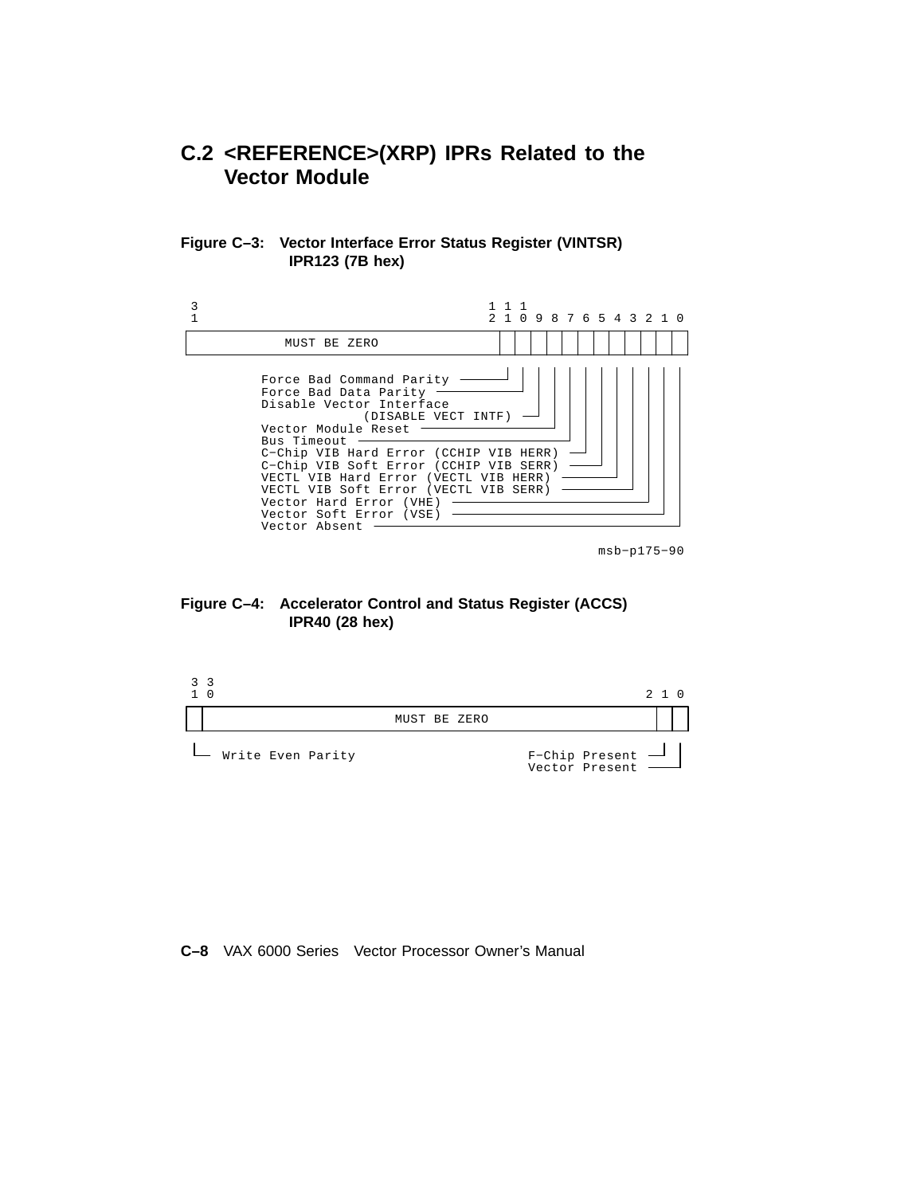## C.2 <REFERENCE>(XRP) IPRs Related to the Vector Module

**Figure C–3: Vector Interface Error Status Register (VINTSR) IPR123 (7B hex)**

| Bit(s) | Field |
|---|---|
| 31:13 | MUST BE ZERO |
| 12 | Force Bad Command Parity |
| 11 | Force Bad Data Parity |
| 10 | Disable Vector Interface (DISABLE VECT INTF) |
| 9 | Vector Module Reset |
| 8 | Bus Timeout |
| 7 | C-Chip VIB Hard Error (CCHIP VIB HERR) |
| 6 | C-Chip VIB Soft Error (CCHIP VIB SERR) |
| 5 | VECTL VIB Hard Error (VECTL VIB HERR) |
| 4 | VECTL VIB Soft Error (VECTL VIB SERR) |
| 3 | Vector Hard Error (VHE) |
| 2 | Vector Soft Error (VSE) |
| 1 | Vector Absent |

msb-p175-90

**Figure C–4: Accelerator Control and Status Register (ACCS) IPR40 (28 hex)**

| Bit(s) | Field |
|---|---|
| 31 | Write Even Parity |
| 30:2 | MUST BE ZERO |
| 1 | F-Chip Present |
| 0 | Vector Present |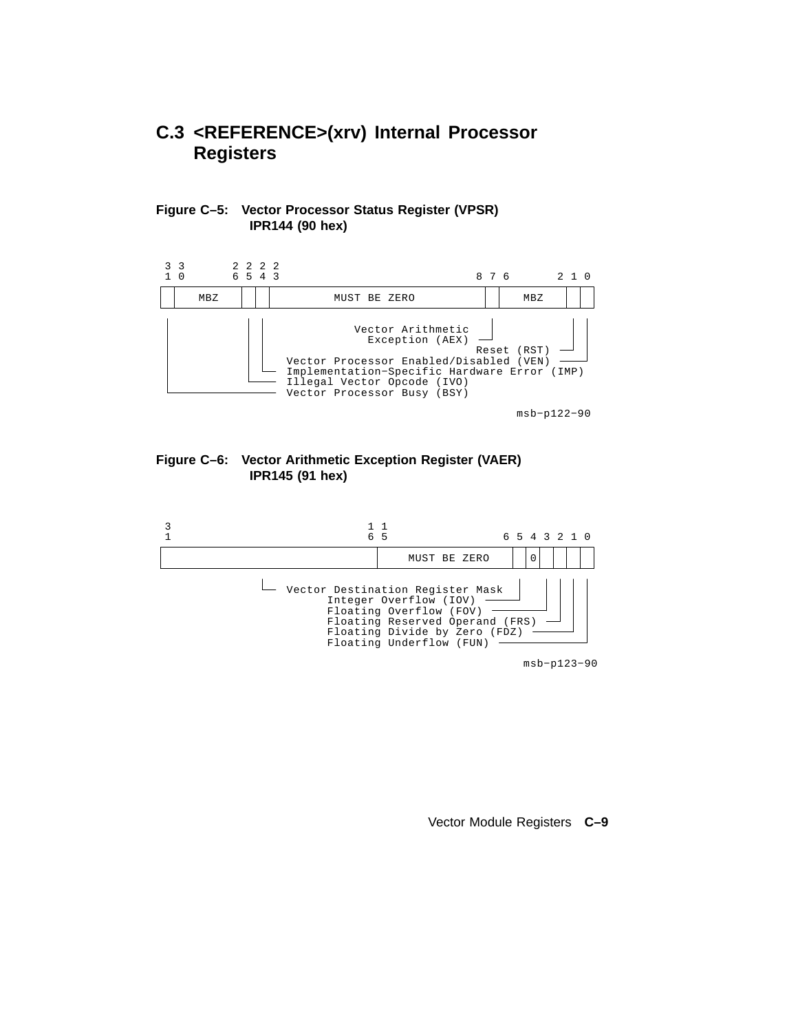## C.3 <REFERENCE>(xrv) Internal Processor Registers

**Figure C–5: Vector Processor Status Register (VPSR) IPR144 (90 hex)**

```
 3 3       2 2 2 2                                8 7 6       2 1 0
 1 0       6 5 4 3                                
+-+---------+-+-+-+-------------------------------+-+-+-------+-+-+
| |   MBZ   | | | |         MUST BE ZERO          | | |  MBZ  | | |
+-+---------+-+-+-+-------------------------------+-+-+-------+-+-+

                        Vector Arithmetic
                          Exception (AEX)
                                                  Reset (RST)
            Vector Processor Enabled/Disabled (VEN)
            Implementation-Specific Hardware Error (IMP)
            Illegal Vector Opcode (IVO)
            Vector Processor Busy (BSY)
```

msb−p122−90

**Figure C–6: Vector Arithmetic Exception Register (VAER) IPR145 (91 hex)**

```
 3                          1 1
 1                          6 5                  6 5 4 3 2 1 0
+---------------------------+--------------------+-+-+-+-+-+-+
|                           |    MUST BE ZERO    | |0| | | | |
+---------------------------+--------------------+-+-+-+-+-+-+

            Vector Destination Register Mask
               Integer Overflow (IOV)
               Floating Overflow (FOV)
               Floating Reserved Operand (FRS)
               Floating Divide by Zero (FDZ)
               Floating Underflow (FUN)
```

msb−p123−90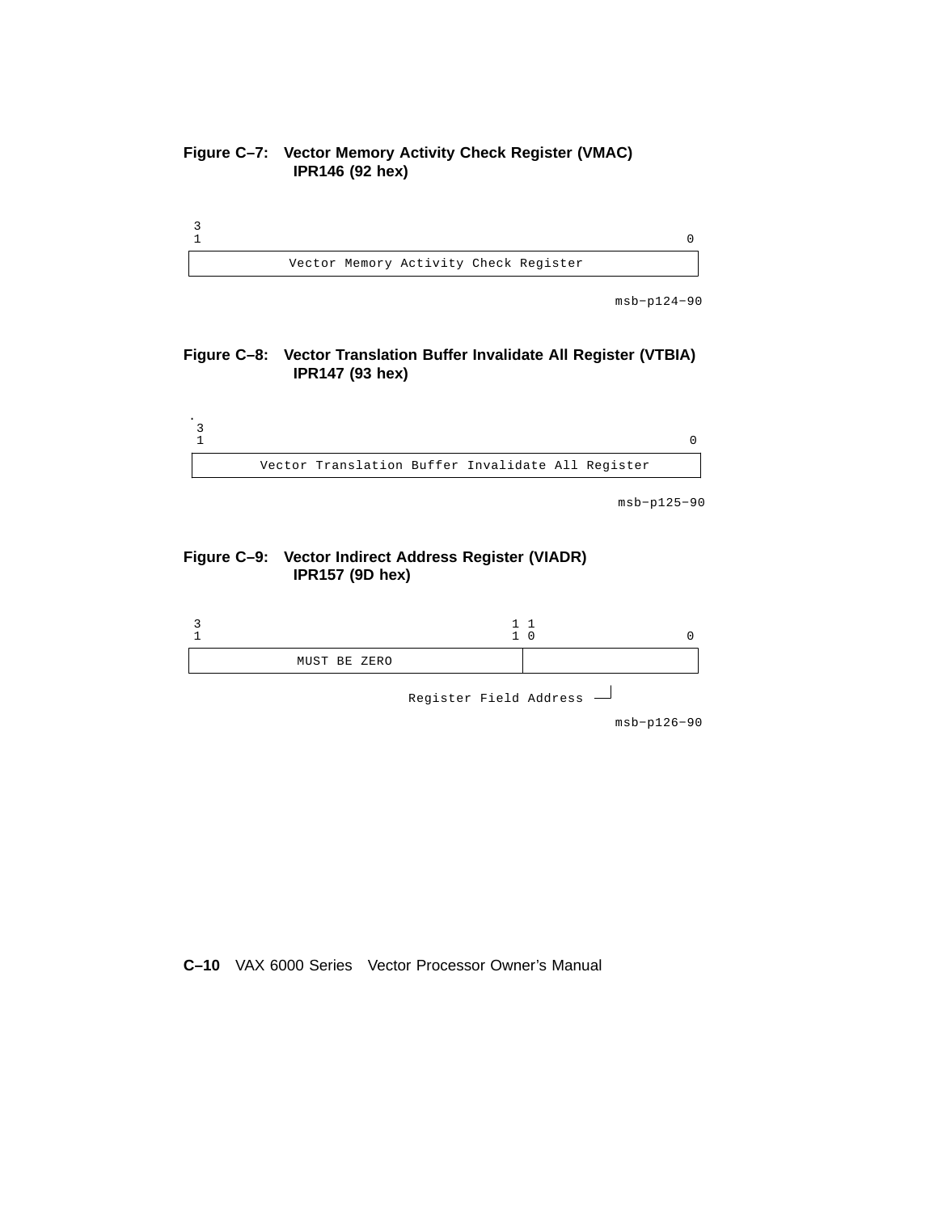**Figure C–7: Vector Memory Activity Check Register (VMAC) IPR146 (92 hex)**

```
3
1                                                                 0
+-----------------------------------------------------------------+
|             Vector Memory Activity Check Register               |
+-----------------------------------------------------------------+
```

msb−p124−90

**Figure C–8: Vector Translation Buffer Invalidate All Register (VTBIA) IPR147 (93 hex)**

```
3
1                                                                 0
+-----------------------------------------------------------------+
|        Vector Translation Buffer Invalidate All Register        |
+-----------------------------------------------------------------+
```

msb−p125−90

**Figure C–9: Vector Indirect Address Register (VIADR) IPR157 (9D hex)**

```
3                                         1 1
1                                         1 0                     0
+-------------------------------------------+---------------------+
|             MUST BE ZERO                  |                     |
+-------------------------------------------+---------------------+
                                                          |
                                Register Field Address ---+
```

msb−p126−90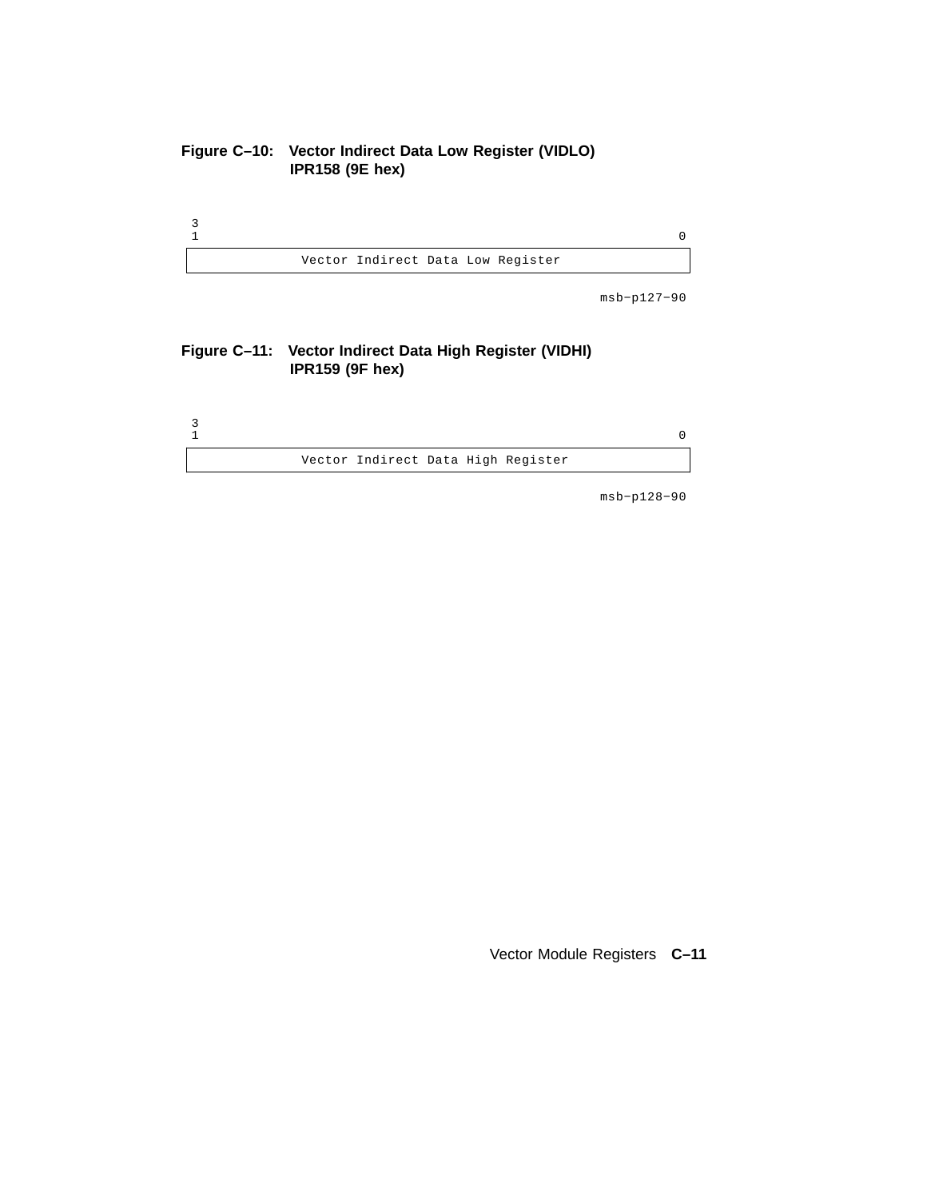**Figure C–10: Vector Indirect Data Low Register (VIDLO) IPR158 (9E hex)**

| 31 — 0 |
|---|
| Vector Indirect Data Low Register |

msb−p127−90

**Figure C–11: Vector Indirect Data High Register (VIDHI) IPR159 (9F hex)**

| 31 — 0 |
|---|
| Vector Indirect Data High Register |

msb−p128−90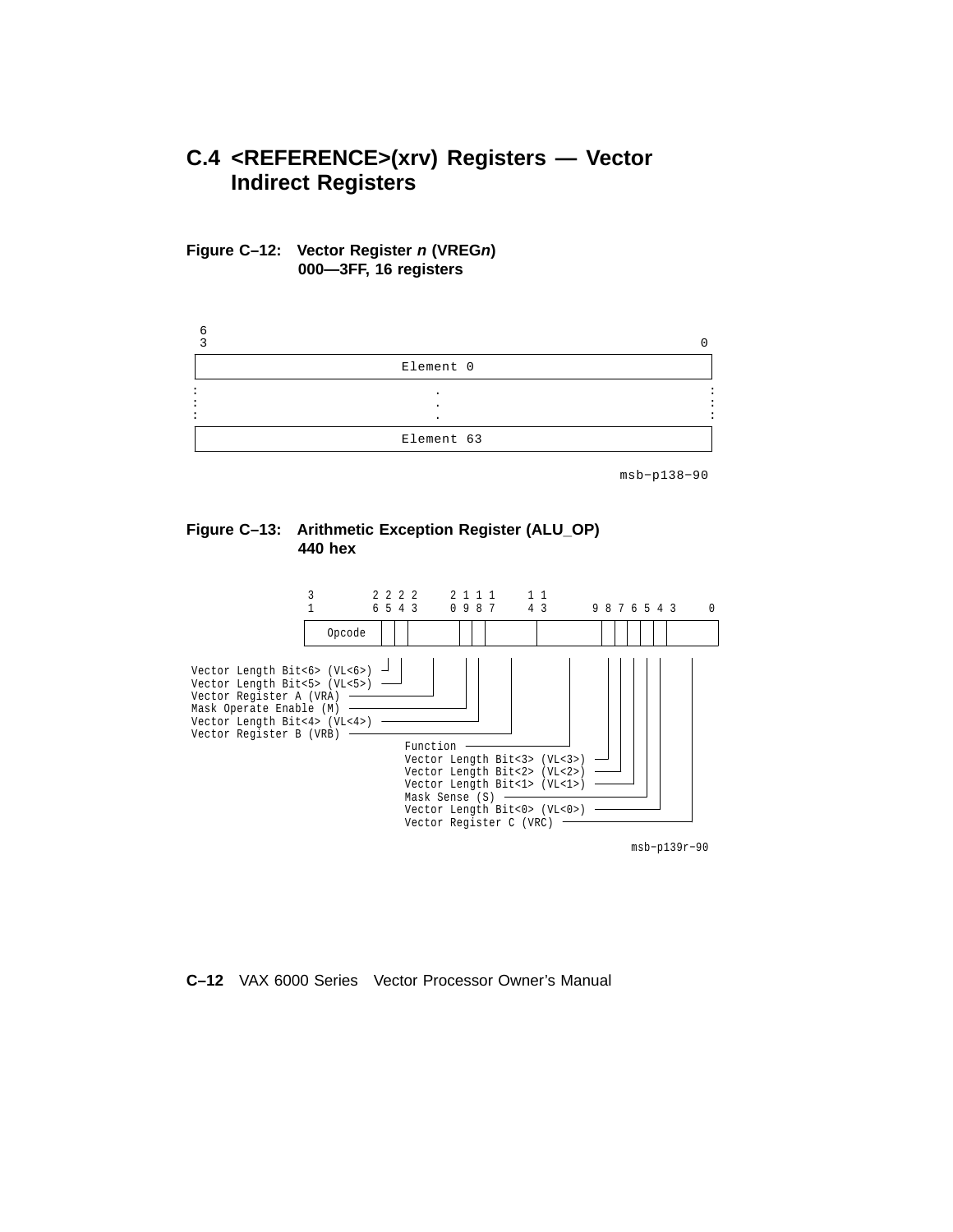## C.4 <REFERENCE>(xrv) Registers — Vector Indirect Registers

**Figure C–12: Vector Register *n* (VREG*n*)**
**000—3FF, 16 registers**

```
 6
 3                                                                        0
+--------------------------------------------------------------------------+
|                                Element 0                                 |
+--------------------------------------------------------------------------+
:                                    .                                     :
:                                    .                                     :
:                                    .                                     :
+--------------------------------------------------------------------------+
|                                Element 63                                |
+--------------------------------------------------------------------------+
```

msb−p138−90

**Figure C–13: Arithmetic Exception Register (ALU_OP)**
**440 hex**

```
                 3         2 2 2 2     2 1 1 1     1 1
                 1         6 5 4 3     0 9 8 7     4 3       9 8 7 6 5 4 3     0
                +----------+-+-+-------+-+-+-------+---------+-+-+-+-+-+-------+
                |  Opcode  | | |       | | |       |         | | | | | |       |
                +----------+-+-+-------+-+-+-------+---------+-+-+-+-+-+-------+

Vector Length Bit<6> (VL<6>)
Vector Length Bit<5> (VL<5>)
Vector Register A (VRA)
Mask Operate Enable (M)
Vector Length Bit<4> (VL<4>)
Vector Register B (VRB)
                           Function
                           Vector Length Bit<3> (VL<3>)
                           Vector Length Bit<2> (VL<2>)
                           Vector Length Bit<1> (VL<1>)
                           Mask Sense (S)
                           Vector Length Bit<0> (VL<0>)
                           Vector Register C (VRC)
```

msb−p139r−90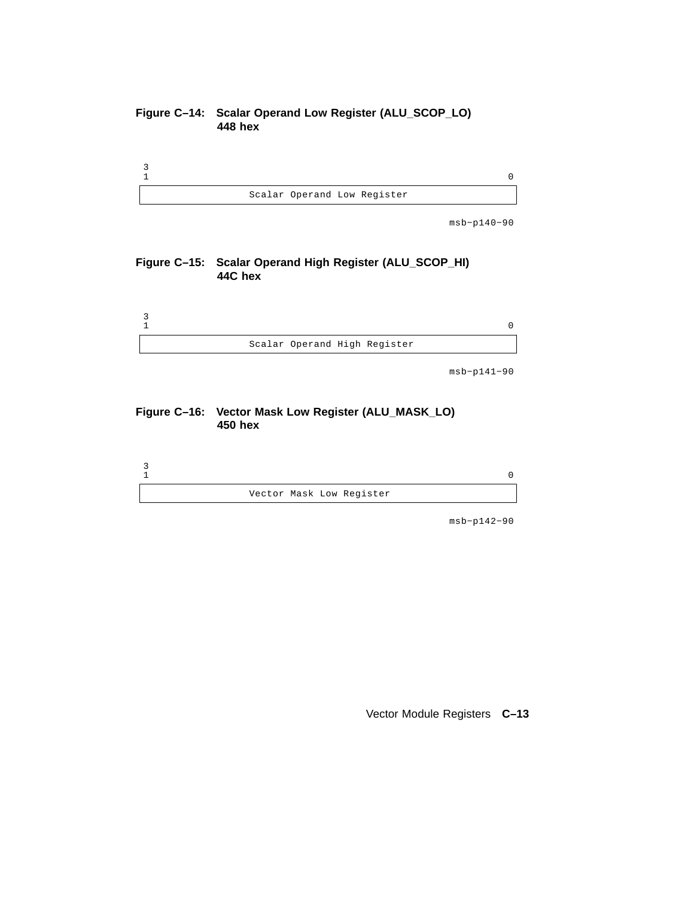**Figure C–14: Scalar Operand Low Register (ALU_SCOP_LO) 448 hex**

```
3
1                                                          0
+----------------------------------------------------------+
|               Scalar Operand Low Register                |
+----------------------------------------------------------+
```

msb−p140−90

**Figure C–15: Scalar Operand High Register (ALU_SCOP_HI) 44C hex**

```
3
1                                                          0
+----------------------------------------------------------+
|               Scalar Operand High Register               |
+----------------------------------------------------------+
```

msb−p141−90

**Figure C–16: Vector Mask Low Register (ALU_MASK_LO) 450 hex**

```
3
1                                                          0
+----------------------------------------------------------+
|               Vector Mask Low Register                   |
+----------------------------------------------------------+
```

msb−p142−90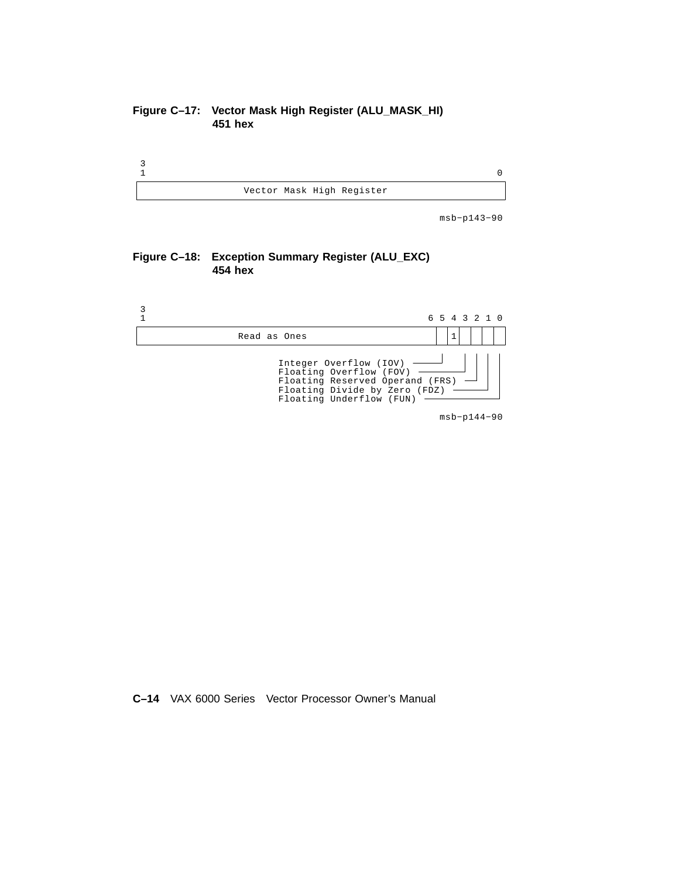**Figure C–17: Vector Mask High Register (ALU_MASK_HI) 451 hex**

```
 3
 1                                                              0
+---------------------------------------------------------------+
|                  Vector Mask High Register                    |
+---------------------------------------------------------------+

                                                      msb-p143-90
```

**Figure C–18: Exception Summary Register (ALU_EXC) 454 hex**

```
 3
 1                                                6 5 4 3 2 1 0
+-------------------------------------------------+-+-+-+-+-+-+-+
|                  Read as Ones                   | | |1| | | | |
+-------------------------------------------------+-+-+-+-+-+-+-+

                        Integer Overflow (IOV) ------+   | | | |
                        Floating Overflow (FOV) ---------+ | | |
                        Floating Reserved Operand (FRS) ---+ | |
                        Floating Divide by Zero (FDZ) -------+ |
                        Floating Underflow (FUN) --------------+

                                                      msb-p144-90
```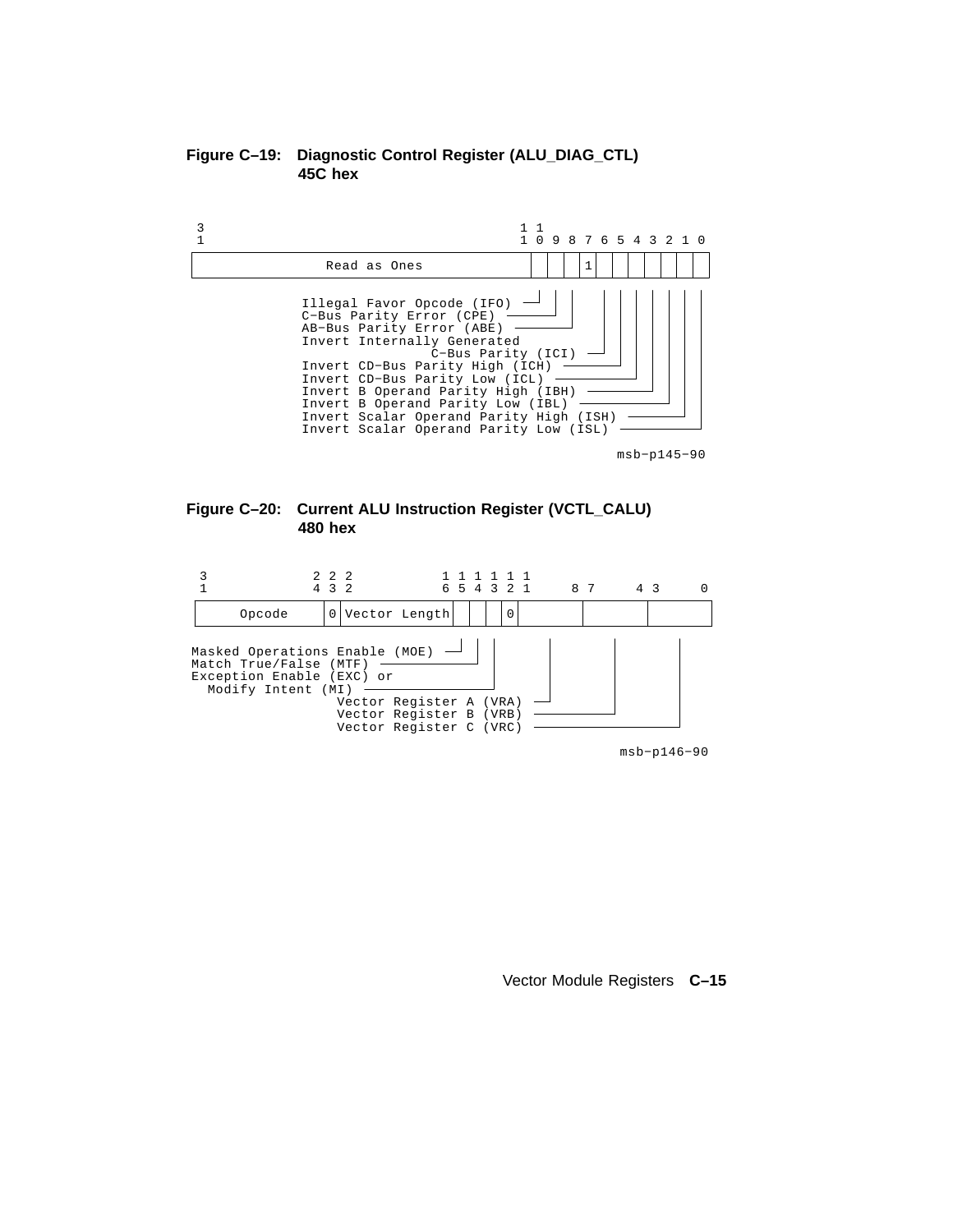**Figure C–19: Diagnostic Control Register (ALU_DIAG_CTL) 45C hex**

```
3                                      1 1
1                                      1 0 9 8 7 6 5 4 3 2 1 0
+--------------------------------------+-+-+-+-+-+-+-+-+-+-+-+-+
|             Read as Ones             | | | | |1| | | | | | | |
+--------------------------------------+-+-+-+-+-+-+-+-+-+-+-+-+

Illegal Favor Opcode (IFO)
C-Bus Parity Error (CPE)
AB-Bus Parity Error (ABE)
Invert Internally Generated
          C-Bus Parity (ICI)
Invert CD-Bus Parity High (ICH)
Invert CD-Bus Parity Low (ICL)
Invert B Operand Parity High (IBH)
Invert B Operand Parity Low (IBL)
Invert Scalar Operand Parity High (ISH)
Invert Scalar Operand Parity Low (ISL)
```

msb−p145−90

**Figure C–20: Current ALU Instruction Register (VCTL_CALU) 480 hex**

```
3             2 2 2             1 1 1 1 1 1
1             4 3 2             6 5 4 3 2 1      8 7      4 3      0
+-------------+-+---------------+-+-+-+-+-+-------+--------+--------+
|   Opcode    |0| Vector Length | | | |0| |       |        |        |
+-------------+-+---------------+-+-+-+-+-+-------+--------+--------+

Masked Operations Enable (MOE)
Match True/False (MTF)
Exception Enable (EXC) or
  Modify Intent (MI)
                  Vector Register A (VRA)
                  Vector Register B (VRB)
                  Vector Register C (VRC)
```

msb−p146−90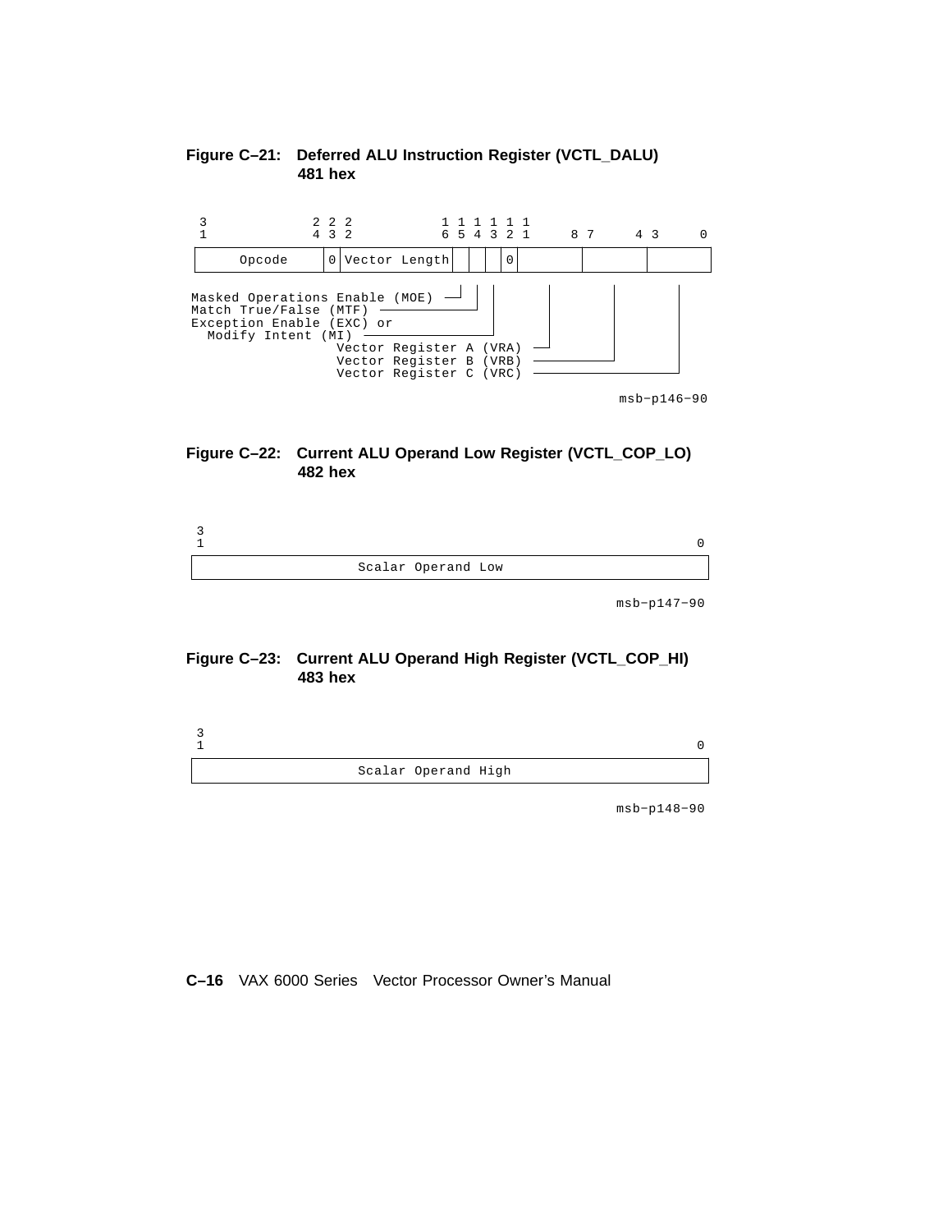**Figure C–21: Deferred ALU Instruction Register (VCTL_DALU) 481 hex**

```
 3             2 2 2           1 1 1 1 1 1
 1             4 3 2           6 5 4 3 2 1     8 7     4 3     0
+---------------+-+-------------+-+-+-+-+-------+-------+-------+
|    Opcode     |0|Vector Length| | | |0|       |       |       |
+---------------+-+-------------+-+-+-+-+-------+-------+-------+

Masked Operations Enable (MOE)
Match True/False (MTF)
Exception Enable (EXC) or
  Modify Intent (MI)
                  Vector Register A (VRA)
                  Vector Register B (VRB)
                  Vector Register C (VRC)
```

msb−p146−90

**Figure C–22: Current ALU Operand Low Register (VCTL_COP_LO) 482 hex**

```
 3
 1                                                             0
+---------------------------------------------------------------+
|                     Scalar Operand Low                        |
+---------------------------------------------------------------+
```

msb−p147−90

**Figure C–23: Current ALU Operand High Register (VCTL_COP_HI) 483 hex**

```
 3
 1                                                             0
+---------------------------------------------------------------+
|                     Scalar Operand High                       |
+---------------------------------------------------------------+
```

msb−p148−90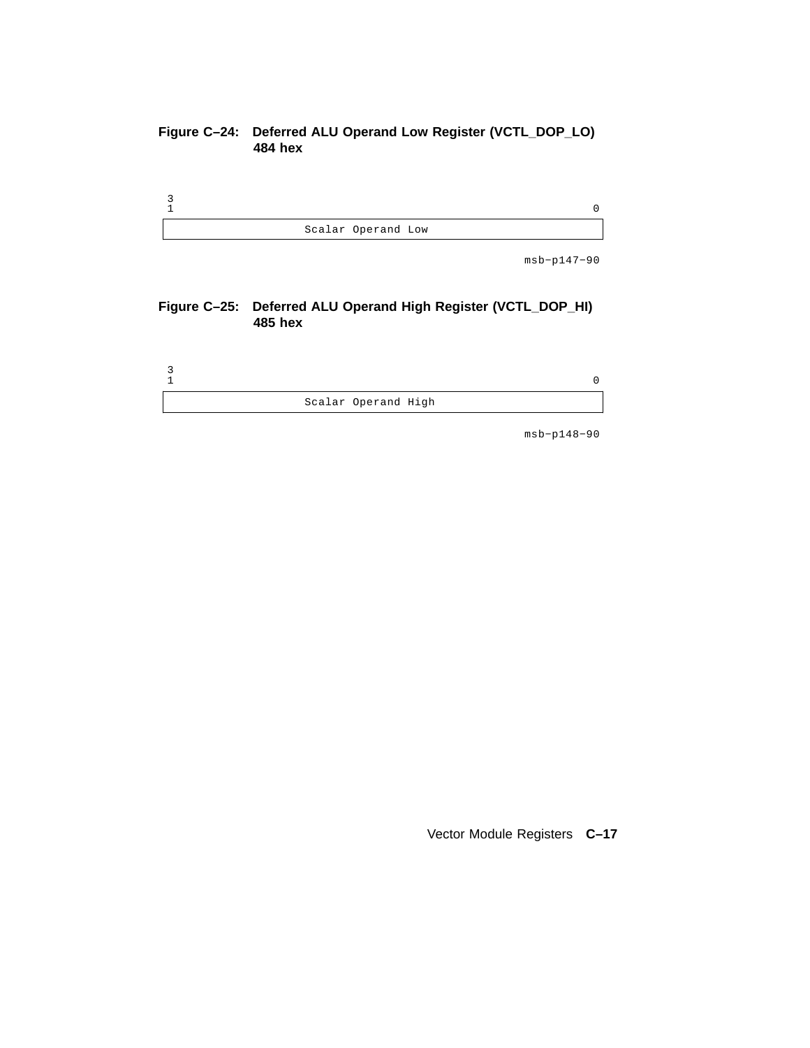**Figure C–24: Deferred ALU Operand Low Register (VCTL_DOP_LO) 484 hex**

| 31 — 0 |
|---|
| Scalar Operand Low |

msb−p147−90

**Figure C–25: Deferred ALU Operand High Register (VCTL_DOP_HI) 485 hex**

| 31 — 0 |
|---|
| Scalar Operand High |

msb−p148−90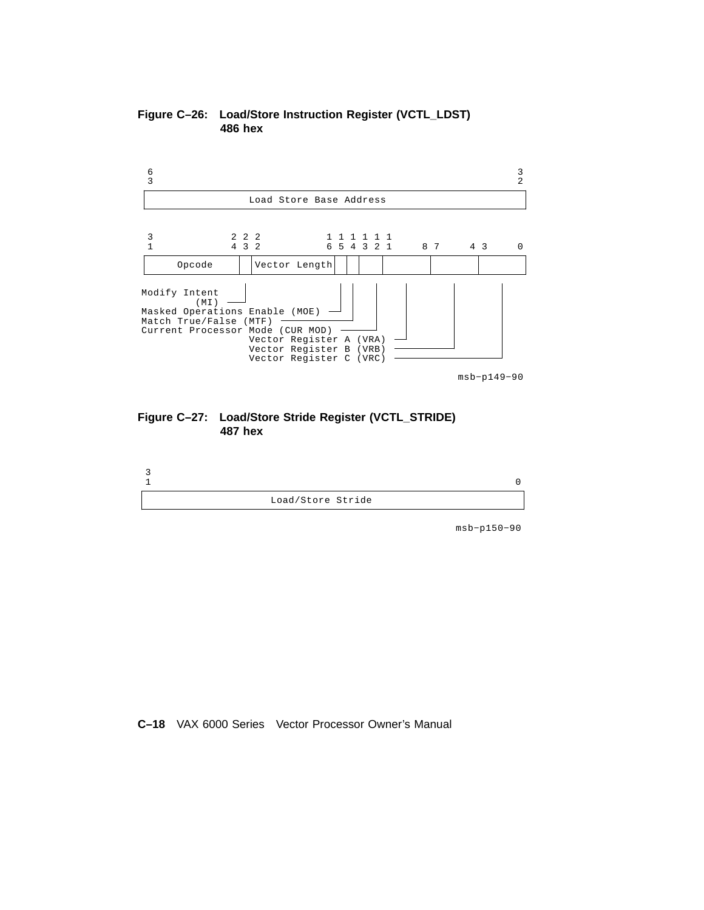**Figure C–26: Load/Store Instruction Register (VCTL_LDST) 486 hex**

```
 6                                                             3
 3                                                             2
+---------------------------------------------------------------+
|                  Load Store Base Address                      |
+---------------------------------------------------------------+

 3             2 2 2           1 1 1 1 1 1
 1             4 3 2           6 5 4 3 2 1     8 7     4 3     0
+---------------+--+------------+--+--+----+-------+-------+-------+
|     Opcode    |  |Vector Length|  |  |    |       |       |       |
+---------------+--+------------+--+--+----+-------+-------+-------+
Modify Intent     |               |  |    |    |       |       |
       (MI) ------+               |  |    |    |       |       |
Masked Operations Enable (MOE) ---+  |    |    |       |       |
Match True/False (MTF) --------------+    |    |       |       |
Current Processor Mode (CUR MOD) ---------+    |       |       |
                  Vector Register A (VRA) -----+       |       |
                  Vector Register B (VRB) -------------+       |
                  Vector Register C (VRC) ---------------------+
```

msb−p149−90

**Figure C–27: Load/Store Stride Register (VCTL_STRIDE) 487 hex**

```
 3
 1                                                             0
+---------------------------------------------------------------+
|                     Load/Store Stride                         |
+---------------------------------------------------------------+
```

msb−p150−90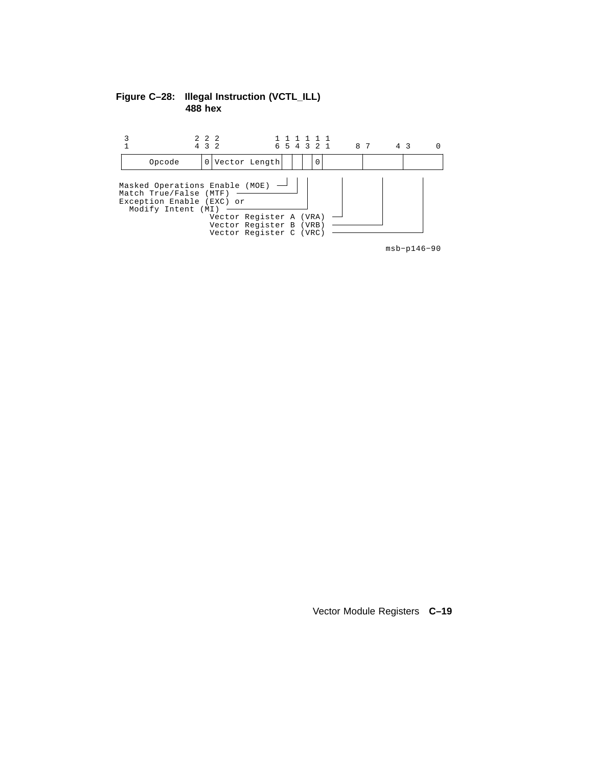**Figure C–28: Illegal Instruction (VCTL_ILL) 488 hex**

```
3             2 2 2           1 1 1 1 1 1
1             4 3 2           6 5 4 3 2 1     8 7     4 3     0
+---------------+-+-------------+-+-+-+-+-+-------+-------+-------+
|    Opcode     |0|Vector Length| | | | |0|       |       |       |
+---------------+-+-------------+-+-+-+-+-+-------+-------+-------+

Masked Operations Enable (MOE)  — bit 16
Match True/False (MTF)          — bit 15
Exception Enable (EXC) or
  Modify Intent (MI)            — bit 14
Vector Register A (VRA)         — bits 11:8
Vector Register B (VRB)         — bits 7:4
Vector Register C (VRC)         — bits 3:0
```

msb−p146−90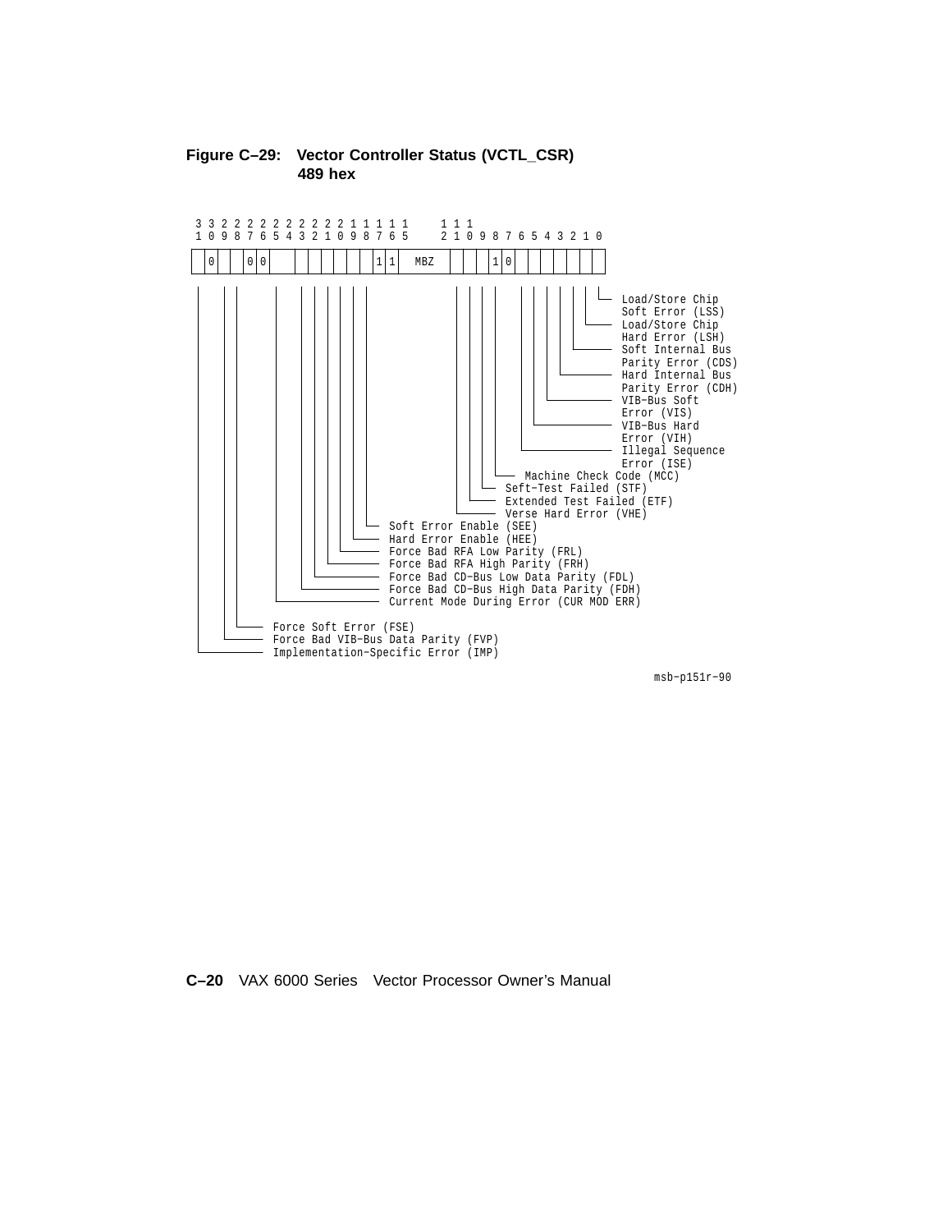**Figure C–29: Vector Controller Status (VCTL_CSR) 489 hex**

```
 3 3 2 2 2 2 2 2 2 2 2 2 1 1 1 1 1     1 1 1
 1 0 9 8 7 6 5 4 3 2 1 0 9 8 7 6 5     2 1 0 9 8 7 6 5 4 3 2 1 0
+-+-+-+-+-+-+---+-+-+-+-+-+-+-+-+-------+-+-+-+-+-+-+-+-+-+-+-+-+
| |0| | |0|0|   | | | | | | |1|1|  MBZ  | | | |1|0| | | | | | | |
+-+-+-+-+-+-+---+-+-+-+-+-+-+-+-+-------+-+-+-+-+-+-+-+-+-+-+-+-+
```

- Load/Store Chip Soft Error (LSS)
- Load/Store Chip Hard Error (LSH)
- Soft Internal Bus Parity Error (CDS)
- Hard Internal Bus Parity Error (CDH)
- VIB-Bus Soft Error (VIS)
- VIB-Bus Hard Error (VIH)
- Illegal Sequence Error (ISE)
- Machine Check Code (MCC)
- Seft-Test Failed (STF)
- Extended Test Failed (ETF)
- Verse Hard Error (VHE)
- Soft Error Enable (SEE)
- Hard Error Enable (HEE)
- Force Bad RFA Low Parity (FRL)
- Force Bad RFA High Parity (FRH)
- Force Bad CD-Bus Low Data Parity (FDL)
- Force Bad CD-Bus High Data Parity (FDH)
- Current Mode During Error (CUR MOD ERR)
- Force Soft Error (FSE)
- Force Bad VIB-Bus Data Parity (FVP)
- Implementation-Specific Error (IMP)

msb-p151r-90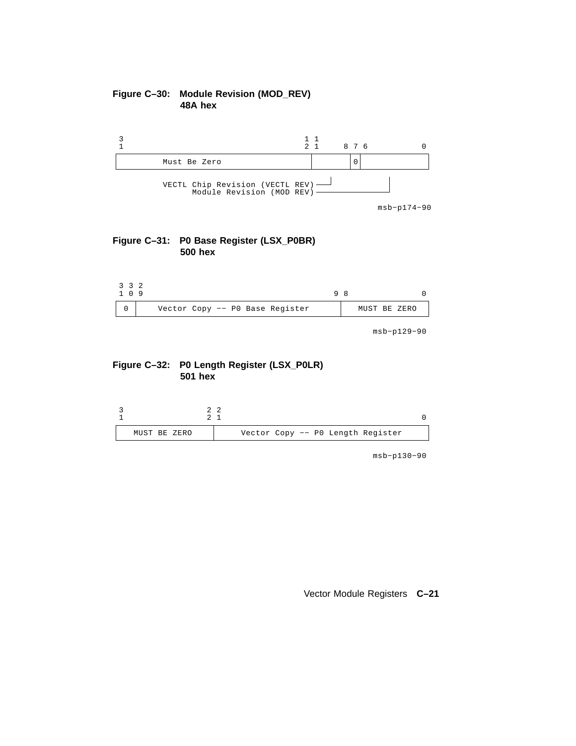**Figure C–30: Module Revision (MOD_REV)**
**48A hex**

| 31 ... 12 | 11 ... 8 | 7 | 6 ... 0 |
|---|---|---|---|
| Must Be Zero | | 0 | |

- Bits 11:8 — VECTL Chip Revision (VECTL REV)
- Bits 6:0 — Module Revision (MOD REV)

msb−p174−90

**Figure C–31: P0 Base Register (LSX_P0BR)**
**500 hex**

| 31 | 30 ... 9 | 8 ... 0 |
|---|---|---|
| 0 | Vector Copy −− P0 Base Register | MUST BE ZERO |

msb−p129−90

**Figure C–32: P0 Length Register (LSX_P0LR)**
**501 hex**

| 31 ... 22 | 21 ... 0 |
|---|---|
| MUST BE ZERO | Vector Copy −− P0 Length Register |

msb−p130−90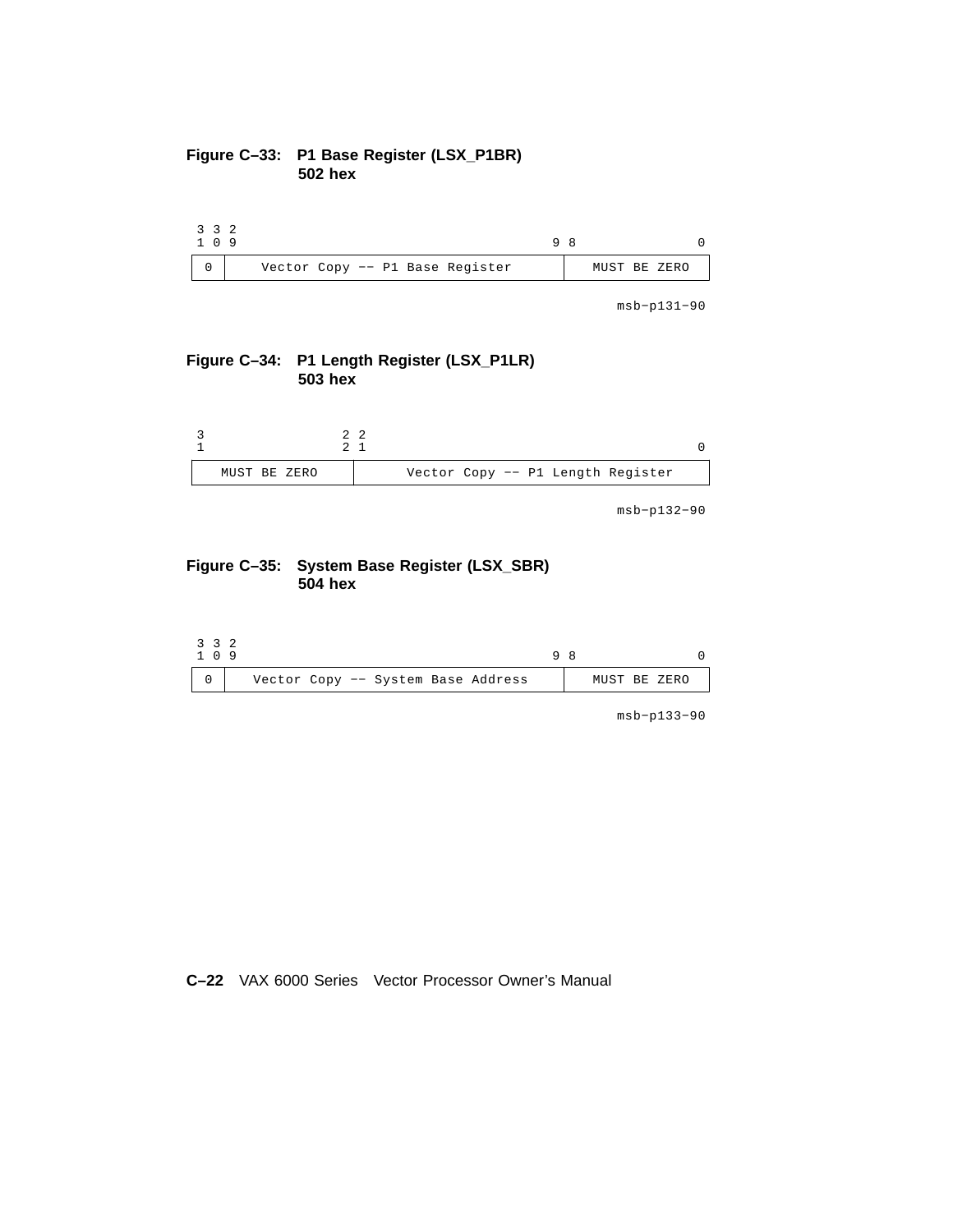**Figure C–33: P1 Base Register (LSX_P1BR)**
**502 hex**

| 31 | 30–9 | 8–0 |
|---|---|---|
| 0 | Vector Copy –– P1 Base Register | MUST BE ZERO |

msb–p131–90

**Figure C–34: P1 Length Register (LSX_P1LR)**
**503 hex**

| 31–22 | 21–0 |
|---|---|
| MUST BE ZERO | Vector Copy –– P1 Length Register |

msb–p132–90

**Figure C–35: System Base Register (LSX_SBR)**
**504 hex**

| 31 | 30–9 | 8–0 |
|---|---|---|
| 0 | Vector Copy –– System Base Address | MUST BE ZERO |

msb–p133–90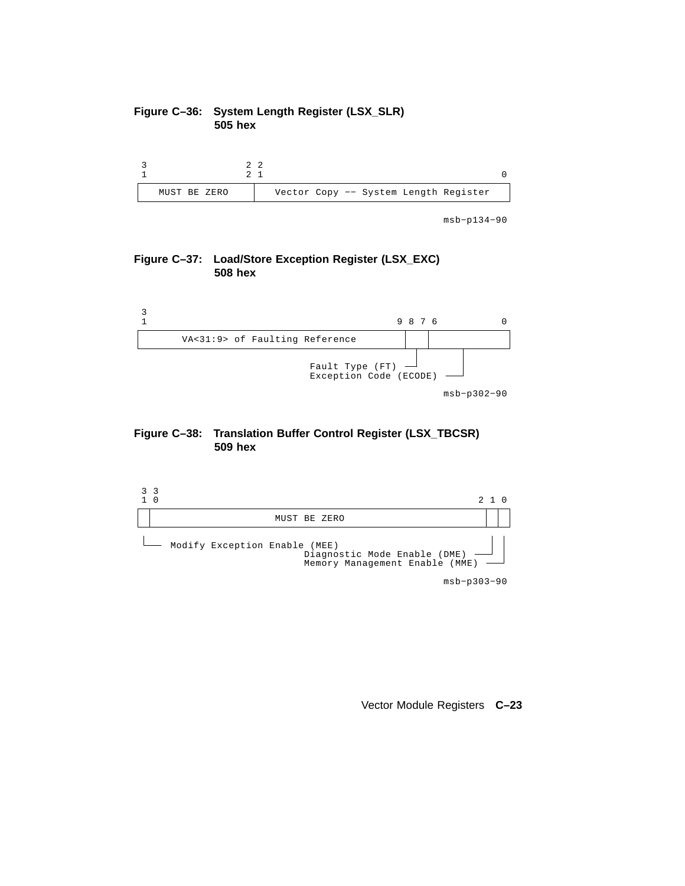**Figure C–36: System Length Register (LSX_SLR) 505 hex**

```
 3                 2 2
 1                 2 1                                      0
+-------------------+---------------------------------------+
|   MUST BE ZERO    | Vector Copy -- System Length Register |
+-------------------+---------------------------------------+

                                                  msb-p134-90
```

**Figure C–37: Load/Store Exception Register (LSX_EXC) 508 hex**

```
 3
 1                                      9 8 7 6             0
+---------------------------------------+---+---------------+
|     VA<31:9> of Faulting Reference    |   |               |
+---------------------------------------+---+---------------+
                                          |         |
                         Fault Type (FT) -+         |
                         Exception Code (ECODE) ----+

                                                  msb-p302-90
```

**Figure C–38: Translation Buffer Control Register (LSX_TBCSR) 509 hex**

```
 3 3
 1 0                                                    2 1 0
+-+-----------------------------------------------------+-+-+
| |                   MUST BE ZERO                      | | |
+-+-----------------------------------------------------+-+-+
 |                                                       | |
 +--- Modify Exception Enable (MEE)                      | |
                      Diagnostic Mode Enable (DME) ------+ |
                      Memory Management Enable (MME) ------+

                                                  msb-p303-90
```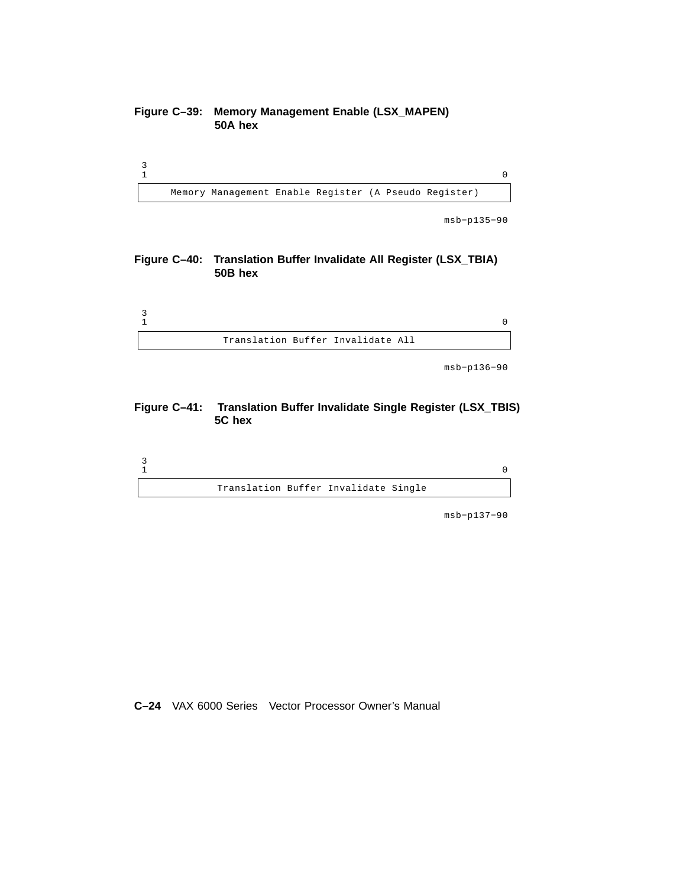**Figure C–39: Memory Management Enable (LSX_MAPEN) 50A hex**

```
3
1                                                              0
+--------------------------------------------------------------+
|   Memory Management Enable Register (A Pseudo Register)      |
+--------------------------------------------------------------+
```

msb−p135−90

**Figure C–40: Translation Buffer Invalidate All Register (LSX_TBIA) 50B hex**

```
3
1                                                              0
+--------------------------------------------------------------+
|              Translation Buffer Invalidate All               |
+--------------------------------------------------------------+
```

msb−p136−90

**Figure C–41: Translation Buffer Invalidate Single Register (LSX_TBIS) 5C hex**

```
3
1                                                              0
+--------------------------------------------------------------+
|            Translation Buffer Invalidate Single              |
+--------------------------------------------------------------+
```

msb−p137−90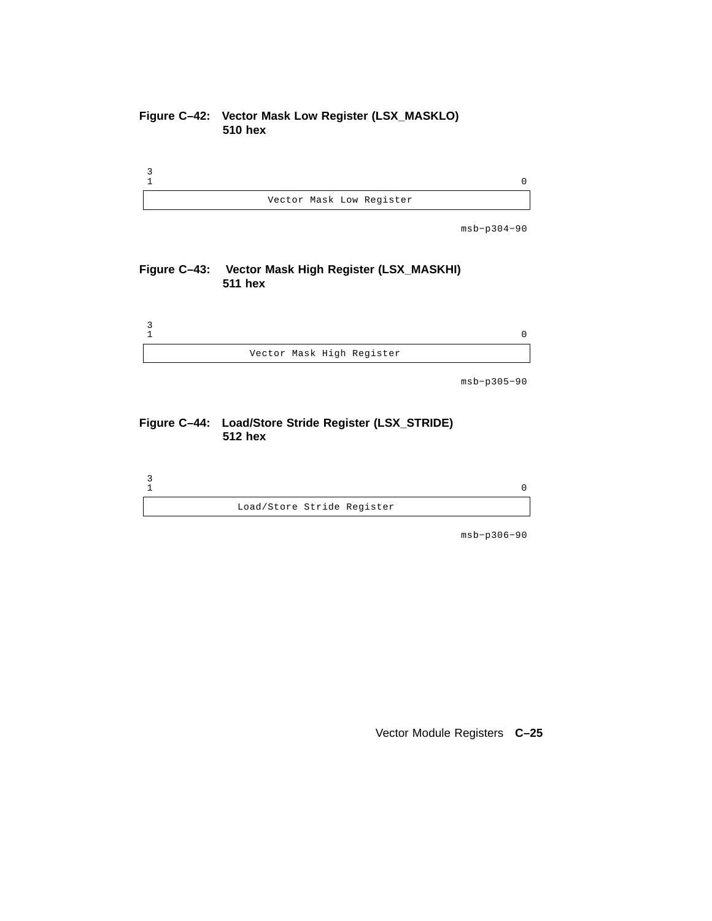**Figure C–42: Vector Mask Low Register (LSX_MASKLO) 510 hex**

| 31 — 0 |
|---|
| Vector Mask Low Register |

msb−p304−90

**Figure C–43: Vector Mask High Register (LSX_MASKHI) 511 hex**

| 31 — 0 |
|---|
| Vector Mask High Register |

msb−p305−90

**Figure C–44: Load/Store Stride Register (LSX_STRIDE) 512 hex**

| 31 — 0 |
|---|
| Load/Store Stride Register |

msb−p306−90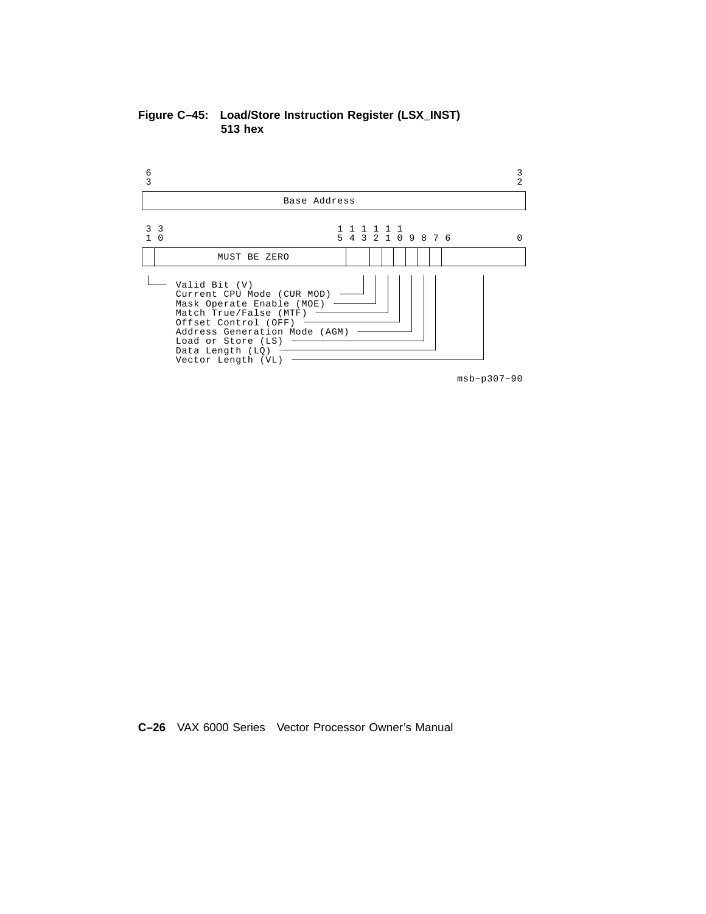**Figure C–45: Load/Store Instruction Register (LSX_INST) 513 hex**

```
 6                                                            3
 3                                                            2
+-------------------------------------------------------------+
|                        Base Address                         |
+-------------------------------------------------------------+

 3 3                               1 1 1 1 1 1
 1 0                               5 4 3 2 1 0 9 8 7 6        0
+--+-------------------------------+---+-+-+-+-+-+-+----------+
|  |          MUST BE ZERO         |   | | | | | | |          |
+--+-------------------------------+---+-+-+-+-+-+-+----------+
 |                                   |   | | | | | |     |
 |___ Valid Bit (V)                  |   | | | | | |     |
     Current CPU Mode (CUR MOD) -----+   | | | | | |     |
     Mask Operate Enable (MOE) ----------+ | | | | |     |
     Match True/False (MTF) ---------------+ | | | |     |
     Offset Control (OFF) -------------------+ | | |     |
     Address Generation Mode (AGM) ------------+ | |     |
     Load or Store (LS) -------------------------+ |     |
     Data Length (LQ) -----------------------------+     |
     Vector Length (VL) ---------------------------------+

                                                  msb-p307-90
```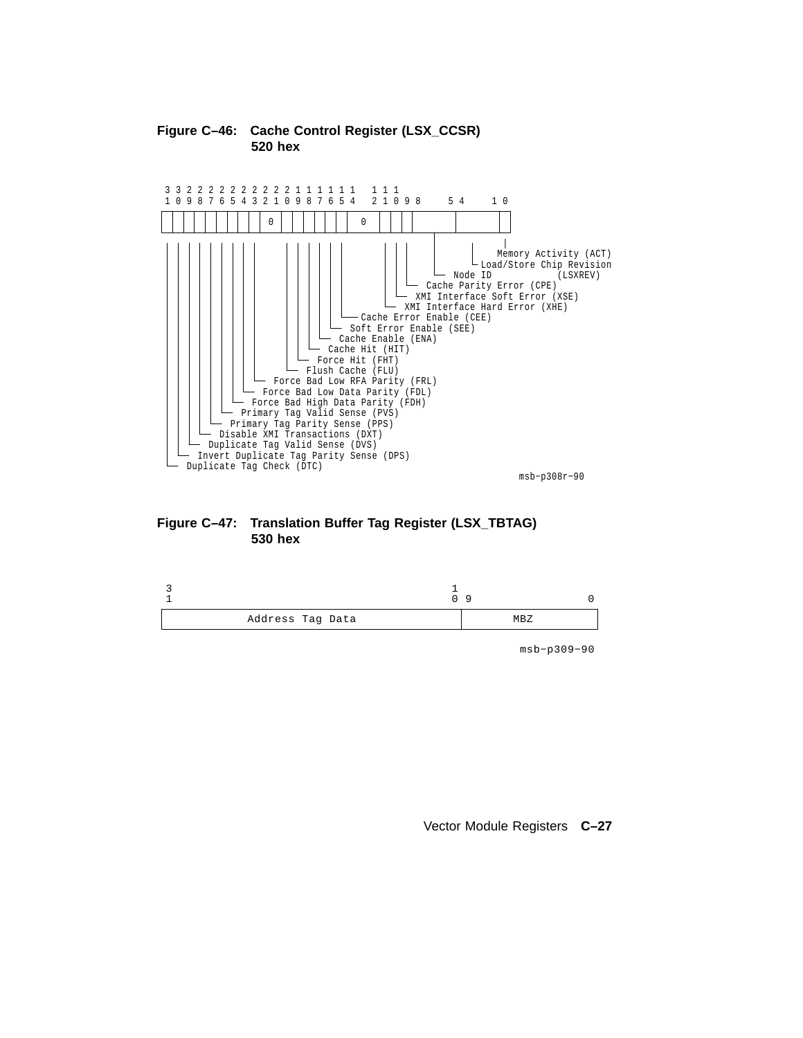**Figure C–46: Cache Control Register (LSX_CCSR) 520 hex**

```
3 3 2 2 2 2 2 2 2 2 2 2 1 1 1 1 1 1   1 1 1
1 0 9 8 7 6 5 4 3 2 1 0 9 8 7 6 5 4   2 1 0 9 8     5 4     1 0
+-+-+-+-+-+-+-+-+-+---+-+-+-+-+-+-+---+-+-+-+-----+-------+-+
| | | | | | | | | | 0 | | | | | | | 0 | | | |     |       | |
+-+-+-+-+-+-+-+-+-+---+-+-+-+-+-+-+---+-+-+-+-----+-------+-+
```

- Memory Activity (ACT)
- Load/Store Chip Revision (LSXREV)
- Node ID
- Cache Parity Error (CPE)
- XMI Interface Soft Error (XSE)
- XMI Interface Hard Error (XHE)
- Cache Error Enable (CEE)
- Soft Error Enable (SEE)
- Cache Enable (ENA)
- Cache Hit (HIT)
- Force Hit (FHT)
- Flush Cache (FLU)
- Force Bad Low RFA Parity (FRL)
- Force Bad Low Data Parity (FDL)
- Force Bad High Data Parity (FDH)
- Primary Tag Valid Sense (PVS)
- Primary Tag Parity Sense (PPS)
- Disable XMI Transactions (DXT)
- Duplicate Tag Valid Sense (DVS)
- Invert Duplicate Tag Parity Sense (DPS)
- Duplicate Tag Check (DTC)

msb−p308r−90

**Figure C–47: Translation Buffer Tag Register (LSX_TBTAG) 530 hex**

| 31 ... 10 | 9 ... 0 |
|---|---|
| Address Tag Data | MBZ |

msb−p309−90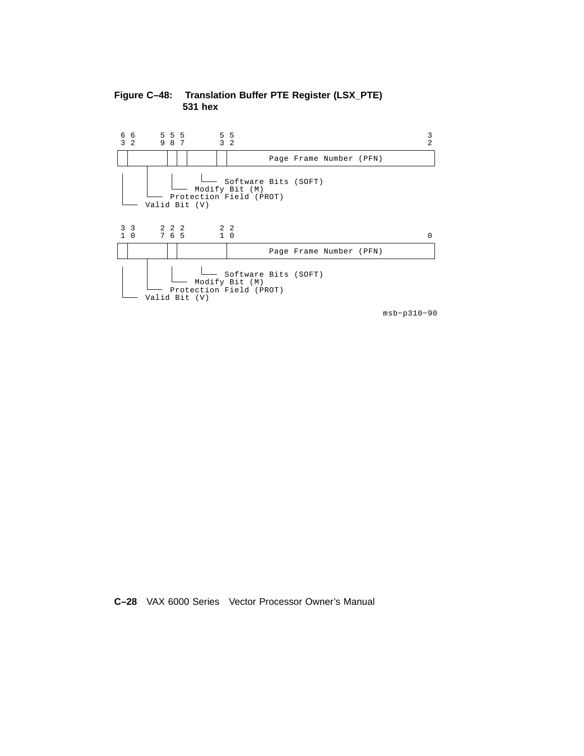**Figure C–48: Translation Buffer PTE Register (LSX_PTE) 531 hex**

```
 6 6     5 5 5       5 5                                        3
 3 2     9 8 7       3 2                                        2
+-+-------+-+-+-----+-+-----------------------------------------+
| |       | | |     | |          Page Frame Number (PFN)        |
+-+-------+-+-+-----+-+-----------------------------------------+
 |    |     |     |
 |    |     |     |___ Software Bits (SOFT)
 |    |     |_____ Modify Bit (M)
 |    |_____ Protection Field (PROT)
 |_____ Valid Bit (V)

 3 3     2 2 2       2 2
 1 0     7 6 5       1 0                                        0
+-+-------+-+---------+-----------------------------------------+
| |       | |         |          Page Frame Number (PFN)        |
+-+-------+-+---------+-----------------------------------------+
 |    |     |     |
 |    |     |     |___ Software Bits (SOFT)
 |    |     |_____ Modify Bit (M)
 |    |_____ Protection Field (PROT)
 |_____ Valid Bit (V)
```

msb−p310−90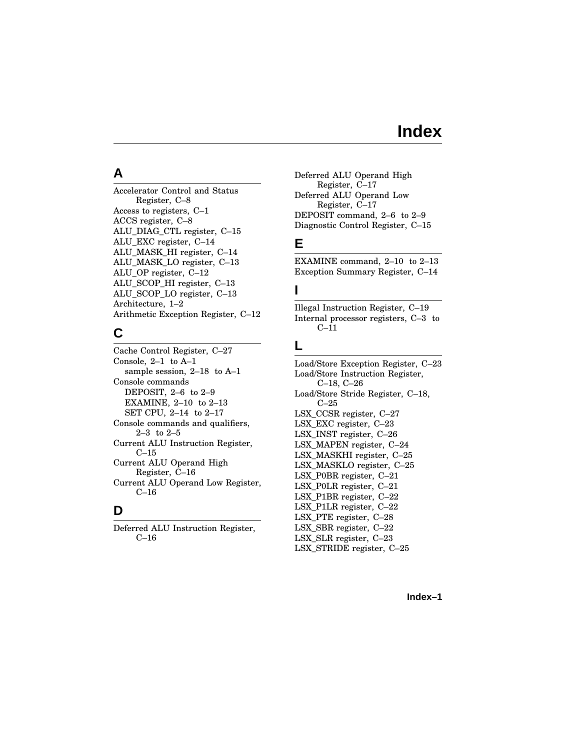# Index

## A

Accelerator Control and Status Register, C–8
Access to registers, C–1
ACCS register, C–8
ALU_DIAG_CTL register, C–15
ALU_EXC register, C–14
ALU_MASK_HI register, C–14
ALU_MASK_LO register, C–13
ALU_OP register, C–12
ALU_SCOP_HI register, C–13
ALU_SCOP_LO register, C–13
Architecture, 1–2
Arithmetic Exception Register, C–12

## C

Cache Control Register, C–27
Console, 2–1 to A–1
  sample session, 2–18 to A–1
Console commands
  DEPOSIT, 2–6 to 2–9
  EXAMINE, 2–10 to 2–13
  SET CPU, 2–14 to 2–17
Console commands and qualifiers, 2–3 to 2–5
Current ALU Instruction Register, C–15
Current ALU Operand High Register, C–16
Current ALU Operand Low Register, C–16

## D

Deferred ALU Instruction Register, C–16
Deferred ALU Operand High Register, C–17
Deferred ALU Operand Low Register, C–17
DEPOSIT command, 2–6 to 2–9
Diagnostic Control Register, C–15

## E

EXAMINE command, 2–10 to 2–13
Exception Summary Register, C–14

## I

Illegal Instruction Register, C–19
Internal processor registers, C–3 to C–11

## L

Load/Store Exception Register, C–23
Load/Store Instruction Register, C–18, C–26
Load/Store Stride Register, C–18, C–25
LSX_CCSR register, C–27
LSX_EXC register, C–23
LSX_INST register, C–26
LSX_MAPEN register, C–24
LSX_MASKHI register, C–25
LSX_MASKLO register, C–25
LSX_P0BR register, C–21
LSX_P0LR register, C–21
LSX_P1BR register, C–22
LSX_P1LR register, C–22
LSX_PTE register, C–28
LSX_SBR register, C–22
LSX_SLR register, C–23
LSX_STRIDE register, C–25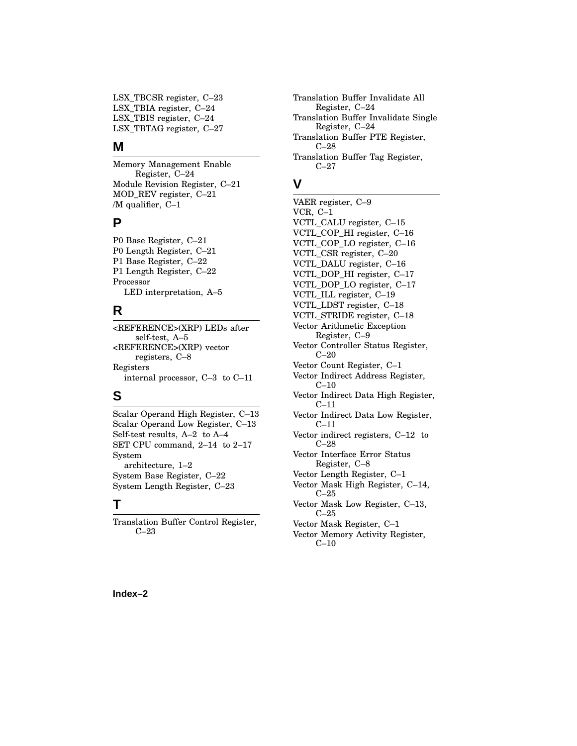LSX_TBCSR register, C–23
LSX_TBIA register, C–24
LSX_TBIS register, C–24
LSX_TBTAG register, C–27

## M

Memory Management Enable Register, C–24
Module Revision Register, C–21
MOD_REV register, C–21
/M qualifier, C–1

## P

P0 Base Register, C–21
P0 Length Register, C–21
P1 Base Register, C–22
P1 Length Register, C–22
Processor
  LED interpretation, A–5

## R

<REFERENCE>(XRP) LEDs after self-test, A–5
<REFERENCE>(XRP) vector registers, C–8
Registers
  internal processor, C–3 to C–11

## S

Scalar Operand High Register, C–13
Scalar Operand Low Register, C–13
Self-test results, A–2 to A–4
SET CPU command, 2–14 to 2–17
System
  architecture, 1–2
System Base Register, C–22
System Length Register, C–23

## T

Translation Buffer Control Register, C–23
Translation Buffer Invalidate All Register, C–24
Translation Buffer Invalidate Single Register, C–24
Translation Buffer PTE Register, C–28
Translation Buffer Tag Register, C–27

## V

VAER register, C–9
VCR, C–1
VCTL_CALU register, C–15
VCTL_COP_HI register, C–16
VCTL_COP_LO register, C–16
VCTL_CSR register, C–20
VCTL_DALU register, C–16
VCTL_DOP_HI register, C–17
VCTL_DOP_LO register, C–17
VCTL_ILL register, C–19
VCTL_LDST register, C–18
VCTL_STRIDE register, C–18
Vector Arithmetic Exception Register, C–9
Vector Controller Status Register, C–20
Vector Count Register, C–1
Vector Indirect Address Register, C–10
Vector Indirect Data High Register, C–11
Vector Indirect Data Low Register, C–11
Vector indirect registers, C–12 to C–28
Vector Interface Error Status Register, C–8
Vector Length Register, C–1
Vector Mask High Register, C–14, C–25
Vector Mask Low Register, C–13, C–25
Vector Mask Register, C–1
Vector Memory Activity Register, C–10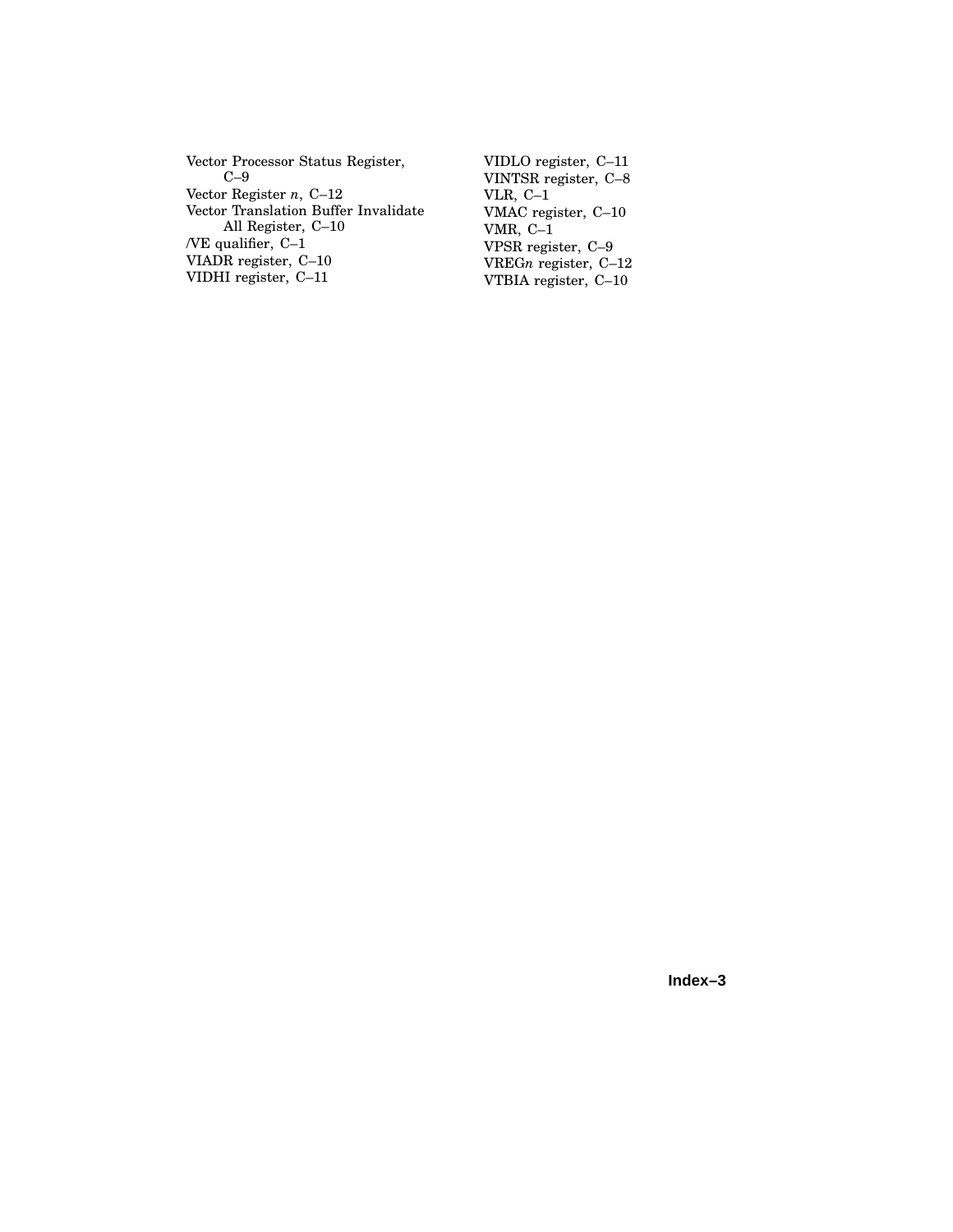Vector Processor Status Register, C–9
Vector Register *n*, C–12
Vector Translation Buffer Invalidate All Register, C–10
/VE qualifier, C–1
VIADR register, C–10
VIDHI register, C–11
VIDLO register, C–11
VINTSR register, C–8
VLR, C–1
VMAC register, C–10
VMR, C–1
VPSR register, C–9
VREG*n* register, C–12
VTBIA register, C–10